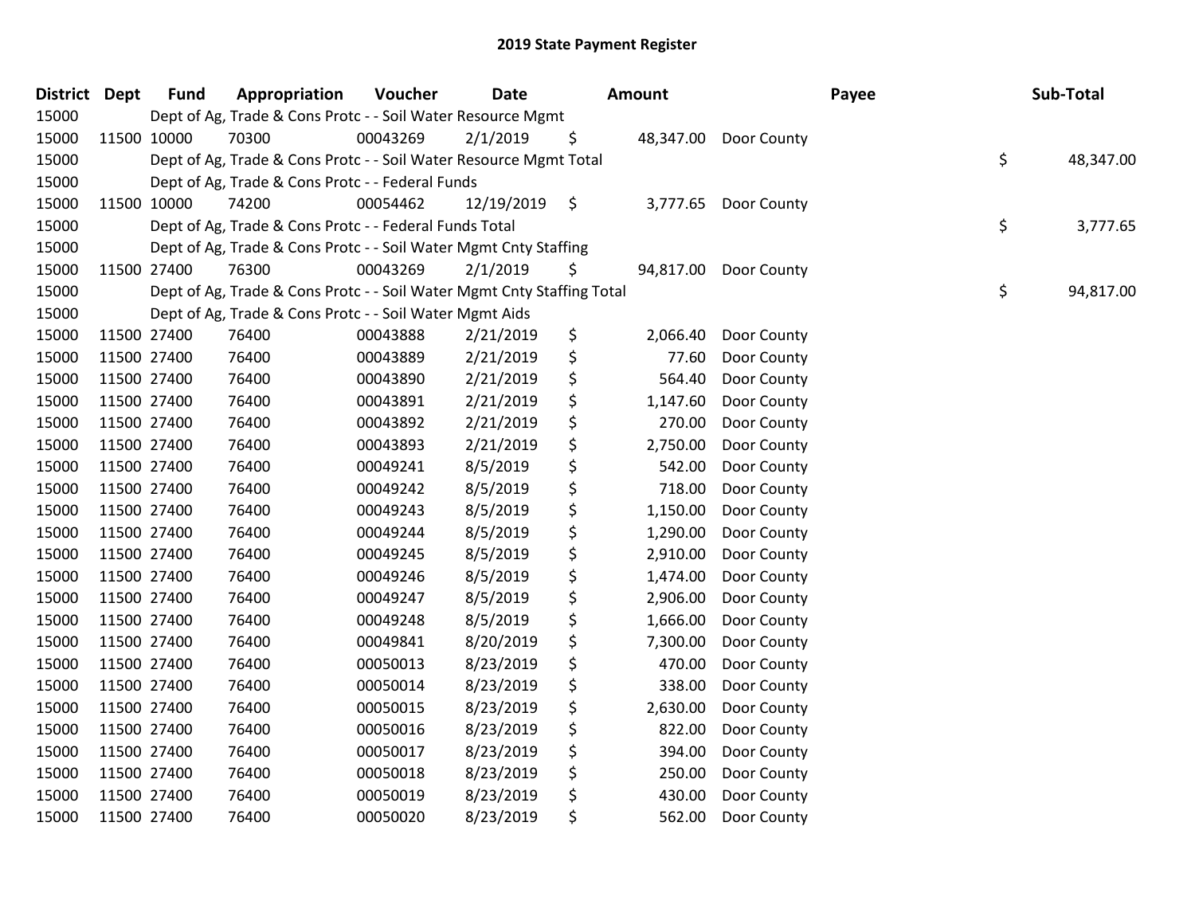# 2019 State Payment Register

| District | Dept | Fund | Appropriation | Voucher | Date | Amount | Payee | Sub-Total |
|---|---|---|---|---|---|---|---|---|
| 15000 | | Dept of Ag, Trade & Cons Protc - - Soil Water Resource Mgmt | | | | | | |
| 15000 | 11500 | 10000 | 70300 | 00043269 | 2/1/2019 | $ 48,347.00 | Door County | |
| 15000 | | Dept of Ag, Trade & Cons Protc - - Soil Water Resource Mgmt Total | | | | | | $ 48,347.00 |
| 15000 | | Dept of Ag, Trade & Cons Protc - - Federal Funds | | | | | | |
| 15000 | 11500 | 10000 | 74200 | 00054462 | 12/19/2019 | $ 3,777.65 | Door County | |
| 15000 | | Dept of Ag, Trade & Cons Protc - - Federal Funds Total | | | | | | $ 3,777.65 |
| 15000 | | Dept of Ag, Trade & Cons Protc - - Soil Water Mgmt Cnty Staffing | | | | | | |
| 15000 | 11500 | 27400 | 76300 | 00043269 | 2/1/2019 | $ 94,817.00 | Door County | |
| 15000 | | Dept of Ag, Trade & Cons Protc - - Soil Water Mgmt Cnty Staffing Total | | | | | | $ 94,817.00 |
| 15000 | | Dept of Ag, Trade & Cons Protc - - Soil Water Mgmt Aids | | | | | | |
| 15000 | 11500 | 27400 | 76400 | 00043888 | 2/21/2019 | $ 2,066.40 | Door County | |
| 15000 | 11500 | 27400 | 76400 | 00043889 | 2/21/2019 | $ 77.60 | Door County | |
| 15000 | 11500 | 27400 | 76400 | 00043890 | 2/21/2019 | $ 564.40 | Door County | |
| 15000 | 11500 | 27400 | 76400 | 00043891 | 2/21/2019 | $ 1,147.60 | Door County | |
| 15000 | 11500 | 27400 | 76400 | 00043892 | 2/21/2019 | $ 270.00 | Door County | |
| 15000 | 11500 | 27400 | 76400 | 00043893 | 2/21/2019 | $ 2,750.00 | Door County | |
| 15000 | 11500 | 27400 | 76400 | 00049241 | 8/5/2019 | $ 542.00 | Door County | |
| 15000 | 11500 | 27400 | 76400 | 00049242 | 8/5/2019 | $ 718.00 | Door County | |
| 15000 | 11500 | 27400 | 76400 | 00049243 | 8/5/2019 | $ 1,150.00 | Door County | |
| 15000 | 11500 | 27400 | 76400 | 00049244 | 8/5/2019 | $ 1,290.00 | Door County | |
| 15000 | 11500 | 27400 | 76400 | 00049245 | 8/5/2019 | $ 2,910.00 | Door County | |
| 15000 | 11500 | 27400 | 76400 | 00049246 | 8/5/2019 | $ 1,474.00 | Door County | |
| 15000 | 11500 | 27400 | 76400 | 00049247 | 8/5/2019 | $ 2,906.00 | Door County | |
| 15000 | 11500 | 27400 | 76400 | 00049248 | 8/5/2019 | $ 1,666.00 | Door County | |
| 15000 | 11500 | 27400 | 76400 | 00049841 | 8/20/2019 | $ 7,300.00 | Door County | |
| 15000 | 11500 | 27400 | 76400 | 00050013 | 8/23/2019 | $ 470.00 | Door County | |
| 15000 | 11500 | 27400 | 76400 | 00050014 | 8/23/2019 | $ 338.00 | Door County | |
| 15000 | 11500 | 27400 | 76400 | 00050015 | 8/23/2019 | $ 2,630.00 | Door County | |
| 15000 | 11500 | 27400 | 76400 | 00050016 | 8/23/2019 | $ 822.00 | Door County | |
| 15000 | 11500 | 27400 | 76400 | 00050017 | 8/23/2019 | $ 394.00 | Door County | |
| 15000 | 11500 | 27400 | 76400 | 00050018 | 8/23/2019 | $ 250.00 | Door County | |
| 15000 | 11500 | 27400 | 76400 | 00050019 | 8/23/2019 | $ 430.00 | Door County | |
| 15000 | 11500 | 27400 | 76400 | 00050020 | 8/23/2019 | $ 562.00 | Door County | |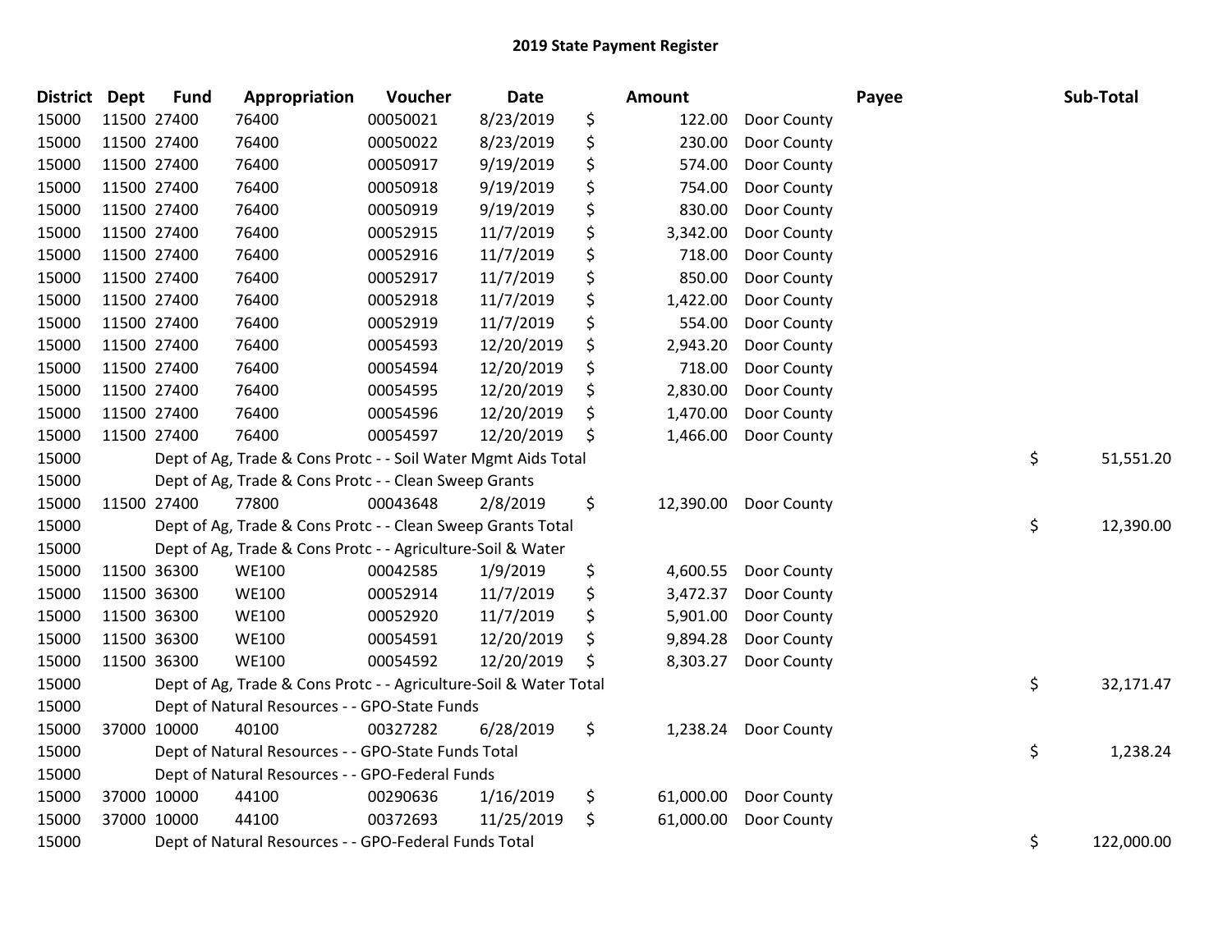## 2019 State Payment Register

| District | Dept | Fund | Appropriation | Voucher | Date | Amount | Payee | Sub-Total |
|---|---|---|---|---|---|---|---|---|
| 15000 | 11500 | 27400 | 76400 | 00050021 | 8/23/2019 | $ 122.00 | Door County | |
| 15000 | 11500 | 27400 | 76400 | 00050022 | 8/23/2019 | $ 230.00 | Door County | |
| 15000 | 11500 | 27400 | 76400 | 00050917 | 9/19/2019 | $ 574.00 | Door County | |
| 15000 | 11500 | 27400 | 76400 | 00050918 | 9/19/2019 | $ 754.00 | Door County | |
| 15000 | 11500 | 27400 | 76400 | 00050919 | 9/19/2019 | $ 830.00 | Door County | |
| 15000 | 11500 | 27400 | 76400 | 00052915 | 11/7/2019 | $ 3,342.00 | Door County | |
| 15000 | 11500 | 27400 | 76400 | 00052916 | 11/7/2019 | $ 718.00 | Door County | |
| 15000 | 11500 | 27400 | 76400 | 00052917 | 11/7/2019 | $ 850.00 | Door County | |
| 15000 | 11500 | 27400 | 76400 | 00052918 | 11/7/2019 | $ 1,422.00 | Door County | |
| 15000 | 11500 | 27400 | 76400 | 00052919 | 11/7/2019 | $ 554.00 | Door County | |
| 15000 | 11500 | 27400 | 76400 | 00054593 | 12/20/2019 | $ 2,943.20 | Door County | |
| 15000 | 11500 | 27400 | 76400 | 00054594 | 12/20/2019 | $ 718.00 | Door County | |
| 15000 | 11500 | 27400 | 76400 | 00054595 | 12/20/2019 | $ 2,830.00 | Door County | |
| 15000 | 11500 | 27400 | 76400 | 00054596 | 12/20/2019 | $ 1,470.00 | Door County | |
| 15000 | 11500 | 27400 | 76400 | 00054597 | 12/20/2019 | $ 1,466.00 | Door County | |
| 15000 | | Dept of Ag, Trade & Cons Protc - - Soil Water Mgmt Aids Total | | | | | | $ 51,551.20 |
| 15000 | | Dept of Ag, Trade & Cons Protc - - Clean Sweep Grants | | | | | | |
| 15000 | 11500 | 27400 | 77800 | 00043648 | 2/8/2019 | $ 12,390.00 | Door County | |
| 15000 | | Dept of Ag, Trade & Cons Protc - - Clean Sweep Grants Total | | | | | | $ 12,390.00 |
| 15000 | | Dept of Ag, Trade & Cons Protc - - Agriculture-Soil & Water | | | | | | |
| 15000 | 11500 | 36300 | WE100 | 00042585 | 1/9/2019 | $ 4,600.55 | Door County | |
| 15000 | 11500 | 36300 | WE100 | 00052914 | 11/7/2019 | $ 3,472.37 | Door County | |
| 15000 | 11500 | 36300 | WE100 | 00052920 | 11/7/2019 | $ 5,901.00 | Door County | |
| 15000 | 11500 | 36300 | WE100 | 00054591 | 12/20/2019 | $ 9,894.28 | Door County | |
| 15000 | 11500 | 36300 | WE100 | 00054592 | 12/20/2019 | $ 8,303.27 | Door County | |
| 15000 | | Dept of Ag, Trade & Cons Protc - - Agriculture-Soil & Water Total | | | | | | $ 32,171.47 |
| 15000 | | Dept of Natural Resources - - GPO-State Funds | | | | | | |
| 15000 | 37000 | 10000 | 40100 | 00327282 | 6/28/2019 | $ 1,238.24 | Door County | |
| 15000 | | Dept of Natural Resources - - GPO-State Funds Total | | | | | | $ 1,238.24 |
| 15000 | | Dept of Natural Resources - - GPO-Federal Funds | | | | | | |
| 15000 | 37000 | 10000 | 44100 | 00290636 | 1/16/2019 | $ 61,000.00 | Door County | |
| 15000 | 37000 | 10000 | 44100 | 00372693 | 11/25/2019 | $ 61,000.00 | Door County | |
| 15000 | | Dept of Natural Resources - - GPO-Federal Funds Total | | | | | | $ 122,000.00 |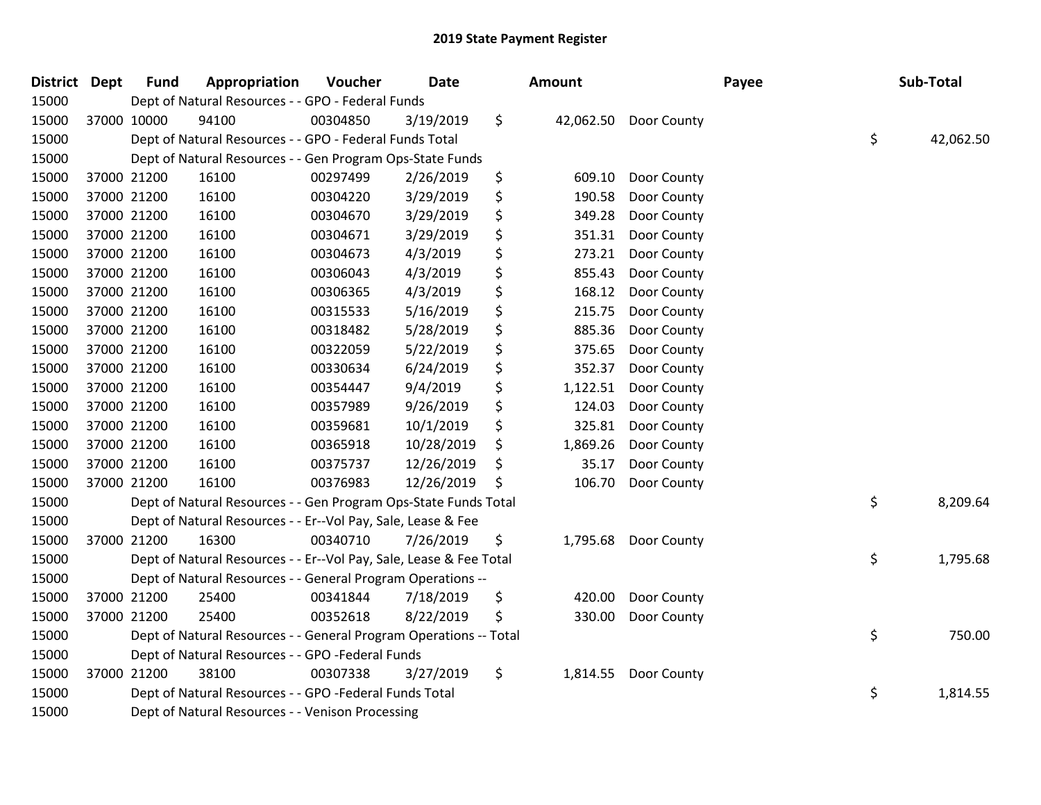## 2019 State Payment Register

| District | Dept | Fund | Appropriation | Voucher | Date | Amount | Payee | Sub-Total |
|---|---|---|---|---|---|---|---|---|
| 15000 | | Dept of Natural Resources - - GPO - Federal Funds | | | | | | |
| 15000 | 37000 | 10000 | 94100 | 00304850 | 3/19/2019 | $ 42,062.50 | Door County | |
| 15000 | | Dept of Natural Resources - - GPO - Federal Funds Total | | | | | | $ 42,062.50 |
| 15000 | | Dept of Natural Resources - - Gen Program Ops-State Funds | | | | | | |
| 15000 | 37000 | 21200 | 16100 | 00297499 | 2/26/2019 | $ 609.10 | Door County | |
| 15000 | 37000 | 21200 | 16100 | 00304220 | 3/29/2019 | $ 190.58 | Door County | |
| 15000 | 37000 | 21200 | 16100 | 00304670 | 3/29/2019 | $ 349.28 | Door County | |
| 15000 | 37000 | 21200 | 16100 | 00304671 | 3/29/2019 | $ 351.31 | Door County | |
| 15000 | 37000 | 21200 | 16100 | 00304673 | 4/3/2019 | $ 273.21 | Door County | |
| 15000 | 37000 | 21200 | 16100 | 00306043 | 4/3/2019 | $ 855.43 | Door County | |
| 15000 | 37000 | 21200 | 16100 | 00306365 | 4/3/2019 | $ 168.12 | Door County | |
| 15000 | 37000 | 21200 | 16100 | 00315533 | 5/16/2019 | $ 215.75 | Door County | |
| 15000 | 37000 | 21200 | 16100 | 00318482 | 5/28/2019 | $ 885.36 | Door County | |
| 15000 | 37000 | 21200 | 16100 | 00322059 | 5/22/2019 | $ 375.65 | Door County | |
| 15000 | 37000 | 21200 | 16100 | 00330634 | 6/24/2019 | $ 352.37 | Door County | |
| 15000 | 37000 | 21200 | 16100 | 00354447 | 9/4/2019 | $ 1,122.51 | Door County | |
| 15000 | 37000 | 21200 | 16100 | 00357989 | 9/26/2019 | $ 124.03 | Door County | |
| 15000 | 37000 | 21200 | 16100 | 00359681 | 10/1/2019 | $ 325.81 | Door County | |
| 15000 | 37000 | 21200 | 16100 | 00365918 | 10/28/2019 | $ 1,869.26 | Door County | |
| 15000 | 37000 | 21200 | 16100 | 00375737 | 12/26/2019 | $ 35.17 | Door County | |
| 15000 | 37000 | 21200 | 16100 | 00376983 | 12/26/2019 | $ 106.70 | Door County | |
| 15000 | | Dept of Natural Resources - - Gen Program Ops-State Funds Total | | | | | | $ 8,209.64 |
| 15000 | | Dept of Natural Resources - - Er--Vol Pay, Sale, Lease & Fee | | | | | | |
| 15000 | 37000 | 21200 | 16300 | 00340710 | 7/26/2019 | $ 1,795.68 | Door County | |
| 15000 | | Dept of Natural Resources - - Er--Vol Pay, Sale, Lease & Fee Total | | | | | | $ 1,795.68 |
| 15000 | | Dept of Natural Resources - - General Program Operations -- | | | | | | |
| 15000 | 37000 | 21200 | 25400 | 00341844 | 7/18/2019 | $ 420.00 | Door County | |
| 15000 | 37000 | 21200 | 25400 | 00352618 | 8/22/2019 | $ 330.00 | Door County | |
| 15000 | | Dept of Natural Resources - - General Program Operations -- Total | | | | | | $ 750.00 |
| 15000 | | Dept of Natural Resources - - GPO -Federal Funds | | | | | | |
| 15000 | 37000 | 21200 | 38100 | 00307338 | 3/27/2019 | $ 1,814.55 | Door County | |
| 15000 | | Dept of Natural Resources - - GPO -Federal Funds Total | | | | | | $ 1,814.55 |
| 15000 | | Dept of Natural Resources - - Venison Processing | | | | | | |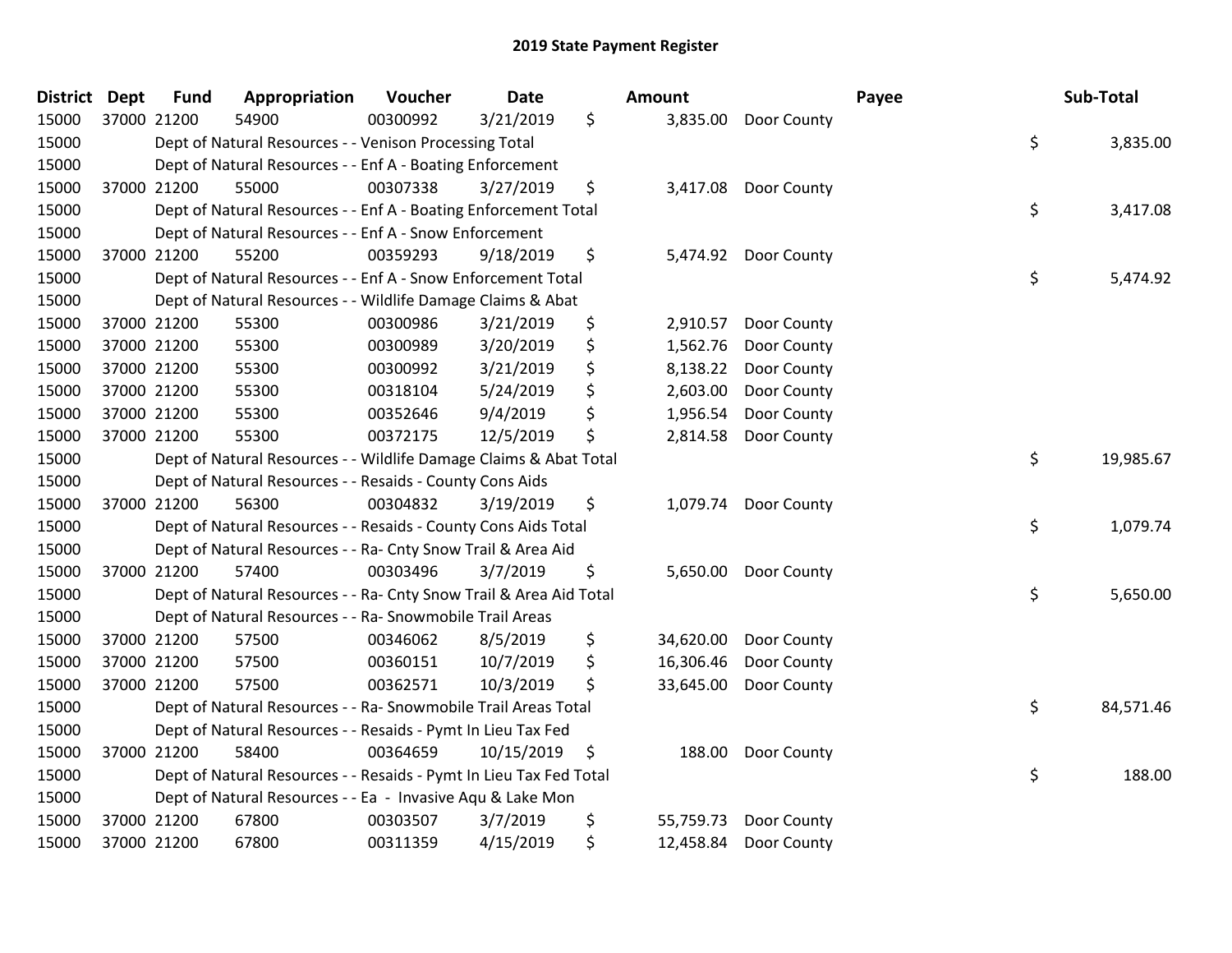# 2019 State Payment Register

| District | Dept | Fund | Appropriation | Voucher | Date | Amount | Payee | Sub-Total |
|---|---|---|---|---|---|---|---|---|
| 15000 | 37000 | 21200 | 54900 | 00300992 | 3/21/2019 | $ 3,835.00 | Door County | |
| 15000 | | Dept of Natural Resources - - Venison Processing Total | | | | | | $ 3,835.00 |
| 15000 | | Dept of Natural Resources - - Enf A - Boating Enforcement | | | | | | |
| 15000 | 37000 | 21200 | 55000 | 00307338 | 3/27/2019 | $ 3,417.08 | Door County | |
| 15000 | | Dept of Natural Resources - - Enf A - Boating Enforcement Total | | | | | | $ 3,417.08 |
| 15000 | | Dept of Natural Resources - - Enf A - Snow Enforcement | | | | | | |
| 15000 | 37000 | 21200 | 55200 | 00359293 | 9/18/2019 | $ 5,474.92 | Door County | |
| 15000 | | Dept of Natural Resources - - Enf A - Snow Enforcement Total | | | | | | $ 5,474.92 |
| 15000 | | Dept of Natural Resources - - Wildlife Damage Claims & Abat | | | | | | |
| 15000 | 37000 | 21200 | 55300 | 00300986 | 3/21/2019 | $ 2,910.57 | Door County | |
| 15000 | 37000 | 21200 | 55300 | 00300989 | 3/20/2019 | $ 1,562.76 | Door County | |
| 15000 | 37000 | 21200 | 55300 | 00300992 | 3/21/2019 | $ 8,138.22 | Door County | |
| 15000 | 37000 | 21200 | 55300 | 00318104 | 5/24/2019 | $ 2,603.00 | Door County | |
| 15000 | 37000 | 21200 | 55300 | 00352646 | 9/4/2019 | $ 1,956.54 | Door County | |
| 15000 | 37000 | 21200 | 55300 | 00372175 | 12/5/2019 | $ 2,814.58 | Door County | |
| 15000 | | Dept of Natural Resources - - Wildlife Damage Claims & Abat Total | | | | | | $ 19,985.67 |
| 15000 | | Dept of Natural Resources - - Resaids - County Cons Aids | | | | | | |
| 15000 | 37000 | 21200 | 56300 | 00304832 | 3/19/2019 | $ 1,079.74 | Door County | |
| 15000 | | Dept of Natural Resources - - Resaids - County Cons Aids Total | | | | | | $ 1,079.74 |
| 15000 | | Dept of Natural Resources - - Ra- Cnty Snow Trail & Area Aid | | | | | | |
| 15000 | 37000 | 21200 | 57400 | 00303496 | 3/7/2019 | $ 5,650.00 | Door County | |
| 15000 | | Dept of Natural Resources - - Ra- Cnty Snow Trail & Area Aid Total | | | | | | $ 5,650.00 |
| 15000 | | Dept of Natural Resources - - Ra- Snowmobile Trail Areas | | | | | | |
| 15000 | 37000 | 21200 | 57500 | 00346062 | 8/5/2019 | $ 34,620.00 | Door County | |
| 15000 | 37000 | 21200 | 57500 | 00360151 | 10/7/2019 | $ 16,306.46 | Door County | |
| 15000 | 37000 | 21200 | 57500 | 00362571 | 10/3/2019 | $ 33,645.00 | Door County | |
| 15000 | | Dept of Natural Resources - - Ra- Snowmobile Trail Areas Total | | | | | | $ 84,571.46 |
| 15000 | | Dept of Natural Resources - - Resaids - Pymt In Lieu Tax Fed | | | | | | |
| 15000 | 37000 | 21200 | 58400 | 00364659 | 10/15/2019 | $ 188.00 | Door County | |
| 15000 | | Dept of Natural Resources - - Resaids - Pymt In Lieu Tax Fed Total | | | | | | $ 188.00 |
| 15000 | | Dept of Natural Resources - - Ea - Invasive Aqu & Lake Mon | | | | | | |
| 15000 | 37000 | 21200 | 67800 | 00303507 | 3/7/2019 | $ 55,759.73 | Door County | |
| 15000 | 37000 | 21200 | 67800 | 00311359 | 4/15/2019 | $ 12,458.84 | Door County | |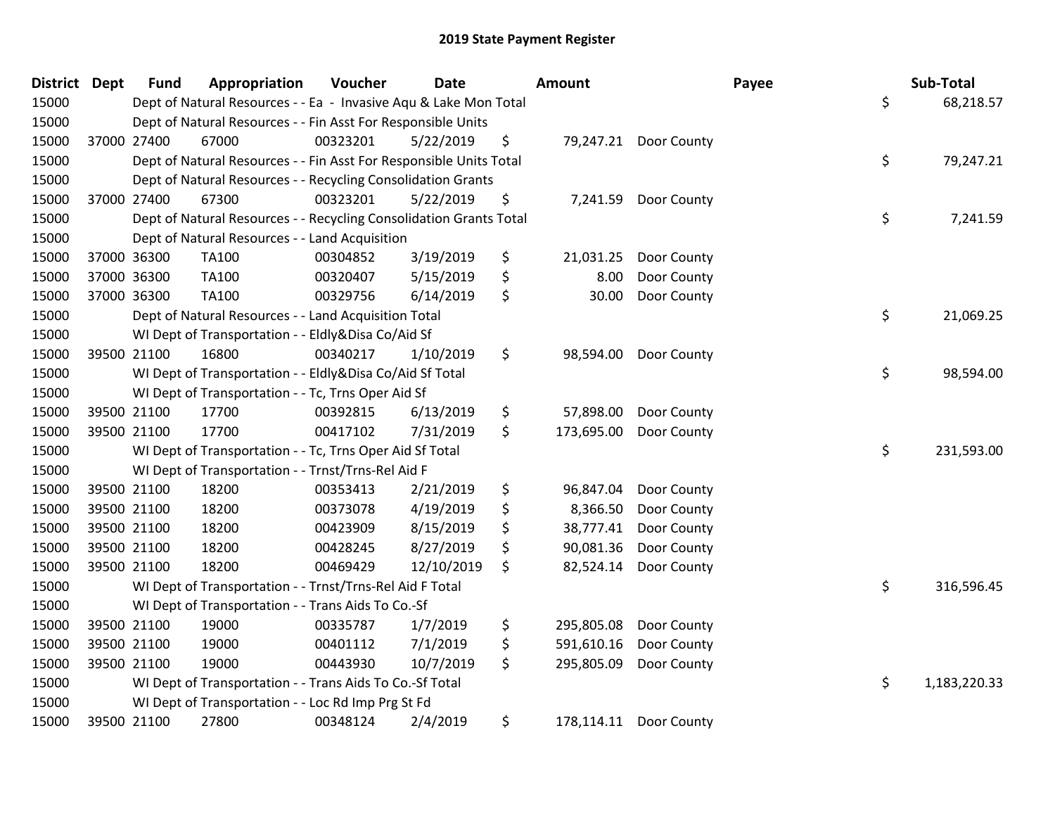## 2019 State Payment Register

| District | Dept | Fund | Appropriation | Voucher | Date | Amount | Payee | Sub-Total |
|---|---|---|---|---|---|---|---|---|
| 15000 | | | Dept of Natural Resources - - Ea - Invasive Aqu & Lake Mon Total | | | | | $ 68,218.57 |
| 15000 | | | Dept of Natural Resources - - Fin Asst For Responsible Units | | | | | |
| 15000 | 37000 | 27400 | 67000 | 00323201 | 5/22/2019 | $ 79,247.21 | Door County | |
| 15000 | | | Dept of Natural Resources - - Fin Asst For Responsible Units Total | | | | | $ 79,247.21 |
| 15000 | | | Dept of Natural Resources - - Recycling Consolidation Grants | | | | | |
| 15000 | 37000 | 27400 | 67300 | 00323201 | 5/22/2019 | $ 7,241.59 | Door County | |
| 15000 | | | Dept of Natural Resources - - Recycling Consolidation Grants Total | | | | | $ 7,241.59 |
| 15000 | | | Dept of Natural Resources - - Land Acquisition | | | | | |
| 15000 | 37000 | 36300 | TA100 | 00304852 | 3/19/2019 | $ 21,031.25 | Door County | |
| 15000 | 37000 | 36300 | TA100 | 00320407 | 5/15/2019 | $ 8.00 | Door County | |
| 15000 | 37000 | 36300 | TA100 | 00329756 | 6/14/2019 | $ 30.00 | Door County | |
| 15000 | | | Dept of Natural Resources - - Land Acquisition Total | | | | | $ 21,069.25 |
| 15000 | | | WI Dept of Transportation - - Eldly&Disa Co/Aid Sf | | | | | |
| 15000 | 39500 | 21100 | 16800 | 00340217 | 1/10/2019 | $ 98,594.00 | Door County | |
| 15000 | | | WI Dept of Transportation - - Eldly&Disa Co/Aid Sf Total | | | | | $ 98,594.00 |
| 15000 | | | WI Dept of Transportation - - Tc, Trns Oper Aid Sf | | | | | |
| 15000 | 39500 | 21100 | 17700 | 00392815 | 6/13/2019 | $ 57,898.00 | Door County | |
| 15000 | 39500 | 21100 | 17700 | 00417102 | 7/31/2019 | $ 173,695.00 | Door County | |
| 15000 | | | WI Dept of Transportation - - Tc, Trns Oper Aid Sf Total | | | | | $ 231,593.00 |
| 15000 | | | WI Dept of Transportation - - Trnst/Trns-Rel Aid F | | | | | |
| 15000 | 39500 | 21100 | 18200 | 00353413 | 2/21/2019 | $ 96,847.04 | Door County | |
| 15000 | 39500 | 21100 | 18200 | 00373078 | 4/19/2019 | $ 8,366.50 | Door County | |
| 15000 | 39500 | 21100 | 18200 | 00423909 | 8/15/2019 | $ 38,777.41 | Door County | |
| 15000 | 39500 | 21100 | 18200 | 00428245 | 8/27/2019 | $ 90,081.36 | Door County | |
| 15000 | 39500 | 21100 | 18200 | 00469429 | 12/10/2019 | $ 82,524.14 | Door County | |
| 15000 | | | WI Dept of Transportation - - Trnst/Trns-Rel Aid F Total | | | | | $ 316,596.45 |
| 15000 | | | WI Dept of Transportation - - Trans Aids To Co.-Sf | | | | | |
| 15000 | 39500 | 21100 | 19000 | 00335787 | 1/7/2019 | $ 295,805.08 | Door County | |
| 15000 | 39500 | 21100 | 19000 | 00401112 | 7/1/2019 | $ 591,610.16 | Door County | |
| 15000 | 39500 | 21100 | 19000 | 00443930 | 10/7/2019 | $ 295,805.09 | Door County | |
| 15000 | | | WI Dept of Transportation - - Trans Aids To Co.-Sf Total | | | | | $ 1,183,220.33 |
| 15000 | | | WI Dept of Transportation - - Loc Rd Imp Prg St Fd | | | | | |
| 15000 | 39500 | 21100 | 27800 | 00348124 | 2/4/2019 | $ 178,114.11 | Door County | |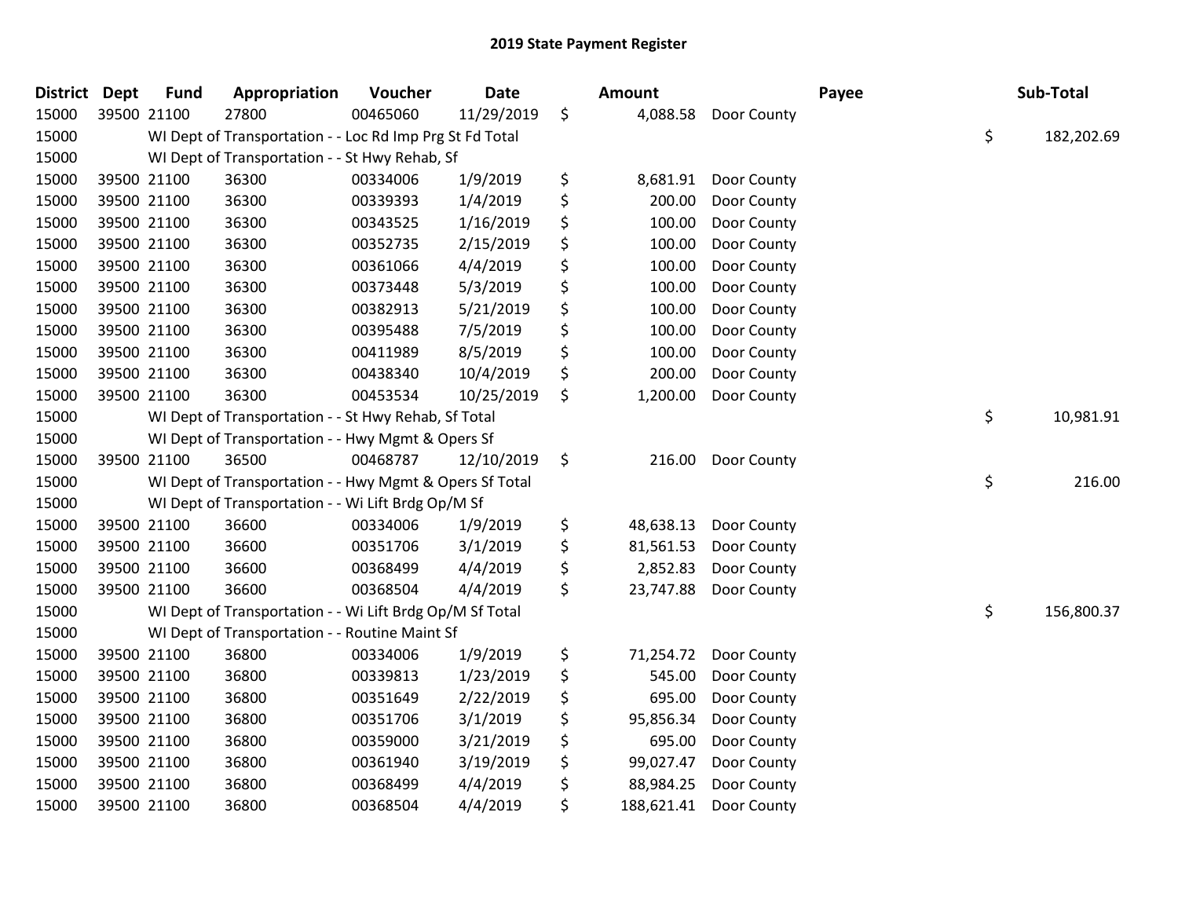## 2019 State Payment Register

| District | Dept | Fund | Appropriation | Voucher | Date | Amount | Payee | Sub-Total |
|---|---|---|---|---|---|---|---|---|
| 15000 | 39500 | 21100 | 27800 | 00465060 | 11/29/2019 | $ 4,088.58 | Door County | |
| 15000 | | WI Dept of Transportation - - Loc Rd Imp Prg St Fd Total | | | | | | $ 182,202.69 |
| 15000 | | WI Dept of Transportation - - St Hwy Rehab, Sf | | | | | | |
| 15000 | 39500 | 21100 | 36300 | 00334006 | 1/9/2019 | $ 8,681.91 | Door County | |
| 15000 | 39500 | 21100 | 36300 | 00339393 | 1/4/2019 | $ 200.00 | Door County | |
| 15000 | 39500 | 21100 | 36300 | 00343525 | 1/16/2019 | $ 100.00 | Door County | |
| 15000 | 39500 | 21100 | 36300 | 00352735 | 2/15/2019 | $ 100.00 | Door County | |
| 15000 | 39500 | 21100 | 36300 | 00361066 | 4/4/2019 | $ 100.00 | Door County | |
| 15000 | 39500 | 21100 | 36300 | 00373448 | 5/3/2019 | $ 100.00 | Door County | |
| 15000 | 39500 | 21100 | 36300 | 00382913 | 5/21/2019 | $ 100.00 | Door County | |
| 15000 | 39500 | 21100 | 36300 | 00395488 | 7/5/2019 | $ 100.00 | Door County | |
| 15000 | 39500 | 21100 | 36300 | 00411989 | 8/5/2019 | $ 100.00 | Door County | |
| 15000 | 39500 | 21100 | 36300 | 00438340 | 10/4/2019 | $ 200.00 | Door County | |
| 15000 | 39500 | 21100 | 36300 | 00453534 | 10/25/2019 | $ 1,200.00 | Door County | |
| 15000 | | WI Dept of Transportation - - St Hwy Rehab, Sf Total | | | | | | $ 10,981.91 |
| 15000 | | WI Dept of Transportation - - Hwy Mgmt & Opers Sf | | | | | | |
| 15000 | 39500 | 21100 | 36500 | 00468787 | 12/10/2019 | $ 216.00 | Door County | |
| 15000 | | WI Dept of Transportation - - Hwy Mgmt & Opers Sf Total | | | | | | $ 216.00 |
| 15000 | | WI Dept of Transportation - - Wi Lift Brdg Op/M Sf | | | | | | |
| 15000 | 39500 | 21100 | 36600 | 00334006 | 1/9/2019 | $ 48,638.13 | Door County | |
| 15000 | 39500 | 21100 | 36600 | 00351706 | 3/1/2019 | $ 81,561.53 | Door County | |
| 15000 | 39500 | 21100 | 36600 | 00368499 | 4/4/2019 | $ 2,852.83 | Door County | |
| 15000 | 39500 | 21100 | 36600 | 00368504 | 4/4/2019 | $ 23,747.88 | Door County | |
| 15000 | | WI Dept of Transportation - - Wi Lift Brdg Op/M Sf Total | | | | | | $ 156,800.37 |
| 15000 | | WI Dept of Transportation - - Routine Maint Sf | | | | | | |
| 15000 | 39500 | 21100 | 36800 | 00334006 | 1/9/2019 | $ 71,254.72 | Door County | |
| 15000 | 39500 | 21100 | 36800 | 00339813 | 1/23/2019 | $ 545.00 | Door County | |
| 15000 | 39500 | 21100 | 36800 | 00351649 | 2/22/2019 | $ 695.00 | Door County | |
| 15000 | 39500 | 21100 | 36800 | 00351706 | 3/1/2019 | $ 95,856.34 | Door County | |
| 15000 | 39500 | 21100 | 36800 | 00359000 | 3/21/2019 | $ 695.00 | Door County | |
| 15000 | 39500 | 21100 | 36800 | 00361940 | 3/19/2019 | $ 99,027.47 | Door County | |
| 15000 | 39500 | 21100 | 36800 | 00368499 | 4/4/2019 | $ 88,984.25 | Door County | |
| 15000 | 39500 | 21100 | 36800 | 00368504 | 4/4/2019 | $ 188,621.41 | Door County | |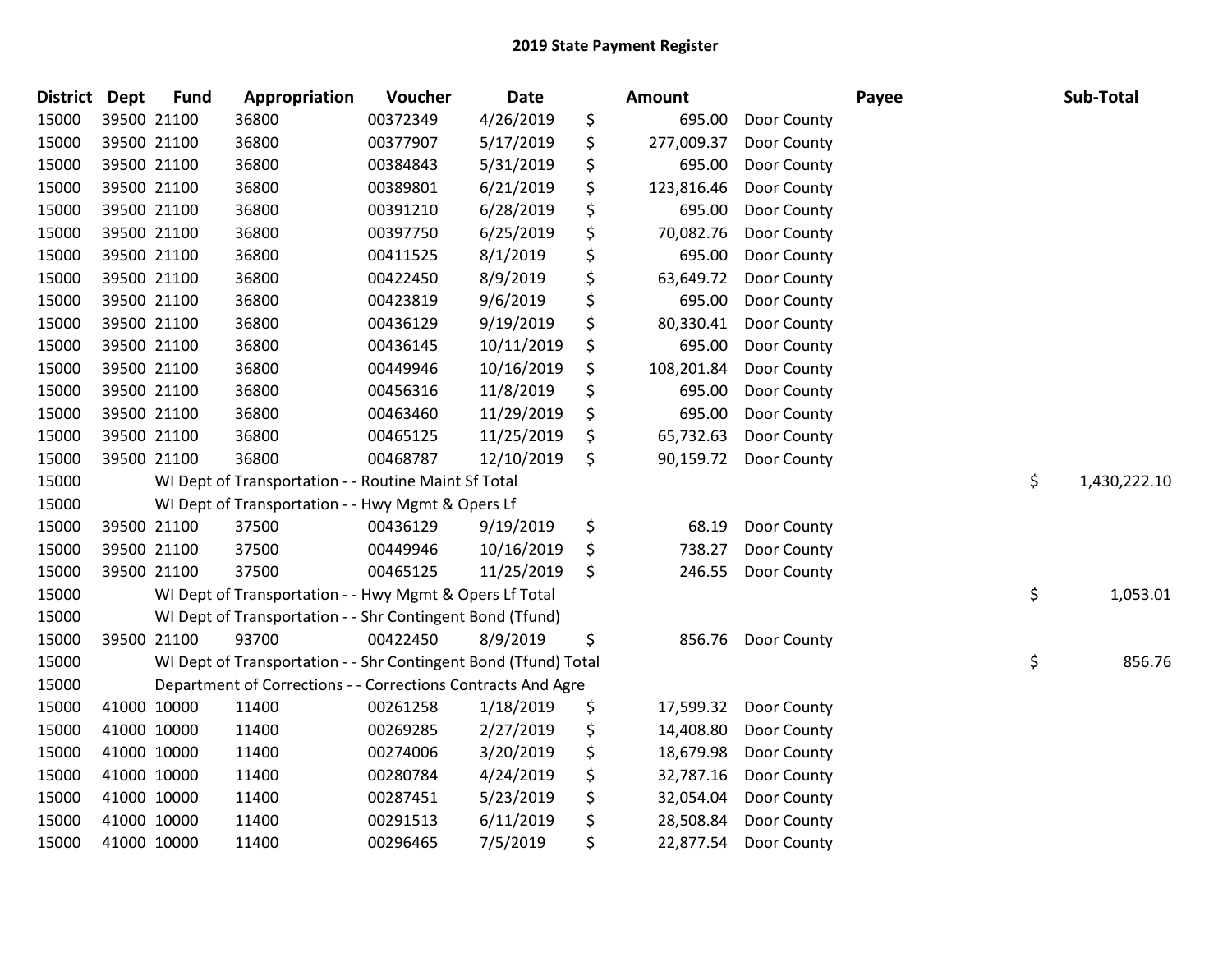# 2019 State Payment Register

| District | Dept | Fund | Appropriation | Voucher | Date | | Amount | | Payee | | Sub-Total |
|---|---|---|---|---|---|---|---|---|---|---|---|
| 15000 | 39500 | 21100 | 36800 | 00372349 | 4/26/2019 | $ | 695.00 | Door County | | | |
| 15000 | 39500 | 21100 | 36800 | 00377907 | 5/17/2019 | $ | 277,009.37 | Door County | | | |
| 15000 | 39500 | 21100 | 36800 | 00384843 | 5/31/2019 | $ | 695.00 | Door County | | | |
| 15000 | 39500 | 21100 | 36800 | 00389801 | 6/21/2019 | $ | 123,816.46 | Door County | | | |
| 15000 | 39500 | 21100 | 36800 | 00391210 | 6/28/2019 | $ | 695.00 | Door County | | | |
| 15000 | 39500 | 21100 | 36800 | 00397750 | 6/25/2019 | $ | 70,082.76 | Door County | | | |
| 15000 | 39500 | 21100 | 36800 | 00411525 | 8/1/2019 | $ | 695.00 | Door County | | | |
| 15000 | 39500 | 21100 | 36800 | 00422450 | 8/9/2019 | $ | 63,649.72 | Door County | | | |
| 15000 | 39500 | 21100 | 36800 | 00423819 | 9/6/2019 | $ | 695.00 | Door County | | | |
| 15000 | 39500 | 21100 | 36800 | 00436129 | 9/19/2019 | $ | 80,330.41 | Door County | | | |
| 15000 | 39500 | 21100 | 36800 | 00436145 | 10/11/2019 | $ | 695.00 | Door County | | | |
| 15000 | 39500 | 21100 | 36800 | 00449946 | 10/16/2019 | $ | 108,201.84 | Door County | | | |
| 15000 | 39500 | 21100 | 36800 | 00456316 | 11/8/2019 | $ | 695.00 | Door County | | | |
| 15000 | 39500 | 21100 | 36800 | 00463460 | 11/29/2019 | $ | 695.00 | Door County | | | |
| 15000 | 39500 | 21100 | 36800 | 00465125 | 11/25/2019 | $ | 65,732.63 | Door County | | | |
| 15000 | 39500 | 21100 | 36800 | 00468787 | 12/10/2019 | $ | 90,159.72 | Door County | | | |
| 15000 | | WI Dept of Transportation - - Routine Maint Sf Total | | | | | | | | $ | 1,430,222.10 |
| 15000 | | WI Dept of Transportation - - Hwy Mgmt & Opers Lf | | | | | | | | | |
| 15000 | 39500 | 21100 | 37500 | 00436129 | 9/19/2019 | $ | 68.19 | Door County | | | |
| 15000 | 39500 | 21100 | 37500 | 00449946 | 10/16/2019 | $ | 738.27 | Door County | | | |
| 15000 | 39500 | 21100 | 37500 | 00465125 | 11/25/2019 | $ | 246.55 | Door County | | | |
| 15000 | | WI Dept of Transportation - - Hwy Mgmt & Opers Lf Total | | | | | | | | $ | 1,053.01 |
| 15000 | | WI Dept of Transportation - - Shr Contingent Bond (Tfund) | | | | | | | | | |
| 15000 | 39500 | 21100 | 93700 | 00422450 | 8/9/2019 | $ | 856.76 | Door County | | | |
| 15000 | | WI Dept of Transportation - - Shr Contingent Bond (Tfund) Total | | | | | | | | $ | 856.76 |
| 15000 | | Department of Corrections - - Corrections Contracts And Agre | | | | | | | | | |
| 15000 | 41000 | 10000 | 11400 | 00261258 | 1/18/2019 | $ | 17,599.32 | Door County | | | |
| 15000 | 41000 | 10000 | 11400 | 00269285 | 2/27/2019 | $ | 14,408.80 | Door County | | | |
| 15000 | 41000 | 10000 | 11400 | 00274006 | 3/20/2019 | $ | 18,679.98 | Door County | | | |
| 15000 | 41000 | 10000 | 11400 | 00280784 | 4/24/2019 | $ | 32,787.16 | Door County | | | |
| 15000 | 41000 | 10000 | 11400 | 00287451 | 5/23/2019 | $ | 32,054.04 | Door County | | | |
| 15000 | 41000 | 10000 | 11400 | 00291513 | 6/11/2019 | $ | 28,508.84 | Door County | | | |
| 15000 | 41000 | 10000 | 11400 | 00296465 | 7/5/2019 | $ | 22,877.54 | Door County | | | |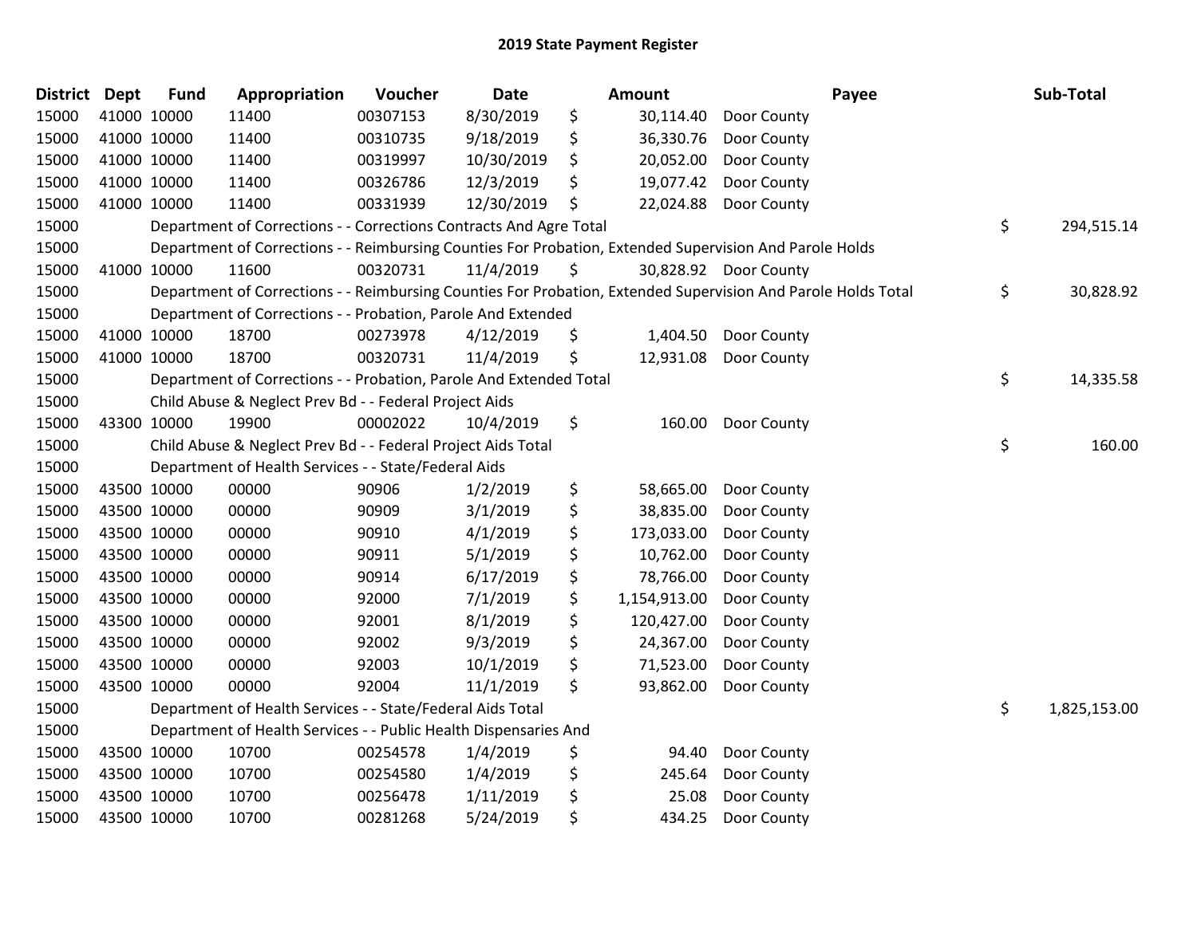# 2019 State Payment Register

| District | Dept | Fund | Appropriation | Voucher | Date | Amount | Payee | Sub-Total |
|---|---|---|---|---|---|---|---|---|
| 15000 | 41000 | 10000 | 11400 | 00307153 | 8/30/2019 | $ 30,114.40 | Door County | |
| 15000 | 41000 | 10000 | 11400 | 00310735 | 9/18/2019 | $ 36,330.76 | Door County | |
| 15000 | 41000 | 10000 | 11400 | 00319997 | 10/30/2019 | $ 20,052.00 | Door County | |
| 15000 | 41000 | 10000 | 11400 | 00326786 | 12/3/2019 | $ 19,077.42 | Door County | |
| 15000 | 41000 | 10000 | 11400 | 00331939 | 12/30/2019 | $ 22,024.88 | Door County | |
| 15000 | | Department of Corrections - - Corrections Contracts And Agre Total | | | | | | $ 294,515.14 |
| 15000 | | Department of Corrections - - Reimbursing Counties For Probation, Extended Supervision And Parole Holds | | | | | | |
| 15000 | 41000 | 10000 | 11600 | 00320731 | 11/4/2019 | $ 30,828.92 | Door County | |
| 15000 | | Department of Corrections - - Reimbursing Counties For Probation, Extended Supervision And Parole Holds Total | | | | | | $ 30,828.92 |
| 15000 | | Department of Corrections - - Probation, Parole And Extended | | | | | | |
| 15000 | 41000 | 10000 | 18700 | 00273978 | 4/12/2019 | $ 1,404.50 | Door County | |
| 15000 | 41000 | 10000 | 18700 | 00320731 | 11/4/2019 | $ 12,931.08 | Door County | |
| 15000 | | Department of Corrections - - Probation, Parole And Extended Total | | | | | | $ 14,335.58 |
| 15000 | | Child Abuse & Neglect Prev Bd - - Federal Project Aids | | | | | | |
| 15000 | 43300 | 10000 | 19900 | 00002022 | 10/4/2019 | $ 160.00 | Door County | |
| 15000 | | Child Abuse & Neglect Prev Bd - - Federal Project Aids Total | | | | | | $ 160.00 |
| 15000 | | Department of Health Services - - State/Federal Aids | | | | | | |
| 15000 | 43500 | 10000 | 00000 | 90906 | 1/2/2019 | $ 58,665.00 | Door County | |
| 15000 | 43500 | 10000 | 00000 | 90909 | 3/1/2019 | $ 38,835.00 | Door County | |
| 15000 | 43500 | 10000 | 00000 | 90910 | 4/1/2019 | $ 173,033.00 | Door County | |
| 15000 | 43500 | 10000 | 00000 | 90911 | 5/1/2019 | $ 10,762.00 | Door County | |
| 15000 | 43500 | 10000 | 00000 | 90914 | 6/17/2019 | $ 78,766.00 | Door County | |
| 15000 | 43500 | 10000 | 00000 | 92000 | 7/1/2019 | $ 1,154,913.00 | Door County | |
| 15000 | 43500 | 10000 | 00000 | 92001 | 8/1/2019 | $ 120,427.00 | Door County | |
| 15000 | 43500 | 10000 | 00000 | 92002 | 9/3/2019 | $ 24,367.00 | Door County | |
| 15000 | 43500 | 10000 | 00000 | 92003 | 10/1/2019 | $ 71,523.00 | Door County | |
| 15000 | 43500 | 10000 | 00000 | 92004 | 11/1/2019 | $ 93,862.00 | Door County | |
| 15000 | | Department of Health Services - - State/Federal Aids Total | | | | | | $ 1,825,153.00 |
| 15000 | | Department of Health Services - - Public Health Dispensaries And | | | | | | |
| 15000 | 43500 | 10000 | 10700 | 00254578 | 1/4/2019 | $ 94.40 | Door County | |
| 15000 | 43500 | 10000 | 10700 | 00254580 | 1/4/2019 | $ 245.64 | Door County | |
| 15000 | 43500 | 10000 | 10700 | 00256478 | 1/11/2019 | $ 25.08 | Door County | |
| 15000 | 43500 | 10000 | 10700 | 00281268 | 5/24/2019 | $ 434.25 | Door County | |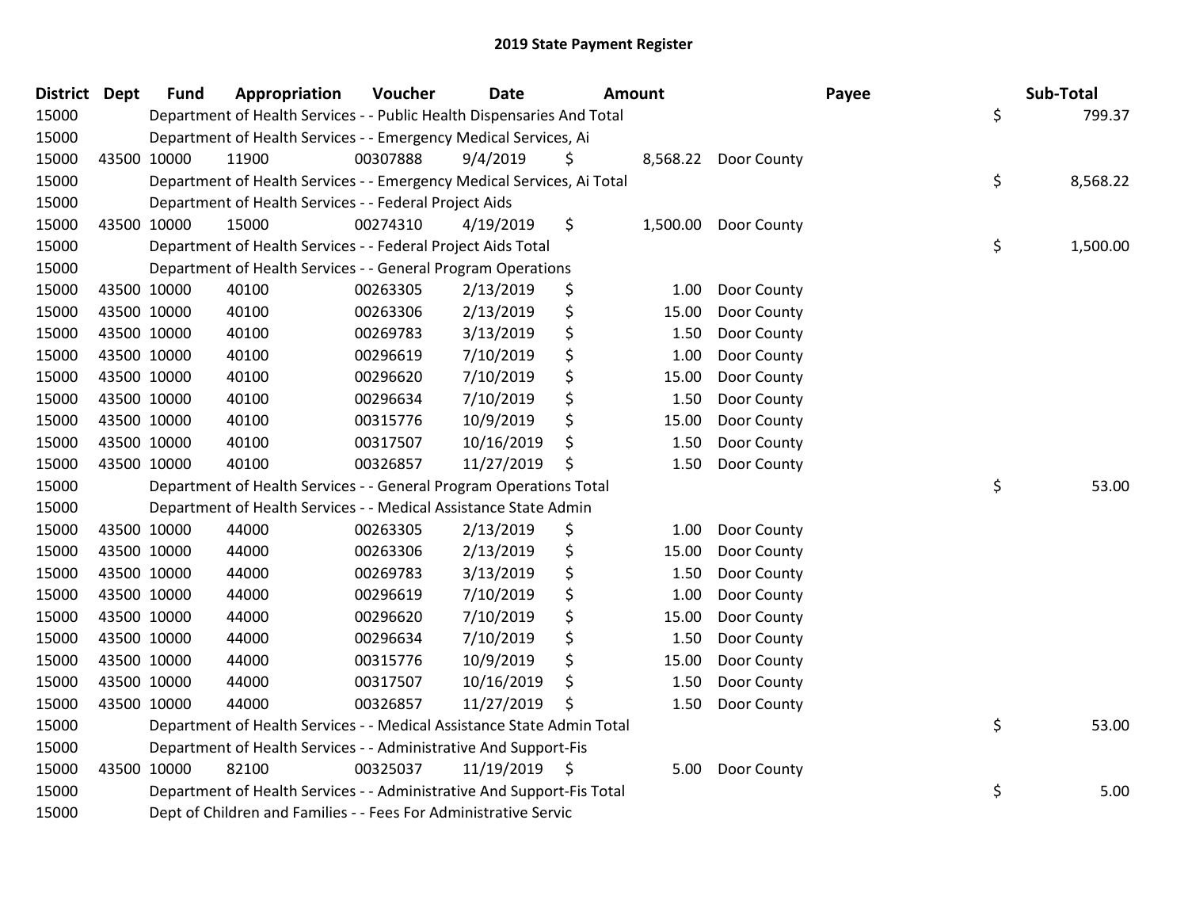# 2019 State Payment Register

| District | Dept | Fund | Appropriation | Voucher | Date | Amount | Payee | Sub-Total |
|---|---|---|---|---|---|---|---|---|
| 15000 | | Department of Health Services - - Public Health Dispensaries And Total | | | | | | $ 799.37 |
| 15000 | | Department of Health Services - - Emergency Medical Services, Ai | | | | | | |
| 15000 | 43500 | 10000 | 11900 | 00307888 | 9/4/2019 | $ 8,568.22 | Door County | |
| 15000 | | Department of Health Services - - Emergency Medical Services, Ai Total | | | | | | $ 8,568.22 |
| 15000 | | Department of Health Services - - Federal Project Aids | | | | | | |
| 15000 | 43500 | 10000 | 15000 | 00274310 | 4/19/2019 | $ 1,500.00 | Door County | |
| 15000 | | Department of Health Services - - Federal Project Aids Total | | | | | | $ 1,500.00 |
| 15000 | | Department of Health Services - - General Program Operations | | | | | | |
| 15000 | 43500 | 10000 | 40100 | 00263305 | 2/13/2019 | $ 1.00 | Door County | |
| 15000 | 43500 | 10000 | 40100 | 00263306 | 2/13/2019 | $ 15.00 | Door County | |
| 15000 | 43500 | 10000 | 40100 | 00269783 | 3/13/2019 | $ 1.50 | Door County | |
| 15000 | 43500 | 10000 | 40100 | 00296619 | 7/10/2019 | $ 1.00 | Door County | |
| 15000 | 43500 | 10000 | 40100 | 00296620 | 7/10/2019 | $ 15.00 | Door County | |
| 15000 | 43500 | 10000 | 40100 | 00296634 | 7/10/2019 | $ 1.50 | Door County | |
| 15000 | 43500 | 10000 | 40100 | 00315776 | 10/9/2019 | $ 15.00 | Door County | |
| 15000 | 43500 | 10000 | 40100 | 00317507 | 10/16/2019 | $ 1.50 | Door County | |
| 15000 | 43500 | 10000 | 40100 | 00326857 | 11/27/2019 | $ 1.50 | Door County | |
| 15000 | | Department of Health Services - - General Program Operations Total | | | | | | $ 53.00 |
| 15000 | | Department of Health Services - - Medical Assistance State Admin | | | | | | |
| 15000 | 43500 | 10000 | 44000 | 00263305 | 2/13/2019 | $ 1.00 | Door County | |
| 15000 | 43500 | 10000 | 44000 | 00263306 | 2/13/2019 | $ 15.00 | Door County | |
| 15000 | 43500 | 10000 | 44000 | 00269783 | 3/13/2019 | $ 1.50 | Door County | |
| 15000 | 43500 | 10000 | 44000 | 00296619 | 7/10/2019 | $ 1.00 | Door County | |
| 15000 | 43500 | 10000 | 44000 | 00296620 | 7/10/2019 | $ 15.00 | Door County | |
| 15000 | 43500 | 10000 | 44000 | 00296634 | 7/10/2019 | $ 1.50 | Door County | |
| 15000 | 43500 | 10000 | 44000 | 00315776 | 10/9/2019 | $ 15.00 | Door County | |
| 15000 | 43500 | 10000 | 44000 | 00317507 | 10/16/2019 | $ 1.50 | Door County | |
| 15000 | 43500 | 10000 | 44000 | 00326857 | 11/27/2019 | $ 1.50 | Door County | |
| 15000 | | Department of Health Services - - Medical Assistance State Admin Total | | | | | | $ 53.00 |
| 15000 | | Department of Health Services - - Administrative And Support-Fis | | | | | | |
| 15000 | 43500 | 10000 | 82100 | 00325037 | 11/19/2019 | $ 5.00 | Door County | |
| 15000 | | Department of Health Services - - Administrative And Support-Fis Total | | | | | | $ 5.00 |
| 15000 | | Dept of Children and Families - - Fees For Administrative Servic | | | | | | |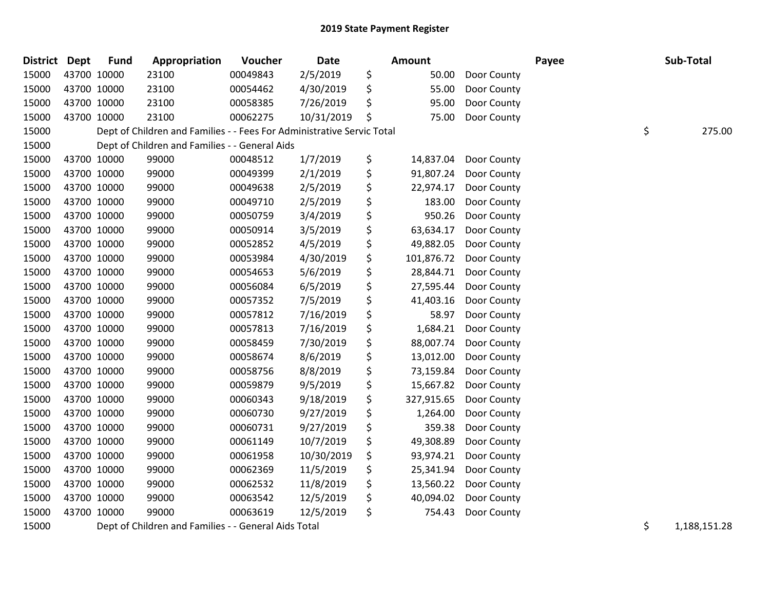# 2019 State Payment Register

| District | Dept | Fund | Appropriation | Voucher | Date | Amount | Payee | Sub-Total |
|---|---|---|---|---|---|---|---|---|
| 15000 | 43700 | 10000 | 23100 | 00049843 | 2/5/2019 | $ 50.00 | Door County | |
| 15000 | 43700 | 10000 | 23100 | 00054462 | 4/30/2019 | $ 55.00 | Door County | |
| 15000 | 43700 | 10000 | 23100 | 00058385 | 7/26/2019 | $ 95.00 | Door County | |
| 15000 | 43700 | 10000 | 23100 | 00062275 | 10/31/2019 | $ 75.00 | Door County | |
| 15000 | | | Dept of Children and Families - - Fees For Administrative Servic Total | | | | | $ 275.00 |
| 15000 | | | Dept of Children and Families - - General Aids | | | | | |
| 15000 | 43700 | 10000 | 99000 | 00048512 | 1/7/2019 | $ 14,837.04 | Door County | |
| 15000 | 43700 | 10000 | 99000 | 00049399 | 2/1/2019 | $ 91,807.24 | Door County | |
| 15000 | 43700 | 10000 | 99000 | 00049638 | 2/5/2019 | $ 22,974.17 | Door County | |
| 15000 | 43700 | 10000 | 99000 | 00049710 | 2/5/2019 | $ 183.00 | Door County | |
| 15000 | 43700 | 10000 | 99000 | 00050759 | 3/4/2019 | $ 950.26 | Door County | |
| 15000 | 43700 | 10000 | 99000 | 00050914 | 3/5/2019 | $ 63,634.17 | Door County | |
| 15000 | 43700 | 10000 | 99000 | 00052852 | 4/5/2019 | $ 49,882.05 | Door County | |
| 15000 | 43700 | 10000 | 99000 | 00053984 | 4/30/2019 | $ 101,876.72 | Door County | |
| 15000 | 43700 | 10000 | 99000 | 00054653 | 5/6/2019 | $ 28,844.71 | Door County | |
| 15000 | 43700 | 10000 | 99000 | 00056084 | 6/5/2019 | $ 27,595.44 | Door County | |
| 15000 | 43700 | 10000 | 99000 | 00057352 | 7/5/2019 | $ 41,403.16 | Door County | |
| 15000 | 43700 | 10000 | 99000 | 00057812 | 7/16/2019 | $ 58.97 | Door County | |
| 15000 | 43700 | 10000 | 99000 | 00057813 | 7/16/2019 | $ 1,684.21 | Door County | |
| 15000 | 43700 | 10000 | 99000 | 00058459 | 7/30/2019 | $ 88,007.74 | Door County | |
| 15000 | 43700 | 10000 | 99000 | 00058674 | 8/6/2019 | $ 13,012.00 | Door County | |
| 15000 | 43700 | 10000 | 99000 | 00058756 | 8/8/2019 | $ 73,159.84 | Door County | |
| 15000 | 43700 | 10000 | 99000 | 00059879 | 9/5/2019 | $ 15,667.82 | Door County | |
| 15000 | 43700 | 10000 | 99000 | 00060343 | 9/18/2019 | $ 327,915.65 | Door County | |
| 15000 | 43700 | 10000 | 99000 | 00060730 | 9/27/2019 | $ 1,264.00 | Door County | |
| 15000 | 43700 | 10000 | 99000 | 00060731 | 9/27/2019 | $ 359.38 | Door County | |
| 15000 | 43700 | 10000 | 99000 | 00061149 | 10/7/2019 | $ 49,308.89 | Door County | |
| 15000 | 43700 | 10000 | 99000 | 00061958 | 10/30/2019 | $ 93,974.21 | Door County | |
| 15000 | 43700 | 10000 | 99000 | 00062369 | 11/5/2019 | $ 25,341.94 | Door County | |
| 15000 | 43700 | 10000 | 99000 | 00062532 | 11/8/2019 | $ 13,560.22 | Door County | |
| 15000 | 43700 | 10000 | 99000 | 00063542 | 12/5/2019 | $ 40,094.02 | Door County | |
| 15000 | 43700 | 10000 | 99000 | 00063619 | 12/5/2019 | $ 754.43 | Door County | |
| 15000 | | | Dept of Children and Families - - General Aids Total | | | | | $ 1,188,151.28 |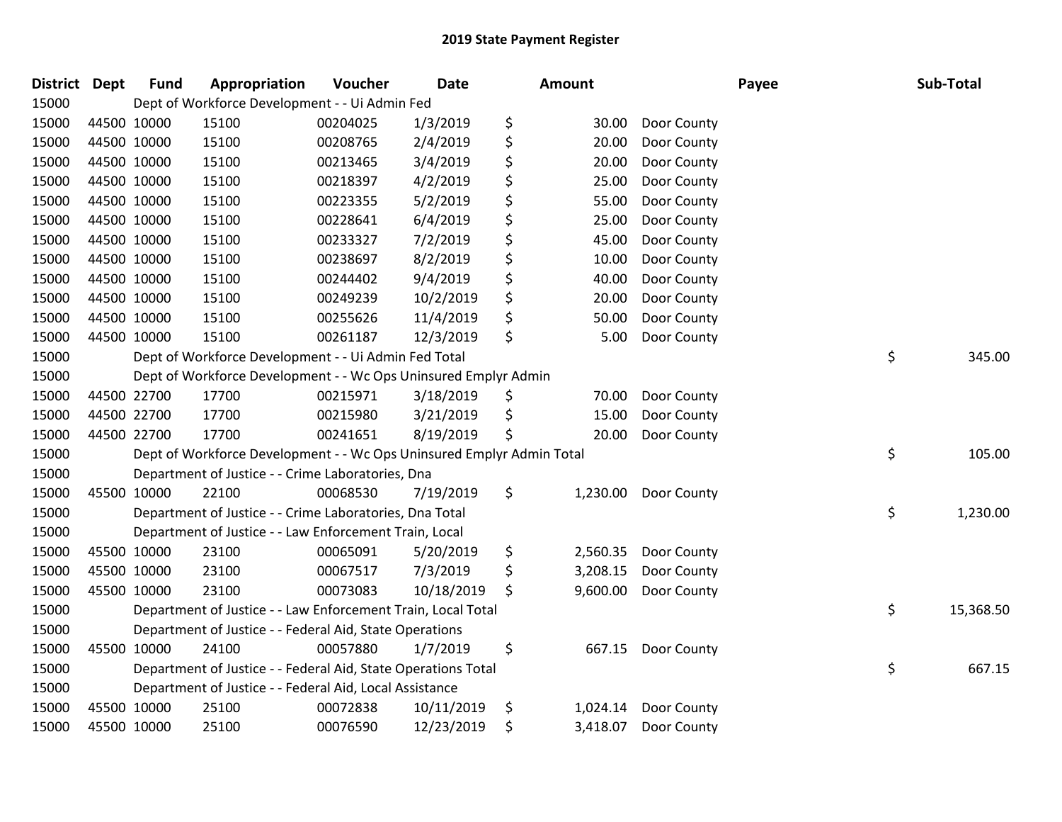# 2019 State Payment Register

| District | Dept | Fund | Appropriation | Voucher | Date | Amount | Payee | Sub-Total |
|---|---|---|---|---|---|---|---|---|
| 15000 | | Dept of Workforce Development - - Ui Admin Fed | | | | | | |
| 15000 | 44500 | 10000 | 15100 | 00204025 | 1/3/2019 | $ 30.00 | Door County | |
| 15000 | 44500 | 10000 | 15100 | 00208765 | 2/4/2019 | $ 20.00 | Door County | |
| 15000 | 44500 | 10000 | 15100 | 00213465 | 3/4/2019 | $ 20.00 | Door County | |
| 15000 | 44500 | 10000 | 15100 | 00218397 | 4/2/2019 | $ 25.00 | Door County | |
| 15000 | 44500 | 10000 | 15100 | 00223355 | 5/2/2019 | $ 55.00 | Door County | |
| 15000 | 44500 | 10000 | 15100 | 00228641 | 6/4/2019 | $ 25.00 | Door County | |
| 15000 | 44500 | 10000 | 15100 | 00233327 | 7/2/2019 | $ 45.00 | Door County | |
| 15000 | 44500 | 10000 | 15100 | 00238697 | 8/2/2019 | $ 10.00 | Door County | |
| 15000 | 44500 | 10000 | 15100 | 00244402 | 9/4/2019 | $ 40.00 | Door County | |
| 15000 | 44500 | 10000 | 15100 | 00249239 | 10/2/2019 | $ 20.00 | Door County | |
| 15000 | 44500 | 10000 | 15100 | 00255626 | 11/4/2019 | $ 50.00 | Door County | |
| 15000 | 44500 | 10000 | 15100 | 00261187 | 12/3/2019 | $ 5.00 | Door County | |
| 15000 | | Dept of Workforce Development - - Ui Admin Fed Total | | | | | | $ 345.00 |
| 15000 | | Dept of Workforce Development - - Wc Ops Uninsured Emplyr Admin | | | | | | |
| 15000 | 44500 | 22700 | 17700 | 00215971 | 3/18/2019 | $ 70.00 | Door County | |
| 15000 | 44500 | 22700 | 17700 | 00215980 | 3/21/2019 | $ 15.00 | Door County | |
| 15000 | 44500 | 22700 | 17700 | 00241651 | 8/19/2019 | $ 20.00 | Door County | |
| 15000 | | Dept of Workforce Development - - Wc Ops Uninsured Emplyr Admin Total | | | | | | $ 105.00 |
| 15000 | | Department of Justice - - Crime Laboratories, Dna | | | | | | |
| 15000 | 45500 | 10000 | 22100 | 00068530 | 7/19/2019 | $ 1,230.00 | Door County | |
| 15000 | | Department of Justice - - Crime Laboratories, Dna Total | | | | | | $ 1,230.00 |
| 15000 | | Department of Justice - - Law Enforcement Train, Local | | | | | | |
| 15000 | 45500 | 10000 | 23100 | 00065091 | 5/20/2019 | $ 2,560.35 | Door County | |
| 15000 | 45500 | 10000 | 23100 | 00067517 | 7/3/2019 | $ 3,208.15 | Door County | |
| 15000 | 45500 | 10000 | 23100 | 00073083 | 10/18/2019 | $ 9,600.00 | Door County | |
| 15000 | | Department of Justice - - Law Enforcement Train, Local Total | | | | | | $ 15,368.50 |
| 15000 | | Department of Justice - - Federal Aid, State Operations | | | | | | |
| 15000 | 45500 | 10000 | 24100 | 00057880 | 1/7/2019 | $ 667.15 | Door County | |
| 15000 | | Department of Justice - - Federal Aid, State Operations Total | | | | | | $ 667.15 |
| 15000 | | Department of Justice - - Federal Aid, Local Assistance | | | | | | |
| 15000 | 45500 | 10000 | 25100 | 00072838 | 10/11/2019 | $ 1,024.14 | Door County | |
| 15000 | 45500 | 10000 | 25100 | 00076590 | 12/23/2019 | $ 3,418.07 | Door County | |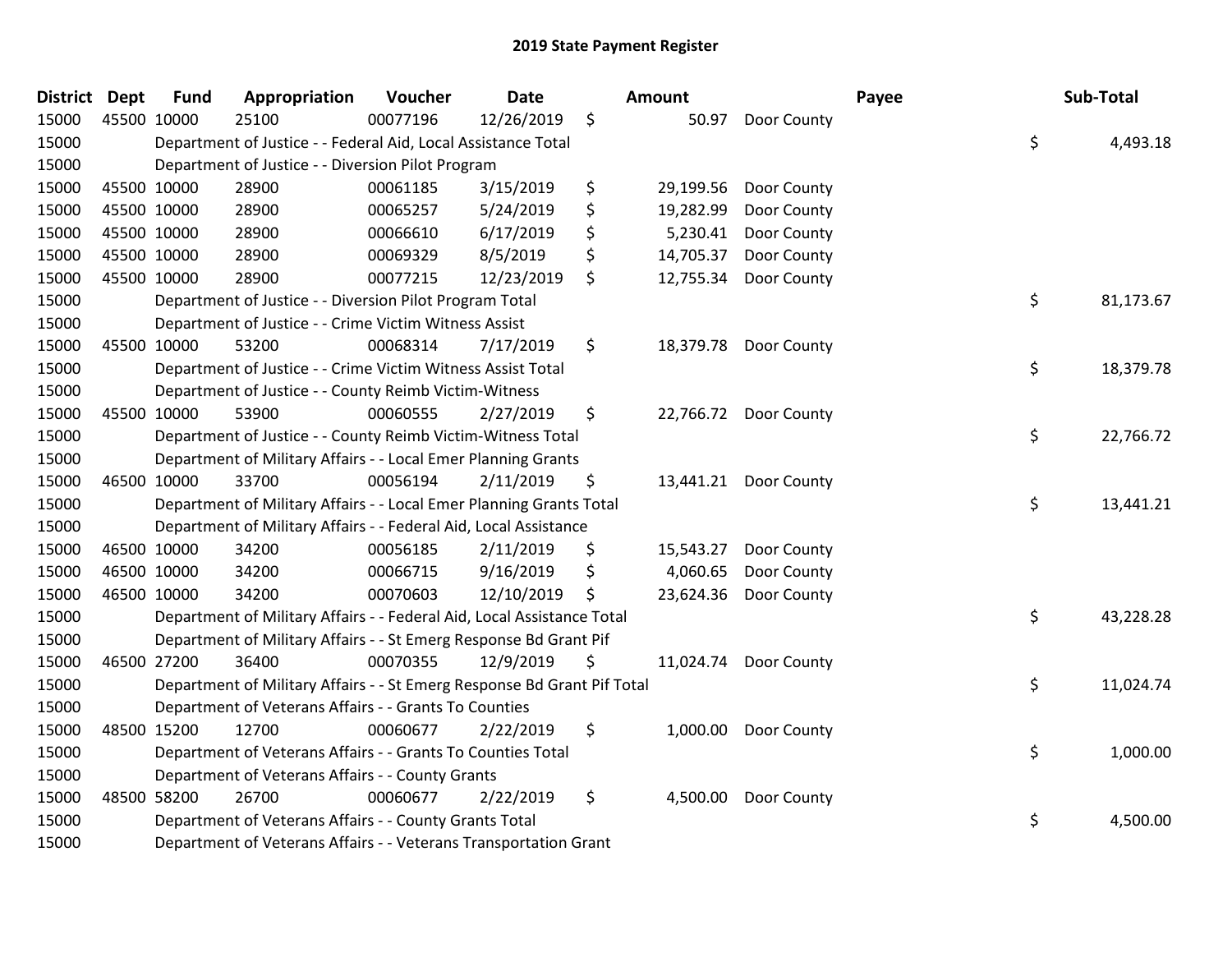# 2019 State Payment Register

| District | Dept | Fund | Appropriation | Voucher | Date | Amount | Payee | Sub-Total |
|---|---|---|---|---|---|---|---|---|
| 15000 | 45500 | 10000 | 25100 | 00077196 | 12/26/2019 | $ 50.97 | Door County | |
| 15000 | | Department of Justice - - Federal Aid, Local Assistance Total | | | | | | $ 4,493.18 |
| 15000 | | Department of Justice - - Diversion Pilot Program | | | | | | |
| 15000 | 45500 | 10000 | 28900 | 00061185 | 3/15/2019 | $ 29,199.56 | Door County | |
| 15000 | 45500 | 10000 | 28900 | 00065257 | 5/24/2019 | $ 19,282.99 | Door County | |
| 15000 | 45500 | 10000 | 28900 | 00066610 | 6/17/2019 | $ 5,230.41 | Door County | |
| 15000 | 45500 | 10000 | 28900 | 00069329 | 8/5/2019 | $ 14,705.37 | Door County | |
| 15000 | 45500 | 10000 | 28900 | 00077215 | 12/23/2019 | $ 12,755.34 | Door County | |
| 15000 | | Department of Justice - - Diversion Pilot Program Total | | | | | | $ 81,173.67 |
| 15000 | | Department of Justice - - Crime Victim Witness Assist | | | | | | |
| 15000 | 45500 | 10000 | 53200 | 00068314 | 7/17/2019 | $ 18,379.78 | Door County | |
| 15000 | | Department of Justice - - Crime Victim Witness Assist Total | | | | | | $ 18,379.78 |
| 15000 | | Department of Justice - - County Reimb Victim-Witness | | | | | | |
| 15000 | 45500 | 10000 | 53900 | 00060555 | 2/27/2019 | $ 22,766.72 | Door County | |
| 15000 | | Department of Justice - - County Reimb Victim-Witness Total | | | | | | $ 22,766.72 |
| 15000 | | Department of Military Affairs - - Local Emer Planning Grants | | | | | | |
| 15000 | 46500 | 10000 | 33700 | 00056194 | 2/11/2019 | $ 13,441.21 | Door County | |
| 15000 | | Department of Military Affairs - - Local Emer Planning Grants Total | | | | | | $ 13,441.21 |
| 15000 | | Department of Military Affairs - - Federal Aid, Local Assistance | | | | | | |
| 15000 | 46500 | 10000 | 34200 | 00056185 | 2/11/2019 | $ 15,543.27 | Door County | |
| 15000 | 46500 | 10000 | 34200 | 00066715 | 9/16/2019 | $ 4,060.65 | Door County | |
| 15000 | 46500 | 10000 | 34200 | 00070603 | 12/10/2019 | $ 23,624.36 | Door County | |
| 15000 | | Department of Military Affairs - - Federal Aid, Local Assistance Total | | | | | | $ 43,228.28 |
| 15000 | | Department of Military Affairs - - St Emerg Response Bd Grant Pif | | | | | | |
| 15000 | 46500 | 27200 | 36400 | 00070355 | 12/9/2019 | $ 11,024.74 | Door County | |
| 15000 | | Department of Military Affairs - - St Emerg Response Bd Grant Pif Total | | | | | | $ 11,024.74 |
| 15000 | | Department of Veterans Affairs - - Grants To Counties | | | | | | |
| 15000 | 48500 | 15200 | 12700 | 00060677 | 2/22/2019 | $ 1,000.00 | Door County | |
| 15000 | | Department of Veterans Affairs - - Grants To Counties Total | | | | | | $ 1,000.00 |
| 15000 | | Department of Veterans Affairs - - County Grants | | | | | | |
| 15000 | 48500 | 58200 | 26700 | 00060677 | 2/22/2019 | $ 4,500.00 | Door County | |
| 15000 | | Department of Veterans Affairs - - County Grants Total | | | | | | $ 4,500.00 |
| 15000 | | Department of Veterans Affairs - - Veterans Transportation Grant | | | | | | |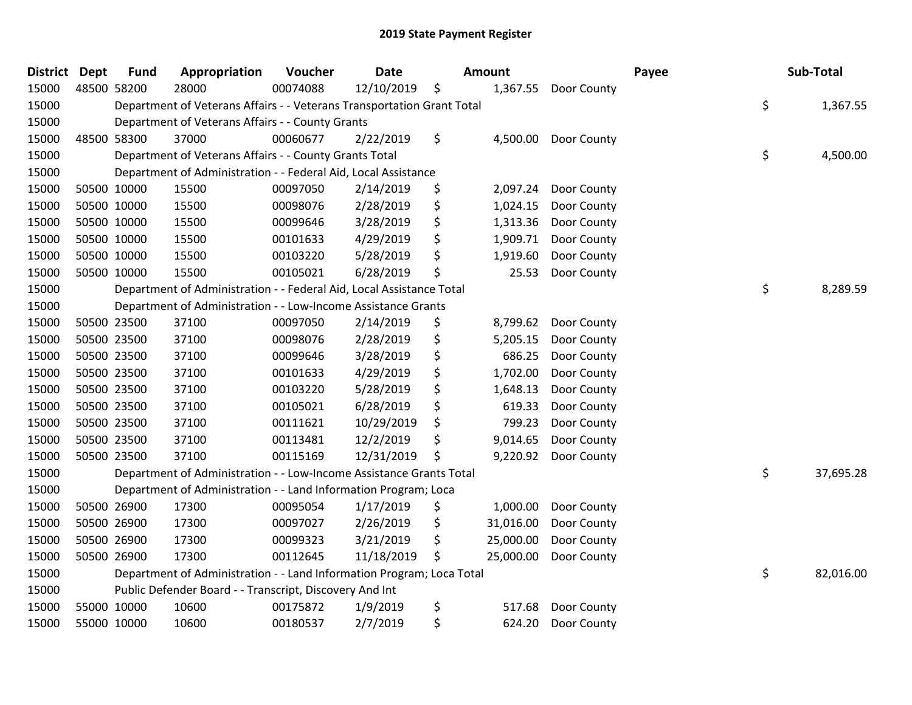# 2019 State Payment Register

| District | Dept | Fund | Appropriation | Voucher | Date | Amount | Payee | Sub-Total |
|---|---|---|---|---|---|---|---|---|
| 15000 | 48500 | 58200 | 28000 | 00074088 | 12/10/2019 | $ 1,367.55 | Door County | |
| 15000 | | | Department of Veterans Affairs - - Veterans Transportation Grant Total | | | | | $ 1,367.55 |
| 15000 | | | Department of Veterans Affairs - - County Grants | | | | | |
| 15000 | 48500 | 58300 | 37000 | 00060677 | 2/22/2019 | $ 4,500.00 | Door County | |
| 15000 | | | Department of Veterans Affairs - - County Grants Total | | | | | $ 4,500.00 |
| 15000 | | | Department of Administration - - Federal Aid, Local Assistance | | | | | |
| 15000 | 50500 | 10000 | 15500 | 00097050 | 2/14/2019 | $ 2,097.24 | Door County | |
| 15000 | 50500 | 10000 | 15500 | 00098076 | 2/28/2019 | $ 1,024.15 | Door County | |
| 15000 | 50500 | 10000 | 15500 | 00099646 | 3/28/2019 | $ 1,313.36 | Door County | |
| 15000 | 50500 | 10000 | 15500 | 00101633 | 4/29/2019 | $ 1,909.71 | Door County | |
| 15000 | 50500 | 10000 | 15500 | 00103220 | 5/28/2019 | $ 1,919.60 | Door County | |
| 15000 | 50500 | 10000 | 15500 | 00105021 | 6/28/2019 | $ 25.53 | Door County | |
| 15000 | | | Department of Administration - - Federal Aid, Local Assistance Total | | | | | $ 8,289.59 |
| 15000 | | | Department of Administration - - Low-Income Assistance Grants | | | | | |
| 15000 | 50500 | 23500 | 37100 | 00097050 | 2/14/2019 | $ 8,799.62 | Door County | |
| 15000 | 50500 | 23500 | 37100 | 00098076 | 2/28/2019 | $ 5,205.15 | Door County | |
| 15000 | 50500 | 23500 | 37100 | 00099646 | 3/28/2019 | $ 686.25 | Door County | |
| 15000 | 50500 | 23500 | 37100 | 00101633 | 4/29/2019 | $ 1,702.00 | Door County | |
| 15000 | 50500 | 23500 | 37100 | 00103220 | 5/28/2019 | $ 1,648.13 | Door County | |
| 15000 | 50500 | 23500 | 37100 | 00105021 | 6/28/2019 | $ 619.33 | Door County | |
| 15000 | 50500 | 23500 | 37100 | 00111621 | 10/29/2019 | $ 799.23 | Door County | |
| 15000 | 50500 | 23500 | 37100 | 00113481 | 12/2/2019 | $ 9,014.65 | Door County | |
| 15000 | 50500 | 23500 | 37100 | 00115169 | 12/31/2019 | $ 9,220.92 | Door County | |
| 15000 | | | Department of Administration - - Low-Income Assistance Grants Total | | | | | $ 37,695.28 |
| 15000 | | | Department of Administration - - Land Information Program; Loca | | | | | |
| 15000 | 50500 | 26900 | 17300 | 00095054 | 1/17/2019 | $ 1,000.00 | Door County | |
| 15000 | 50500 | 26900 | 17300 | 00097027 | 2/26/2019 | $ 31,016.00 | Door County | |
| 15000 | 50500 | 26900 | 17300 | 00099323 | 3/21/2019 | $ 25,000.00 | Door County | |
| 15000 | 50500 | 26900 | 17300 | 00112645 | 11/18/2019 | $ 25,000.00 | Door County | |
| 15000 | | | Department of Administration - - Land Information Program; Loca Total | | | | | $ 82,016.00 |
| 15000 | | | Public Defender Board - - Transcript, Discovery And Int | | | | | |
| 15000 | 55000 | 10000 | 10600 | 00175872 | 1/9/2019 | $ 517.68 | Door County | |
| 15000 | 55000 | 10000 | 10600 | 00180537 | 2/7/2019 | $ 624.20 | Door County | |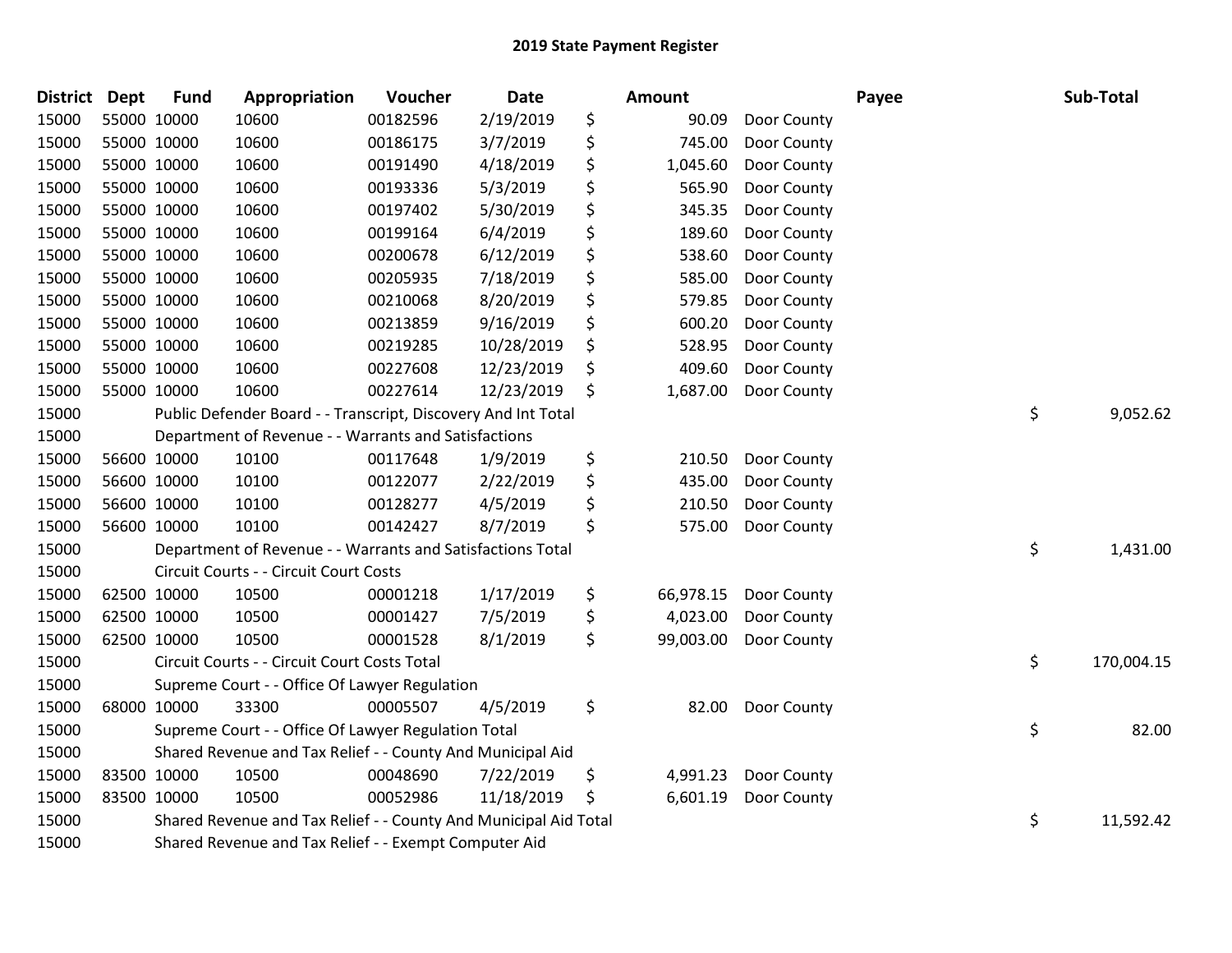# 2019 State Payment Register

| District | Dept | Fund | Appropriation | Voucher | Date | Amount | Payee | Sub-Total |
|---|---|---|---|---|---|---|---|---|
| 15000 | 55000 | 10000 | 10600 | 00182596 | 2/19/2019 | $ 90.09 | Door County | |
| 15000 | 55000 | 10000 | 10600 | 00186175 | 3/7/2019 | $ 745.00 | Door County | |
| 15000 | 55000 | 10000 | 10600 | 00191490 | 4/18/2019 | $ 1,045.60 | Door County | |
| 15000 | 55000 | 10000 | 10600 | 00193336 | 5/3/2019 | $ 565.90 | Door County | |
| 15000 | 55000 | 10000 | 10600 | 00197402 | 5/30/2019 | $ 345.35 | Door County | |
| 15000 | 55000 | 10000 | 10600 | 00199164 | 6/4/2019 | $ 189.60 | Door County | |
| 15000 | 55000 | 10000 | 10600 | 00200678 | 6/12/2019 | $ 538.60 | Door County | |
| 15000 | 55000 | 10000 | 10600 | 00205935 | 7/18/2019 | $ 585.00 | Door County | |
| 15000 | 55000 | 10000 | 10600 | 00210068 | 8/20/2019 | $ 579.85 | Door County | |
| 15000 | 55000 | 10000 | 10600 | 00213859 | 9/16/2019 | $ 600.20 | Door County | |
| 15000 | 55000 | 10000 | 10600 | 00219285 | 10/28/2019 | $ 528.95 | Door County | |
| 15000 | 55000 | 10000 | 10600 | 00227608 | 12/23/2019 | $ 409.60 | Door County | |
| 15000 | 55000 | 10000 | 10600 | 00227614 | 12/23/2019 | $ 1,687.00 | Door County | |
| 15000 | | Public Defender Board - - Transcript, Discovery And Int Total | | | | | | $ 9,052.62 |
| 15000 | | Department of Revenue - - Warrants and Satisfactions | | | | | | |
| 15000 | 56600 | 10000 | 10100 | 00117648 | 1/9/2019 | $ 210.50 | Door County | |
| 15000 | 56600 | 10000 | 10100 | 00122077 | 2/22/2019 | $ 435.00 | Door County | |
| 15000 | 56600 | 10000 | 10100 | 00128277 | 4/5/2019 | $ 210.50 | Door County | |
| 15000 | 56600 | 10000 | 10100 | 00142427 | 8/7/2019 | $ 575.00 | Door County | |
| 15000 | | Department of Revenue - - Warrants and Satisfactions Total | | | | | | $ 1,431.00 |
| 15000 | | Circuit Courts - - Circuit Court Costs | | | | | | |
| 15000 | 62500 | 10000 | 10500 | 00001218 | 1/17/2019 | $ 66,978.15 | Door County | |
| 15000 | 62500 | 10000 | 10500 | 00001427 | 7/5/2019 | $ 4,023.00 | Door County | |
| 15000 | 62500 | 10000 | 10500 | 00001528 | 8/1/2019 | $ 99,003.00 | Door County | |
| 15000 | | Circuit Courts - - Circuit Court Costs Total | | | | | | $ 170,004.15 |
| 15000 | | Supreme Court - - Office Of Lawyer Regulation | | | | | | |
| 15000 | 68000 | 10000 | 33300 | 00005507 | 4/5/2019 | $ 82.00 | Door County | |
| 15000 | | Supreme Court - - Office Of Lawyer Regulation Total | | | | | | $ 82.00 |
| 15000 | | Shared Revenue and Tax Relief - - County And Municipal Aid | | | | | | |
| 15000 | 83500 | 10000 | 10500 | 00048690 | 7/22/2019 | $ 4,991.23 | Door County | |
| 15000 | 83500 | 10000 | 10500 | 00052986 | 11/18/2019 | $ 6,601.19 | Door County | |
| 15000 | | Shared Revenue and Tax Relief - - County And Municipal Aid Total | | | | | | $ 11,592.42 |
| 15000 | | Shared Revenue and Tax Relief - - Exempt Computer Aid | | | | | | |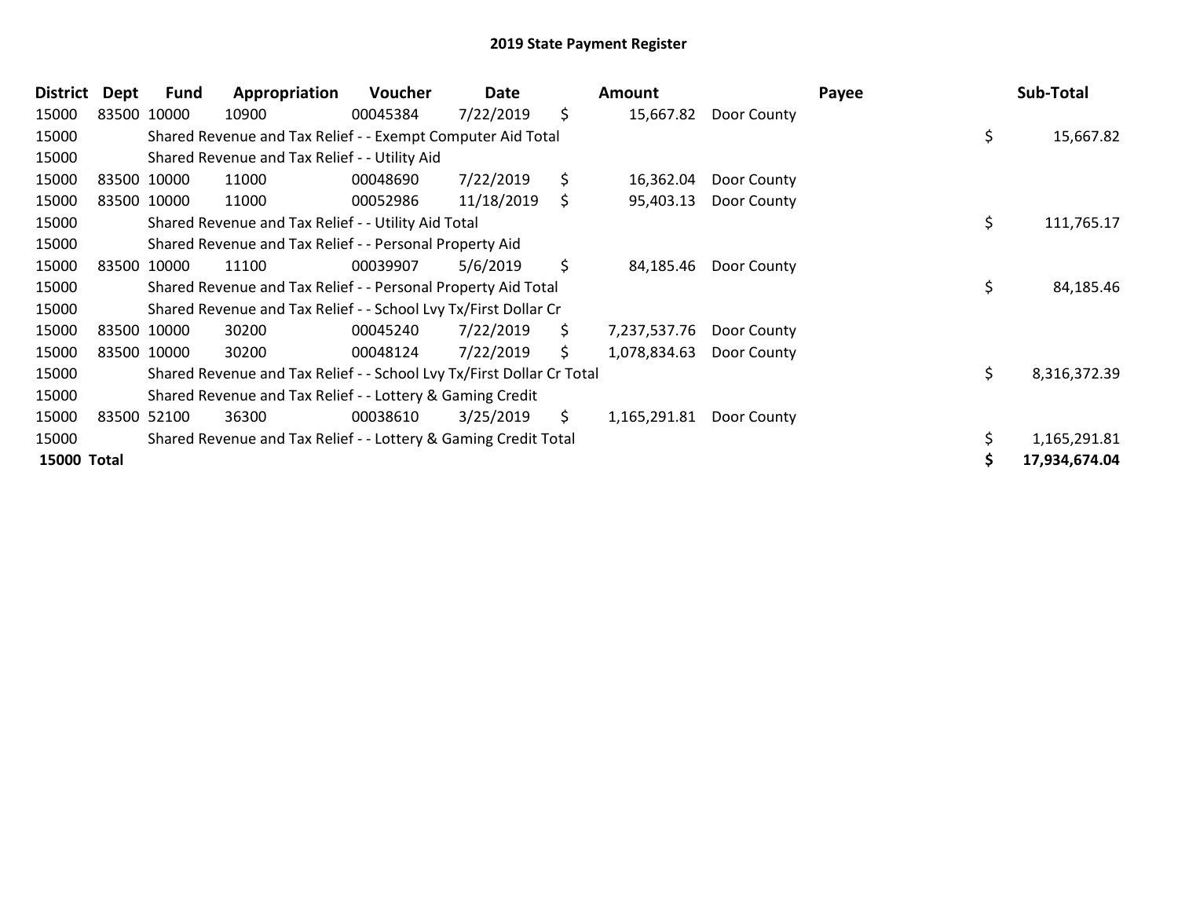# 2019 State Payment Register

| District | Dept | Fund | Appropriation | Voucher | Date | Amount | Payee | Sub-Total |
|---|---|---|---|---|---|---|---|---|
| 15000 | 83500 | 10000 | 10900 | 00045384 | 7/22/2019 | $ 15,667.82 | Door County | |
| 15000 | | Shared Revenue and Tax Relief - - Exempt Computer Aid Total | | | | | | $ 15,667.82 |
| 15000 | | Shared Revenue and Tax Relief - - Utility Aid | | | | | | |
| 15000 | 83500 | 10000 | 11000 | 00048690 | 7/22/2019 | $ 16,362.04 | Door County | |
| 15000 | 83500 | 10000 | 11000 | 00052986 | 11/18/2019 | $ 95,403.13 | Door County | |
| 15000 | | Shared Revenue and Tax Relief - - Utility Aid Total | | | | | | $ 111,765.17 |
| 15000 | | Shared Revenue and Tax Relief - - Personal Property Aid | | | | | | |
| 15000 | 83500 | 10000 | 11100 | 00039907 | 5/6/2019 | $ 84,185.46 | Door County | |
| 15000 | | Shared Revenue and Tax Relief - - Personal Property Aid Total | | | | | | $ 84,185.46 |
| 15000 | | Shared Revenue and Tax Relief - - School Lvy Tx/First Dollar Cr | | | | | | |
| 15000 | 83500 | 10000 | 30200 | 00045240 | 7/22/2019 | $ 7,237,537.76 | Door County | |
| 15000 | 83500 | 10000 | 30200 | 00048124 | 7/22/2019 | $ 1,078,834.63 | Door County | |
| 15000 | | Shared Revenue and Tax Relief - - School Lvy Tx/First Dollar Cr Total | | | | | | $ 8,316,372.39 |
| 15000 | | Shared Revenue and Tax Relief - - Lottery & Gaming Credit | | | | | | |
| 15000 | 83500 | 52100 | 36300 | 00038610 | 3/25/2019 | $ 1,165,291.81 | Door County | |
| 15000 | | Shared Revenue and Tax Relief - - Lottery & Gaming Credit Total | | | | | | $ 1,165,291.81 |
| **15000 Total** | | | | | | | | **$ 17,934,674.04** |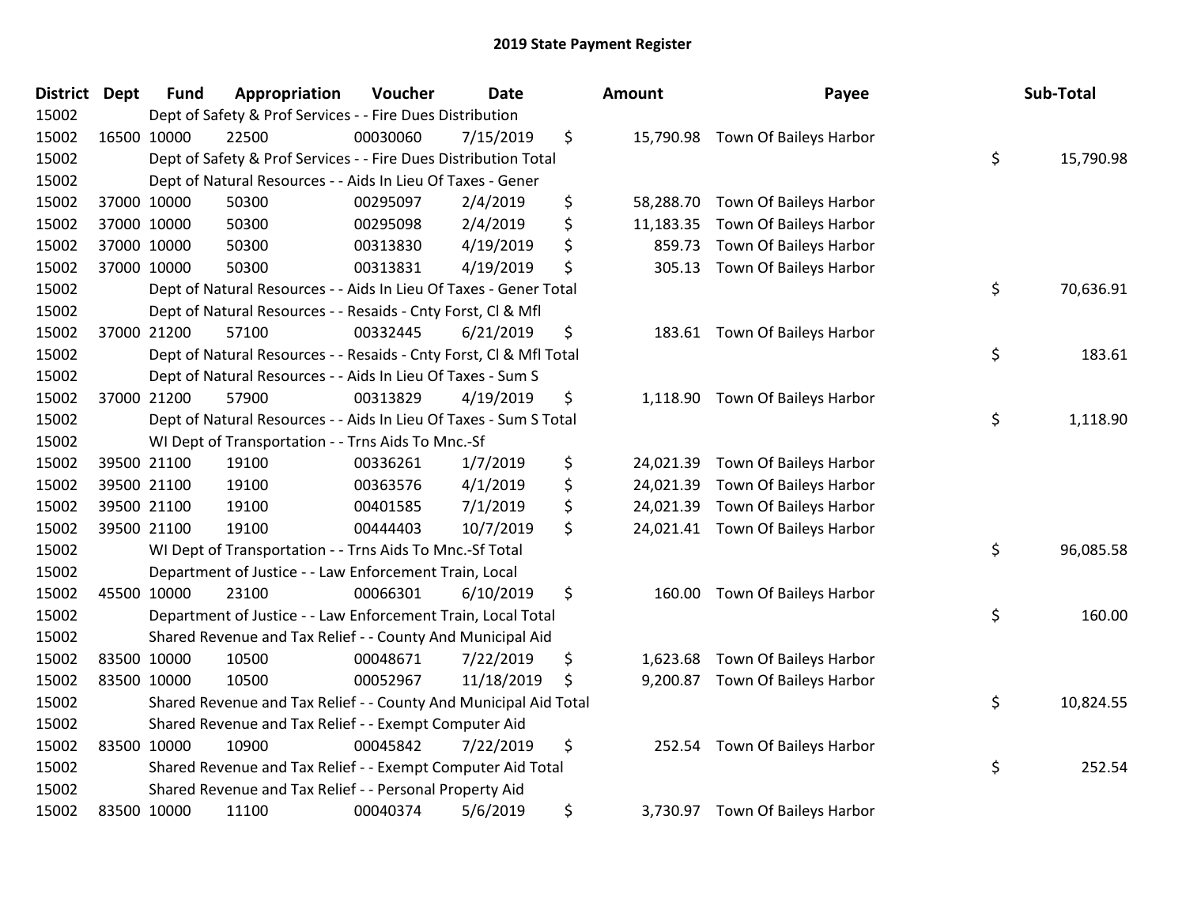# 2019 State Payment Register

| District | Dept | Fund | Appropriation | Voucher | Date | Amount | Payee | Sub-Total |
|---|---|---|---|---|---|---|---|---|
| 15002 | | Dept of Safety & Prof Services - - Fire Dues Distribution | | | | | | |
| 15002 | 16500 | 10000 | 22500 | 00030060 | 7/15/2019 | $ 15,790.98 | Town Of Baileys Harbor | |
| 15002 | | Dept of Safety & Prof Services - - Fire Dues Distribution Total | | | | | | $ 15,790.98 |
| 15002 | | Dept of Natural Resources - - Aids In Lieu Of Taxes - Gener | | | | | | |
| 15002 | 37000 | 10000 | 50300 | 00295097 | 2/4/2019 | $ 58,288.70 | Town Of Baileys Harbor | |
| 15002 | 37000 | 10000 | 50300 | 00295098 | 2/4/2019 | $ 11,183.35 | Town Of Baileys Harbor | |
| 15002 | 37000 | 10000 | 50300 | 00313830 | 4/19/2019 | $ 859.73 | Town Of Baileys Harbor | |
| 15002 | 37000 | 10000 | 50300 | 00313831 | 4/19/2019 | $ 305.13 | Town Of Baileys Harbor | |
| 15002 | | Dept of Natural Resources - - Aids In Lieu Of Taxes - Gener Total | | | | | | $ 70,636.91 |
| 15002 | | Dept of Natural Resources - - Resaids - Cnty Forst, Cl & Mfl | | | | | | |
| 15002 | 37000 | 21200 | 57100 | 00332445 | 6/21/2019 | $ 183.61 | Town Of Baileys Harbor | |
| 15002 | | Dept of Natural Resources - - Resaids - Cnty Forst, Cl & Mfl Total | | | | | | $ 183.61 |
| 15002 | | Dept of Natural Resources - - Aids In Lieu Of Taxes - Sum S | | | | | | |
| 15002 | 37000 | 21200 | 57900 | 00313829 | 4/19/2019 | $ 1,118.90 | Town Of Baileys Harbor | |
| 15002 | | Dept of Natural Resources - - Aids In Lieu Of Taxes - Sum S Total | | | | | | $ 1,118.90 |
| 15002 | | WI Dept of Transportation - - Trns Aids To Mnc.-Sf | | | | | | |
| 15002 | 39500 | 21100 | 19100 | 00336261 | 1/7/2019 | $ 24,021.39 | Town Of Baileys Harbor | |
| 15002 | 39500 | 21100 | 19100 | 00363576 | 4/1/2019 | $ 24,021.39 | Town Of Baileys Harbor | |
| 15002 | 39500 | 21100 | 19100 | 00401585 | 7/1/2019 | $ 24,021.39 | Town Of Baileys Harbor | |
| 15002 | 39500 | 21100 | 19100 | 00444403 | 10/7/2019 | $ 24,021.41 | Town Of Baileys Harbor | |
| 15002 | | WI Dept of Transportation - - Trns Aids To Mnc.-Sf Total | | | | | | $ 96,085.58 |
| 15002 | | Department of Justice - - Law Enforcement Train, Local | | | | | | |
| 15002 | 45500 | 10000 | 23100 | 00066301 | 6/10/2019 | $ 160.00 | Town Of Baileys Harbor | |
| 15002 | | Department of Justice - - Law Enforcement Train, Local Total | | | | | | $ 160.00 |
| 15002 | | Shared Revenue and Tax Relief - - County And Municipal Aid | | | | | | |
| 15002 | 83500 | 10000 | 10500 | 00048671 | 7/22/2019 | $ 1,623.68 | Town Of Baileys Harbor | |
| 15002 | 83500 | 10000 | 10500 | 00052967 | 11/18/2019 | $ 9,200.87 | Town Of Baileys Harbor | |
| 15002 | | Shared Revenue and Tax Relief - - County And Municipal Aid Total | | | | | | $ 10,824.55 |
| 15002 | | Shared Revenue and Tax Relief - - Exempt Computer Aid | | | | | | |
| 15002 | 83500 | 10000 | 10900 | 00045842 | 7/22/2019 | $ 252.54 | Town Of Baileys Harbor | |
| 15002 | | Shared Revenue and Tax Relief - - Exempt Computer Aid Total | | | | | | $ 252.54 |
| 15002 | | Shared Revenue and Tax Relief - - Personal Property Aid | | | | | | |
| 15002 | 83500 | 10000 | 11100 | 00040374 | 5/6/2019 | $ 3,730.97 | Town Of Baileys Harbor | |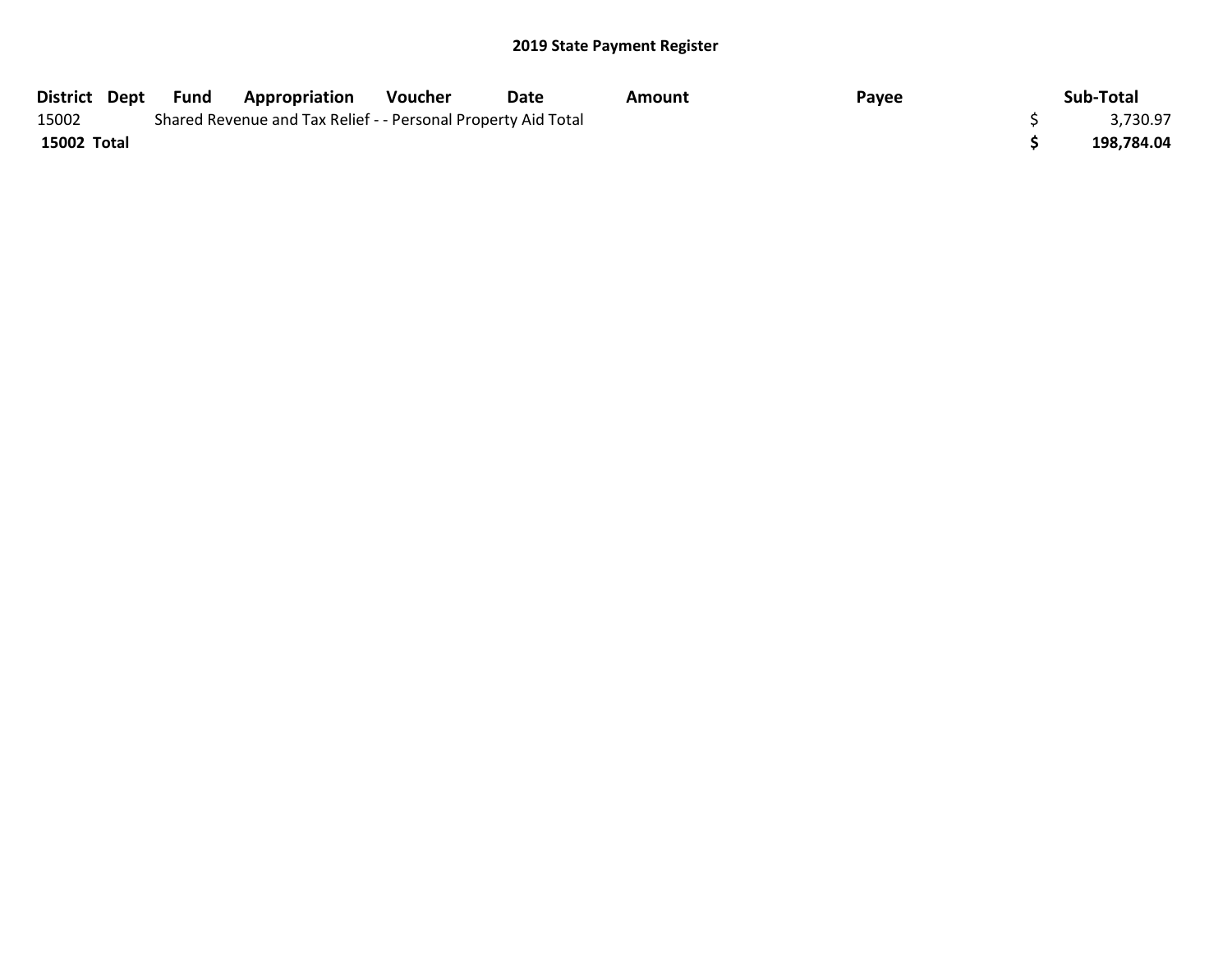## 2019 State Payment Register

| District | Dept | Fund | Appropriation | Voucher | Date | Amount | Payee | Sub-Total |
|---|---|---|---|---|---|---|---|---|
| 15002 | | Shared Revenue and Tax Relief - - Personal Property Aid Total | | | | | | $ 3,730.97 |
| **15002 Total** | | | | | | | | **$ 198,784.04** |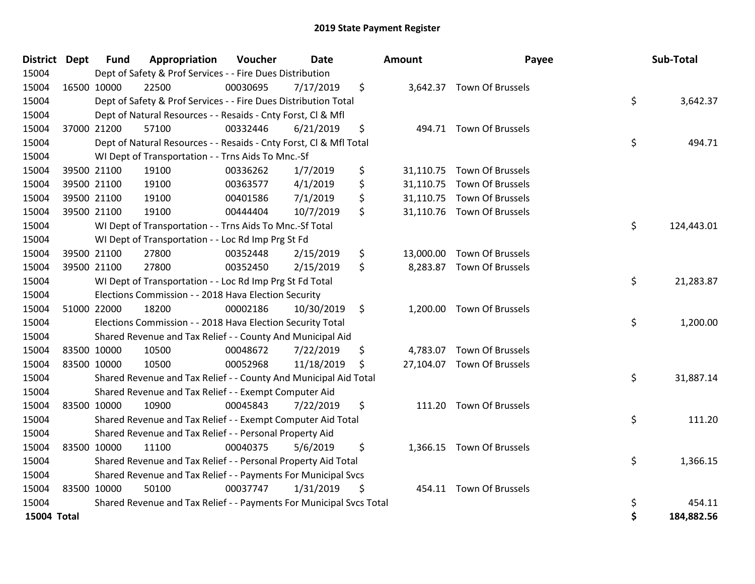# 2019 State Payment Register

| District | Dept | Fund | Appropriation | Voucher | Date | Amount | Payee | Sub-Total |
|---|---|---|---|---|---|---|---|---|
| 15004 | | Dept of Safety & Prof Services - - Fire Dues Distribution | | | | | | |
| 15004 | 16500 | 10000 | 22500 | 00030695 | 7/17/2019 | $ 3,642.37 | Town Of Brussels | |
| 15004 | | Dept of Safety & Prof Services - - Fire Dues Distribution Total | | | | | | $ 3,642.37 |
| 15004 | | Dept of Natural Resources - - Resaids - Cnty Forst, Cl & Mfl | | | | | | |
| 15004 | 37000 | 21200 | 57100 | 00332446 | 6/21/2019 | $ 494.71 | Town Of Brussels | |
| 15004 | | Dept of Natural Resources - - Resaids - Cnty Forst, Cl & Mfl Total | | | | | | $ 494.71 |
| 15004 | | WI Dept of Transportation - - Trns Aids To Mnc.-Sf | | | | | | |
| 15004 | 39500 | 21100 | 19100 | 00336262 | 1/7/2019 | $ 31,110.75 | Town Of Brussels | |
| 15004 | 39500 | 21100 | 19100 | 00363577 | 4/1/2019 | $ 31,110.75 | Town Of Brussels | |
| 15004 | 39500 | 21100 | 19100 | 00401586 | 7/1/2019 | $ 31,110.75 | Town Of Brussels | |
| 15004 | 39500 | 21100 | 19100 | 00444404 | 10/7/2019 | $ 31,110.76 | Town Of Brussels | |
| 15004 | | WI Dept of Transportation - - Trns Aids To Mnc.-Sf Total | | | | | | $ 124,443.01 |
| 15004 | | WI Dept of Transportation - - Loc Rd Imp Prg St Fd | | | | | | |
| 15004 | 39500 | 21100 | 27800 | 00352448 | 2/15/2019 | $ 13,000.00 | Town Of Brussels | |
| 15004 | 39500 | 21100 | 27800 | 00352450 | 2/15/2019 | $ 8,283.87 | Town Of Brussels | |
| 15004 | | WI Dept of Transportation - - Loc Rd Imp Prg St Fd Total | | | | | | $ 21,283.87 |
| 15004 | | Elections Commission - - 2018 Hava Election Security | | | | | | |
| 15004 | 51000 | 22000 | 18200 | 00002186 | 10/30/2019 | $ 1,200.00 | Town Of Brussels | |
| 15004 | | Elections Commission - - 2018 Hava Election Security Total | | | | | | $ 1,200.00 |
| 15004 | | Shared Revenue and Tax Relief - - County And Municipal Aid | | | | | | |
| 15004 | 83500 | 10000 | 10500 | 00048672 | 7/22/2019 | $ 4,783.07 | Town Of Brussels | |
| 15004 | 83500 | 10000 | 10500 | 00052968 | 11/18/2019 | $ 27,104.07 | Town Of Brussels | |
| 15004 | | Shared Revenue and Tax Relief - - County And Municipal Aid Total | | | | | | $ 31,887.14 |
| 15004 | | Shared Revenue and Tax Relief - - Exempt Computer Aid | | | | | | |
| 15004 | 83500 | 10000 | 10900 | 00045843 | 7/22/2019 | $ 111.20 | Town Of Brussels | |
| 15004 | | Shared Revenue and Tax Relief - - Exempt Computer Aid Total | | | | | | $ 111.20 |
| 15004 | | Shared Revenue and Tax Relief - - Personal Property Aid | | | | | | |
| 15004 | 83500 | 10000 | 11100 | 00040375 | 5/6/2019 | $ 1,366.15 | Town Of Brussels | |
| 15004 | | Shared Revenue and Tax Relief - - Personal Property Aid Total | | | | | | $ 1,366.15 |
| 15004 | | Shared Revenue and Tax Relief - - Payments For Municipal Svcs | | | | | | |
| 15004 | 83500 | 10000 | 50100 | 00037747 | 1/31/2019 | $ 454.11 | Town Of Brussels | |
| 15004 | | Shared Revenue and Tax Relief - - Payments For Municipal Svcs Total | | | | | | $ 454.11 |
| **15004 Total** | | | | | | | | **$ 184,882.56** |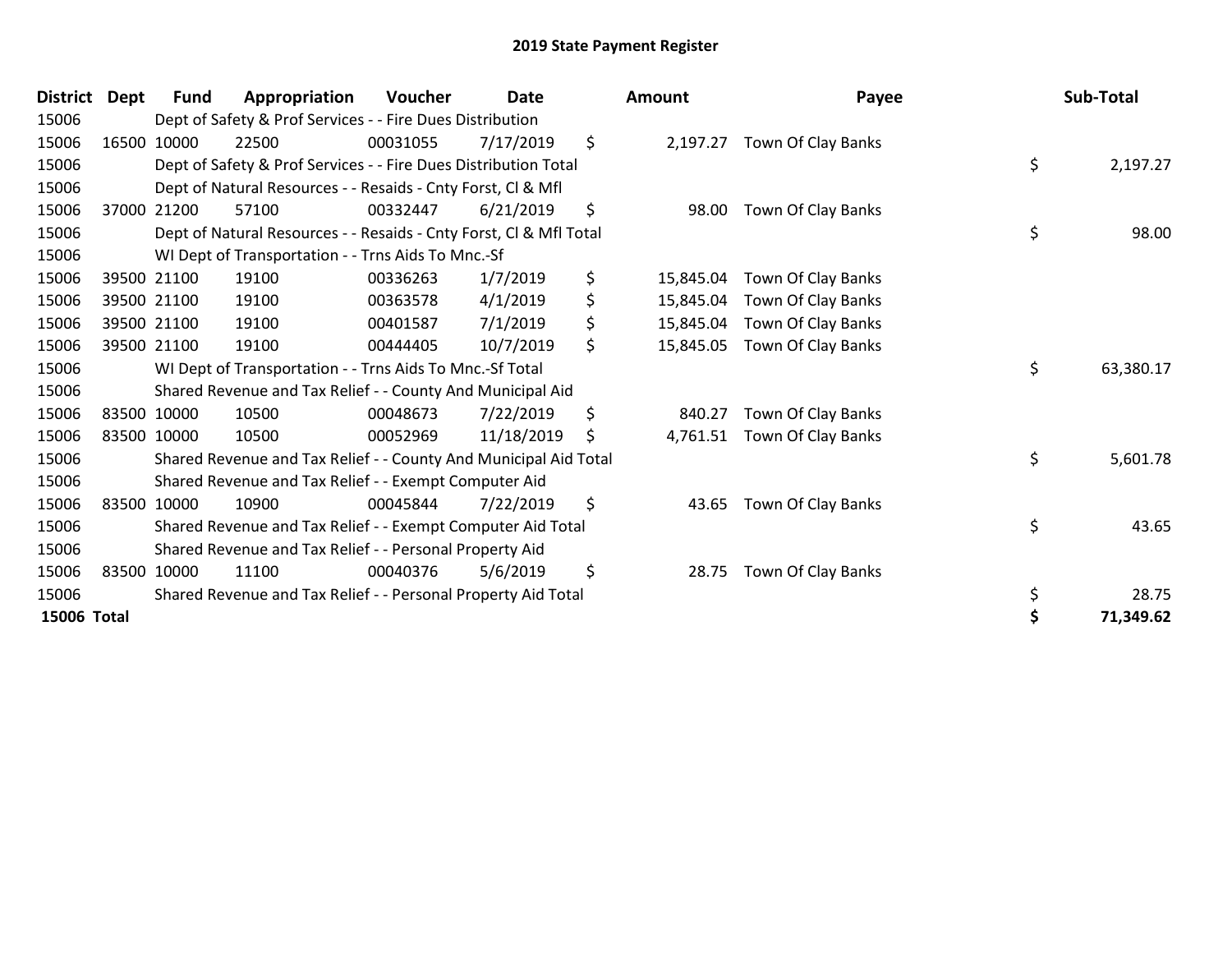# 2019 State Payment Register

| District | Dept | Fund | Appropriation | Voucher | Date | Amount | Payee | Sub-Total |
|---|---|---|---|---|---|---|---|---|
| 15006 | | Dept of Safety & Prof Services - - Fire Dues Distribution | | | | | | |
| 15006 | 16500 | 10000 | 22500 | 00031055 | 7/17/2019 | $ 2,197.27 | Town Of Clay Banks | |
| 15006 | | Dept of Safety & Prof Services - - Fire Dues Distribution Total | | | | | | $ 2,197.27 |
| 15006 | | Dept of Natural Resources - - Resaids - Cnty Forst, Cl & Mfl | | | | | | |
| 15006 | 37000 | 21200 | 57100 | 00332447 | 6/21/2019 | $ 98.00 | Town Of Clay Banks | |
| 15006 | | Dept of Natural Resources - - Resaids - Cnty Forst, Cl & Mfl Total | | | | | | $ 98.00 |
| 15006 | | WI Dept of Transportation - - Trns Aids To Mnc.-Sf | | | | | | |
| 15006 | 39500 | 21100 | 19100 | 00336263 | 1/7/2019 | $ 15,845.04 | Town Of Clay Banks | |
| 15006 | 39500 | 21100 | 19100 | 00363578 | 4/1/2019 | $ 15,845.04 | Town Of Clay Banks | |
| 15006 | 39500 | 21100 | 19100 | 00401587 | 7/1/2019 | $ 15,845.04 | Town Of Clay Banks | |
| 15006 | 39500 | 21100 | 19100 | 00444405 | 10/7/2019 | $ 15,845.05 | Town Of Clay Banks | |
| 15006 | | WI Dept of Transportation - - Trns Aids To Mnc.-Sf Total | | | | | | $ 63,380.17 |
| 15006 | | Shared Revenue and Tax Relief - - County And Municipal Aid | | | | | | |
| 15006 | 83500 | 10000 | 10500 | 00048673 | 7/22/2019 | $ 840.27 | Town Of Clay Banks | |
| 15006 | 83500 | 10000 | 10500 | 00052969 | 11/18/2019 | $ 4,761.51 | Town Of Clay Banks | |
| 15006 | | Shared Revenue and Tax Relief - - County And Municipal Aid Total | | | | | | $ 5,601.78 |
| 15006 | | Shared Revenue and Tax Relief - - Exempt Computer Aid | | | | | | |
| 15006 | 83500 | 10000 | 10900 | 00045844 | 7/22/2019 | $ 43.65 | Town Of Clay Banks | |
| 15006 | | Shared Revenue and Tax Relief - - Exempt Computer Aid Total | | | | | | $ 43.65 |
| 15006 | | Shared Revenue and Tax Relief - - Personal Property Aid | | | | | | |
| 15006 | 83500 | 10000 | 11100 | 00040376 | 5/6/2019 | $ 28.75 | Town Of Clay Banks | |
| 15006 | | Shared Revenue and Tax Relief - - Personal Property Aid Total | | | | | | $ 28.75 |
| **15006 Total** | | | | | | | | **$ 71,349.62** |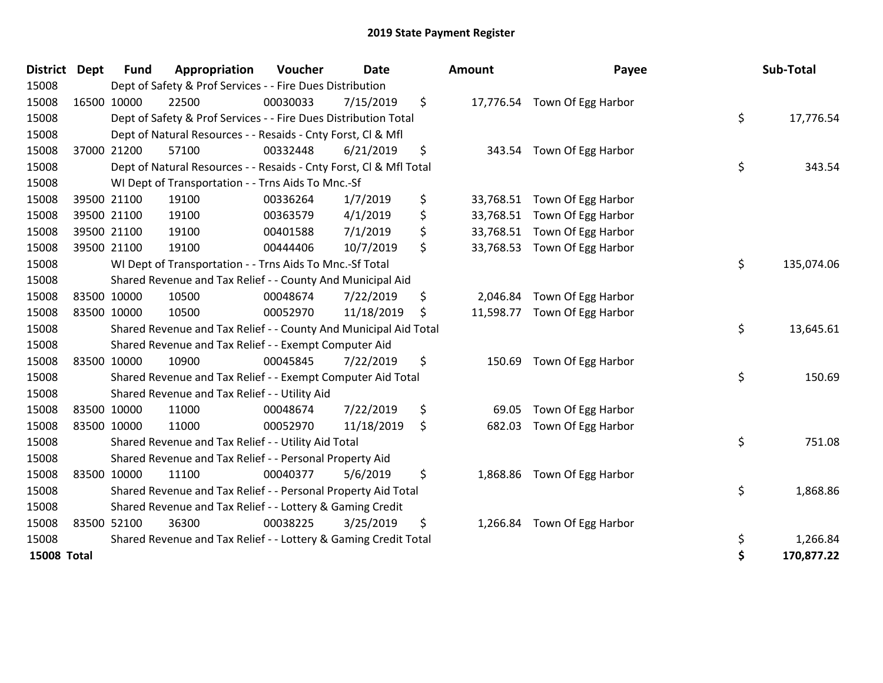# 2019 State Payment Register

| District | Dept | Fund | Appropriation | Voucher | Date | Amount | Payee | Sub-Total |
|---|---|---|---|---|---|---|---|---|
| 15008 | | Dept of Safety & Prof Services - - Fire Dues Distribution | | | | | | |
| 15008 | 16500 | 10000 | 22500 | 00030033 | 7/15/2019 | $ 17,776.54 | Town Of Egg Harbor | |
| 15008 | | Dept of Safety & Prof Services - - Fire Dues Distribution Total | | | | | | $ 17,776.54 |
| 15008 | | Dept of Natural Resources - - Resaids - Cnty Forst, Cl & Mfl | | | | | | |
| 15008 | 37000 | 21200 | 57100 | 00332448 | 6/21/2019 | $ 343.54 | Town Of Egg Harbor | |
| 15008 | | Dept of Natural Resources - - Resaids - Cnty Forst, Cl & Mfl Total | | | | | | $ 343.54 |
| 15008 | | WI Dept of Transportation - - Trns Aids To Mnc.-Sf | | | | | | |
| 15008 | 39500 | 21100 | 19100 | 00336264 | 1/7/2019 | $ 33,768.51 | Town Of Egg Harbor | |
| 15008 | 39500 | 21100 | 19100 | 00363579 | 4/1/2019 | $ 33,768.51 | Town Of Egg Harbor | |
| 15008 | 39500 | 21100 | 19100 | 00401588 | 7/1/2019 | $ 33,768.51 | Town Of Egg Harbor | |
| 15008 | 39500 | 21100 | 19100 | 00444406 | 10/7/2019 | $ 33,768.53 | Town Of Egg Harbor | |
| 15008 | | WI Dept of Transportation - - Trns Aids To Mnc.-Sf Total | | | | | | $ 135,074.06 |
| 15008 | | Shared Revenue and Tax Relief - - County And Municipal Aid | | | | | | |
| 15008 | 83500 | 10000 | 10500 | 00048674 | 7/22/2019 | $ 2,046.84 | Town Of Egg Harbor | |
| 15008 | 83500 | 10000 | 10500 | 00052970 | 11/18/2019 | $ 11,598.77 | Town Of Egg Harbor | |
| 15008 | | Shared Revenue and Tax Relief - - County And Municipal Aid Total | | | | | | $ 13,645.61 |
| 15008 | | Shared Revenue and Tax Relief - - Exempt Computer Aid | | | | | | |
| 15008 | 83500 | 10000 | 10900 | 00045845 | 7/22/2019 | $ 150.69 | Town Of Egg Harbor | |
| 15008 | | Shared Revenue and Tax Relief - - Exempt Computer Aid Total | | | | | | $ 150.69 |
| 15008 | | Shared Revenue and Tax Relief - - Utility Aid | | | | | | |
| 15008 | 83500 | 10000 | 11000 | 00048674 | 7/22/2019 | $ 69.05 | Town Of Egg Harbor | |
| 15008 | 83500 | 10000 | 11000 | 00052970 | 11/18/2019 | $ 682.03 | Town Of Egg Harbor | |
| 15008 | | Shared Revenue and Tax Relief - - Utility Aid Total | | | | | | $ 751.08 |
| 15008 | | Shared Revenue and Tax Relief - - Personal Property Aid | | | | | | |
| 15008 | 83500 | 10000 | 11100 | 00040377 | 5/6/2019 | $ 1,868.86 | Town Of Egg Harbor | |
| 15008 | | Shared Revenue and Tax Relief - - Personal Property Aid Total | | | | | | $ 1,868.86 |
| 15008 | | Shared Revenue and Tax Relief - - Lottery & Gaming Credit | | | | | | |
| 15008 | 83500 | 52100 | 36300 | 00038225 | 3/25/2019 | $ 1,266.84 | Town Of Egg Harbor | |
| 15008 | | Shared Revenue and Tax Relief - - Lottery & Gaming Credit Total | | | | | | $ 1,266.84 |
| **15008 Total** | | | | | | | | **$ 170,877.22** |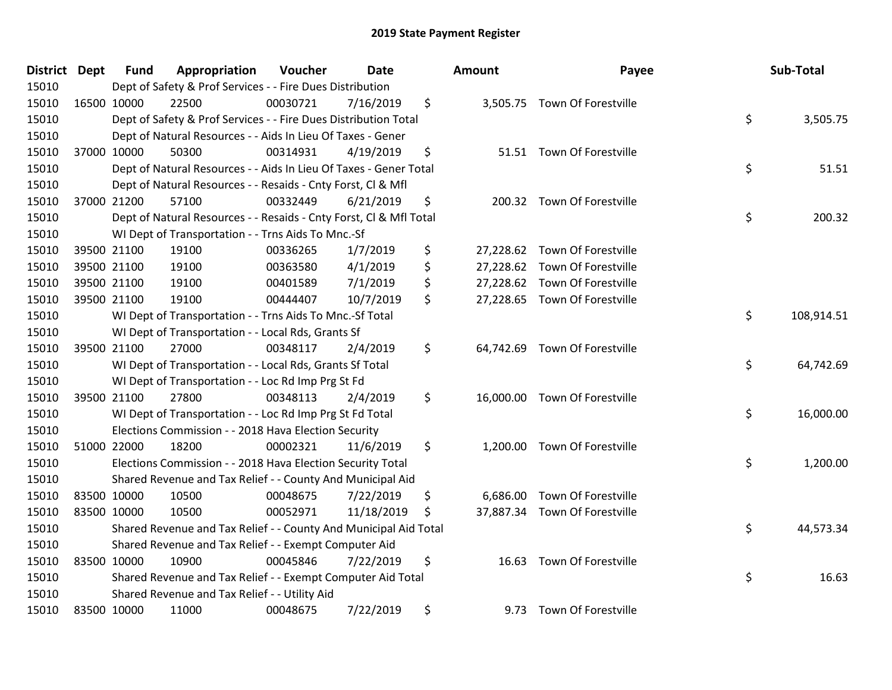# 2019 State Payment Register

| District | Dept | Fund | Appropriation | Voucher | Date | Amount | Payee | Sub-Total |
|---|---|---|---|---|---|---|---|---|
| 15010 | | Dept of Safety & Prof Services - - Fire Dues Distribution | | | | | | |
| 15010 | 16500 | 10000 | 22500 | 00030721 | 7/16/2019 | $ 3,505.75 | Town Of Forestville | |
| 15010 | | Dept of Safety & Prof Services - - Fire Dues Distribution Total | | | | | | $ 3,505.75 |
| 15010 | | Dept of Natural Resources - - Aids In Lieu Of Taxes - Gener | | | | | | |
| 15010 | 37000 | 10000 | 50300 | 00314931 | 4/19/2019 | $ 51.51 | Town Of Forestville | |
| 15010 | | Dept of Natural Resources - - Aids In Lieu Of Taxes - Gener Total | | | | | | $ 51.51 |
| 15010 | | Dept of Natural Resources - - Resaids - Cnty Forst, Cl & Mfl | | | | | | |
| 15010 | 37000 | 21200 | 57100 | 00332449 | 6/21/2019 | $ 200.32 | Town Of Forestville | |
| 15010 | | Dept of Natural Resources - - Resaids - Cnty Forst, Cl & Mfl Total | | | | | | $ 200.32 |
| 15010 | | WI Dept of Transportation - - Trns Aids To Mnc.-Sf | | | | | | |
| 15010 | 39500 | 21100 | 19100 | 00336265 | 1/7/2019 | $ 27,228.62 | Town Of Forestville | |
| 15010 | 39500 | 21100 | 19100 | 00363580 | 4/1/2019 | $ 27,228.62 | Town Of Forestville | |
| 15010 | 39500 | 21100 | 19100 | 00401589 | 7/1/2019 | $ 27,228.62 | Town Of Forestville | |
| 15010 | 39500 | 21100 | 19100 | 00444407 | 10/7/2019 | $ 27,228.65 | Town Of Forestville | |
| 15010 | | WI Dept of Transportation - - Trns Aids To Mnc.-Sf Total | | | | | | $ 108,914.51 |
| 15010 | | WI Dept of Transportation - - Local Rds, Grants Sf | | | | | | |
| 15010 | 39500 | 21100 | 27000 | 00348117 | 2/4/2019 | $ 64,742.69 | Town Of Forestville | |
| 15010 | | WI Dept of Transportation - - Local Rds, Grants Sf Total | | | | | | $ 64,742.69 |
| 15010 | | WI Dept of Transportation - - Loc Rd Imp Prg St Fd | | | | | | |
| 15010 | 39500 | 21100 | 27800 | 00348113 | 2/4/2019 | $ 16,000.00 | Town Of Forestville | |
| 15010 | | WI Dept of Transportation - - Loc Rd Imp Prg St Fd Total | | | | | | $ 16,000.00 |
| 15010 | | Elections Commission - - 2018 Hava Election Security | | | | | | |
| 15010 | 51000 | 22000 | 18200 | 00002321 | 11/6/2019 | $ 1,200.00 | Town Of Forestville | |
| 15010 | | Elections Commission - - 2018 Hava Election Security Total | | | | | | $ 1,200.00 |
| 15010 | | Shared Revenue and Tax Relief - - County And Municipal Aid | | | | | | |
| 15010 | 83500 | 10000 | 10500 | 00048675 | 7/22/2019 | $ 6,686.00 | Town Of Forestville | |
| 15010 | 83500 | 10000 | 10500 | 00052971 | 11/18/2019 | $ 37,887.34 | Town Of Forestville | |
| 15010 | | Shared Revenue and Tax Relief - - County And Municipal Aid Total | | | | | | $ 44,573.34 |
| 15010 | | Shared Revenue and Tax Relief - - Exempt Computer Aid | | | | | | |
| 15010 | 83500 | 10000 | 10900 | 00045846 | 7/22/2019 | $ 16.63 | Town Of Forestville | |
| 15010 | | Shared Revenue and Tax Relief - - Exempt Computer Aid Total | | | | | | $ 16.63 |
| 15010 | | Shared Revenue and Tax Relief - - Utility Aid | | | | | | |
| 15010 | 83500 | 10000 | 11000 | 00048675 | 7/22/2019 | $ 9.73 | Town Of Forestville | |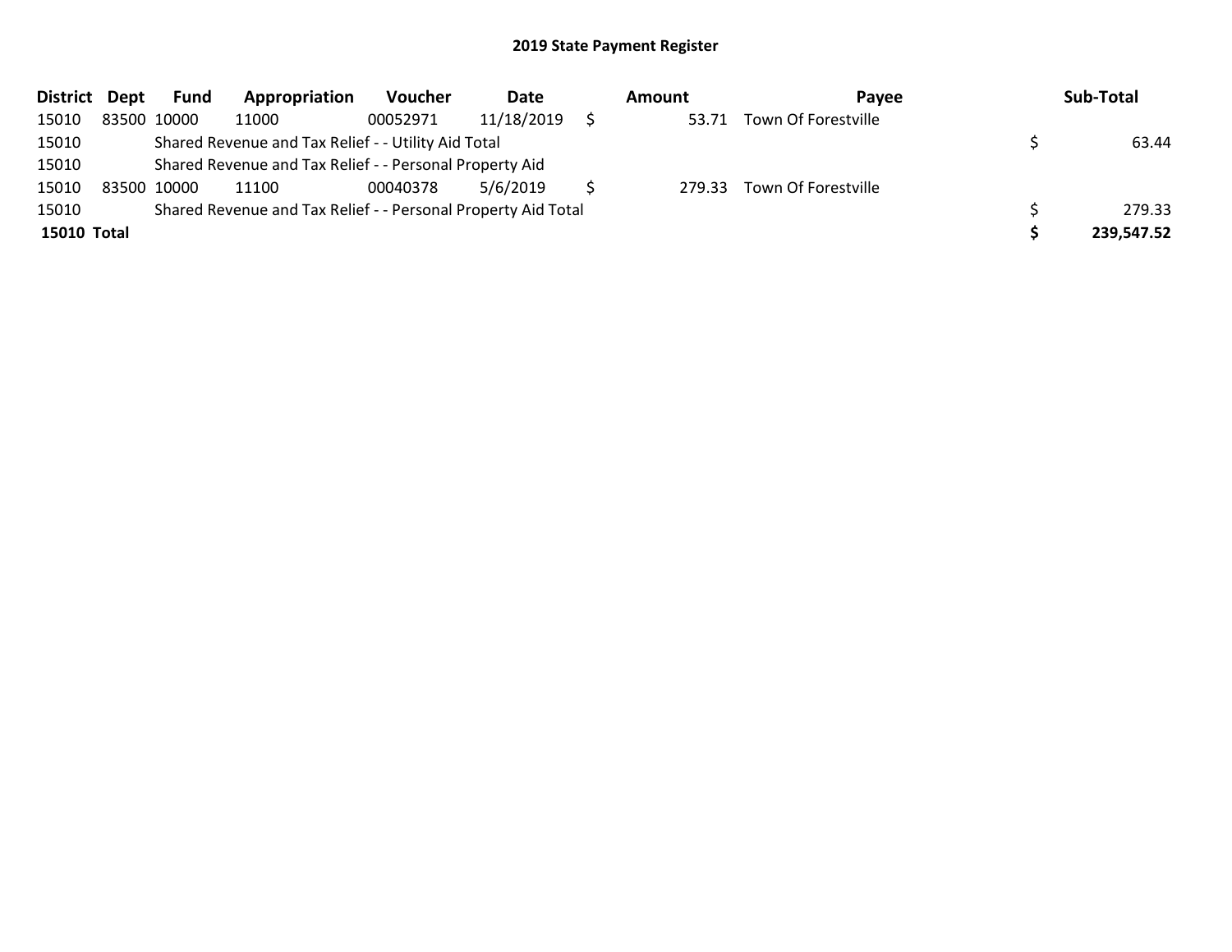## 2019 State Payment Register

| District | Dept | Fund | Appropriation | Voucher | Date | Amount | Payee | Sub-Total |
|---|---|---|---|---|---|---|---|---|
| 15010 | 83500 | 10000 | 11000 | 00052971 | 11/18/2019 | $ 53.71 | Town Of Forestville | |
| 15010 | | Shared Revenue and Tax Relief - - Utility Aid Total | | | | | | $ 63.44 |
| 15010 | | Shared Revenue and Tax Relief - - Personal Property Aid | | | | | | |
| 15010 | 83500 | 10000 | 11100 | 00040378 | 5/6/2019 | $ 279.33 | Town Of Forestville | |
| 15010 | | Shared Revenue and Tax Relief - - Personal Property Aid Total | | | | | | $ 279.33 |
| **15010** | **Total** | | | | | | | **$ 239,547.52** |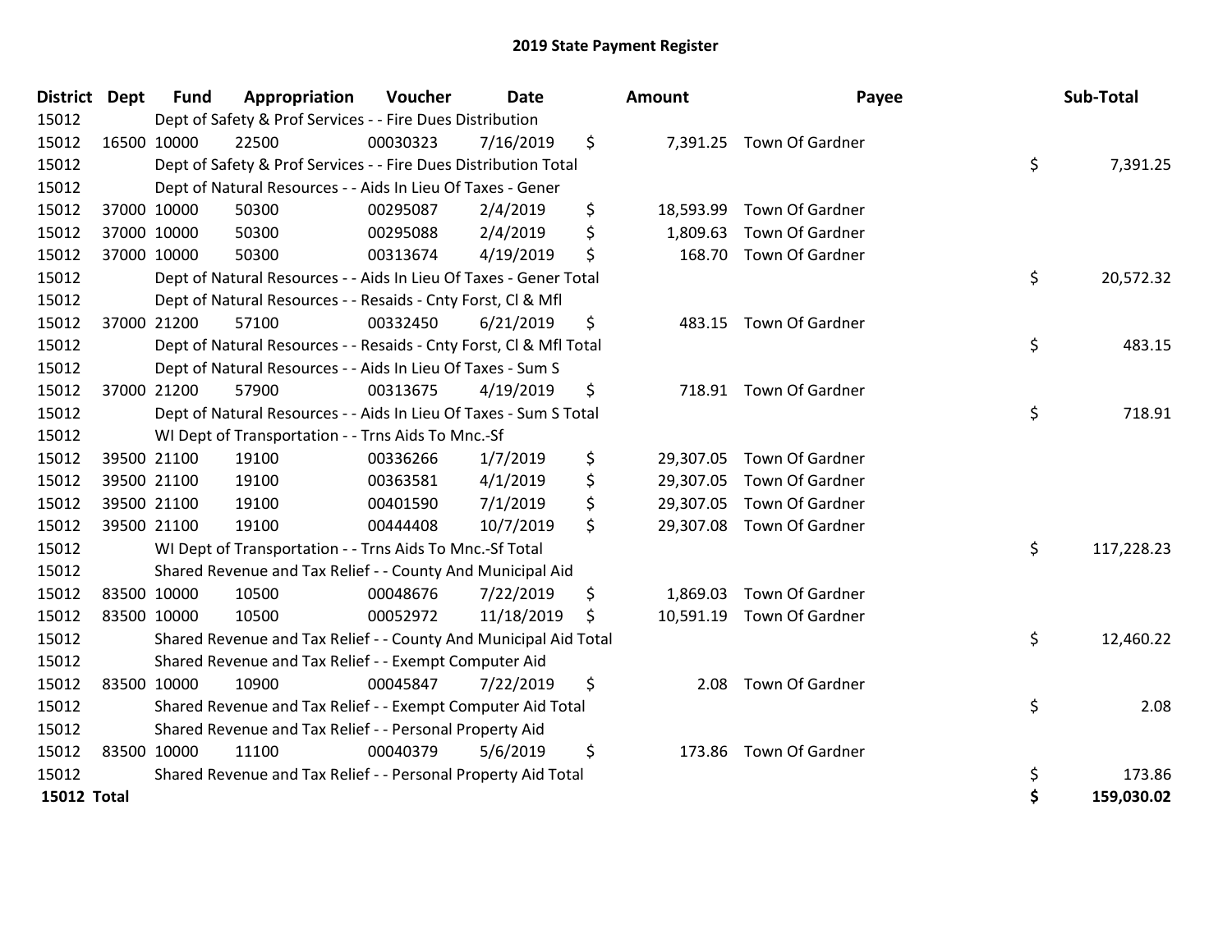# 2019 State Payment Register

| District | Dept | Fund | Appropriation | Voucher | Date | Amount | Payee | Sub-Total |
|---|---|---|---|---|---|---|---|---|
| 15012 | | Dept of Safety & Prof Services - - Fire Dues Distribution | | | | | | |
| 15012 | 16500 | 10000 | 22500 | 00030323 | 7/16/2019 | $ 7,391.25 | Town Of Gardner | |
| 15012 | | Dept of Safety & Prof Services - - Fire Dues Distribution Total | | | | | | $ 7,391.25 |
| 15012 | | Dept of Natural Resources - - Aids In Lieu Of Taxes - Gener | | | | | | |
| 15012 | 37000 | 10000 | 50300 | 00295087 | 2/4/2019 | $ 18,593.99 | Town Of Gardner | |
| 15012 | 37000 | 10000 | 50300 | 00295088 | 2/4/2019 | $ 1,809.63 | Town Of Gardner | |
| 15012 | 37000 | 10000 | 50300 | 00313674 | 4/19/2019 | $ 168.70 | Town Of Gardner | |
| 15012 | | Dept of Natural Resources - - Aids In Lieu Of Taxes - Gener Total | | | | | | $ 20,572.32 |
| 15012 | | Dept of Natural Resources - - Resaids - Cnty Forst, Cl & Mfl | | | | | | |
| 15012 | 37000 | 21200 | 57100 | 00332450 | 6/21/2019 | $ 483.15 | Town Of Gardner | |
| 15012 | | Dept of Natural Resources - - Resaids - Cnty Forst, Cl & Mfl Total | | | | | | $ 483.15 |
| 15012 | | Dept of Natural Resources - - Aids In Lieu Of Taxes - Sum S | | | | | | |
| 15012 | 37000 | 21200 | 57900 | 00313675 | 4/19/2019 | $ 718.91 | Town Of Gardner | |
| 15012 | | Dept of Natural Resources - - Aids In Lieu Of Taxes - Sum S Total | | | | | | $ 718.91 |
| 15012 | | WI Dept of Transportation - - Trns Aids To Mnc.-Sf | | | | | | |
| 15012 | 39500 | 21100 | 19100 | 00336266 | 1/7/2019 | $ 29,307.05 | Town Of Gardner | |
| 15012 | 39500 | 21100 | 19100 | 00363581 | 4/1/2019 | $ 29,307.05 | Town Of Gardner | |
| 15012 | 39500 | 21100 | 19100 | 00401590 | 7/1/2019 | $ 29,307.05 | Town Of Gardner | |
| 15012 | 39500 | 21100 | 19100 | 00444408 | 10/7/2019 | $ 29,307.08 | Town Of Gardner | |
| 15012 | | WI Dept of Transportation - - Trns Aids To Mnc.-Sf Total | | | | | | $ 117,228.23 |
| 15012 | | Shared Revenue and Tax Relief - - County And Municipal Aid | | | | | | |
| 15012 | 83500 | 10000 | 10500 | 00048676 | 7/22/2019 | $ 1,869.03 | Town Of Gardner | |
| 15012 | 83500 | 10000 | 10500 | 00052972 | 11/18/2019 | $ 10,591.19 | Town Of Gardner | |
| 15012 | | Shared Revenue and Tax Relief - - County And Municipal Aid Total | | | | | | $ 12,460.22 |
| 15012 | | Shared Revenue and Tax Relief - - Exempt Computer Aid | | | | | | |
| 15012 | 83500 | 10000 | 10900 | 00045847 | 7/22/2019 | $ 2.08 | Town Of Gardner | |
| 15012 | | Shared Revenue and Tax Relief - - Exempt Computer Aid Total | | | | | | $ 2.08 |
| 15012 | | Shared Revenue and Tax Relief - - Personal Property Aid | | | | | | |
| 15012 | 83500 | 10000 | 11100 | 00040379 | 5/6/2019 | $ 173.86 | Town Of Gardner | |
| 15012 | | Shared Revenue and Tax Relief - - Personal Property Aid Total | | | | | | $ 173.86 |
| **15012 Total** | | | | | | | | **$ 159,030.02** |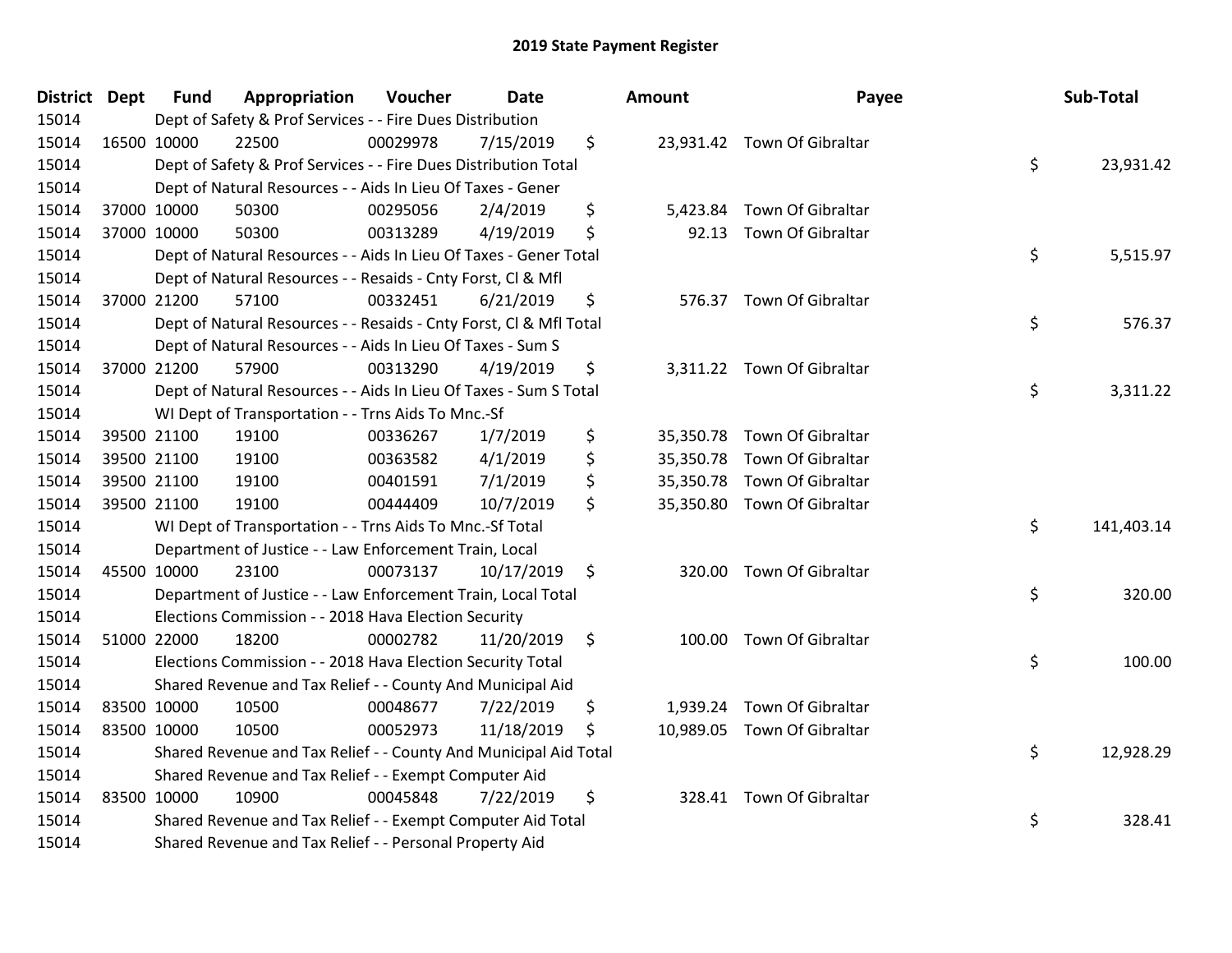# 2019 State Payment Register

| District | Dept | Fund | Appropriation | Voucher | Date | Amount | Payee | Sub-Total |
|---|---|---|---|---|---|---|---|---|
| 15014 | | Dept of Safety & Prof Services - - Fire Dues Distribution | | | | | | |
| 15014 | 16500 | 10000 | 22500 | 00029978 | 7/15/2019 | $ 23,931.42 | Town Of Gibraltar | |
| 15014 | | Dept of Safety & Prof Services - - Fire Dues Distribution Total | | | | | | $ 23,931.42 |
| 15014 | | Dept of Natural Resources - - Aids In Lieu Of Taxes - Gener | | | | | | |
| 15014 | 37000 | 10000 | 50300 | 00295056 | 2/4/2019 | $ 5,423.84 | Town Of Gibraltar | |
| 15014 | 37000 | 10000 | 50300 | 00313289 | 4/19/2019 | $ 92.13 | Town Of Gibraltar | |
| 15014 | | Dept of Natural Resources - - Aids In Lieu Of Taxes - Gener Total | | | | | | $ 5,515.97 |
| 15014 | | Dept of Natural Resources - - Resaids - Cnty Forst, Cl & Mfl | | | | | | |
| 15014 | 37000 | 21200 | 57100 | 00332451 | 6/21/2019 | $ 576.37 | Town Of Gibraltar | |
| 15014 | | Dept of Natural Resources - - Resaids - Cnty Forst, Cl & Mfl Total | | | | | | $ 576.37 |
| 15014 | | Dept of Natural Resources - - Aids In Lieu Of Taxes - Sum S | | | | | | |
| 15014 | 37000 | 21200 | 57900 | 00313290 | 4/19/2019 | $ 3,311.22 | Town Of Gibraltar | |
| 15014 | | Dept of Natural Resources - - Aids In Lieu Of Taxes - Sum S Total | | | | | | $ 3,311.22 |
| 15014 | | WI Dept of Transportation - - Trns Aids To Mnc.-Sf | | | | | | |
| 15014 | 39500 | 21100 | 19100 | 00336267 | 1/7/2019 | $ 35,350.78 | Town Of Gibraltar | |
| 15014 | 39500 | 21100 | 19100 | 00363582 | 4/1/2019 | $ 35,350.78 | Town Of Gibraltar | |
| 15014 | 39500 | 21100 | 19100 | 00401591 | 7/1/2019 | $ 35,350.78 | Town Of Gibraltar | |
| 15014 | 39500 | 21100 | 19100 | 00444409 | 10/7/2019 | $ 35,350.80 | Town Of Gibraltar | |
| 15014 | | WI Dept of Transportation - - Trns Aids To Mnc.-Sf Total | | | | | | $ 141,403.14 |
| 15014 | | Department of Justice - - Law Enforcement Train, Local | | | | | | |
| 15014 | 45500 | 10000 | 23100 | 00073137 | 10/17/2019 | $ 320.00 | Town Of Gibraltar | |
| 15014 | | Department of Justice - - Law Enforcement Train, Local Total | | | | | | $ 320.00 |
| 15014 | | Elections Commission - - 2018 Hava Election Security | | | | | | |
| 15014 | 51000 | 22000 | 18200 | 00002782 | 11/20/2019 | $ 100.00 | Town Of Gibraltar | |
| 15014 | | Elections Commission - - 2018 Hava Election Security Total | | | | | | $ 100.00 |
| 15014 | | Shared Revenue and Tax Relief - - County And Municipal Aid | | | | | | |
| 15014 | 83500 | 10000 | 10500 | 00048677 | 7/22/2019 | $ 1,939.24 | Town Of Gibraltar | |
| 15014 | 83500 | 10000 | 10500 | 00052973 | 11/18/2019 | $ 10,989.05 | Town Of Gibraltar | |
| 15014 | | Shared Revenue and Tax Relief - - County And Municipal Aid Total | | | | | | $ 12,928.29 |
| 15014 | | Shared Revenue and Tax Relief - - Exempt Computer Aid | | | | | | |
| 15014 | 83500 | 10000 | 10900 | 00045848 | 7/22/2019 | $ 328.41 | Town Of Gibraltar | |
| 15014 | | Shared Revenue and Tax Relief - - Exempt Computer Aid Total | | | | | | $ 328.41 |
| 15014 | | Shared Revenue and Tax Relief - - Personal Property Aid | | | | | | |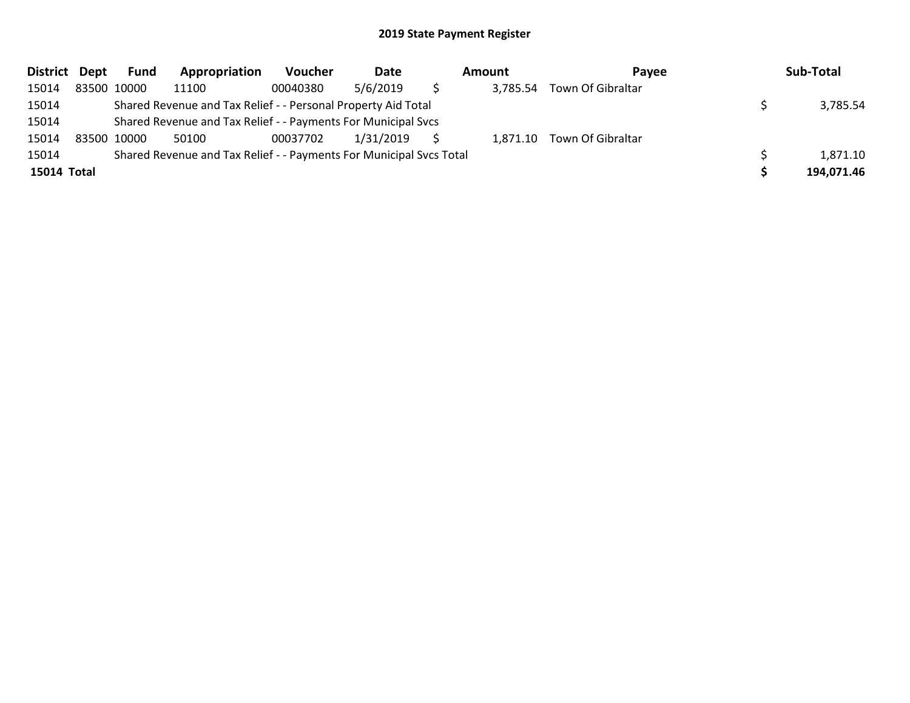## 2019 State Payment Register

| District | Dept | Fund | Appropriation | Voucher | Date | Amount | Payee | Sub-Total |
|---|---|---|---|---|---|---|---|---|
| 15014 | 83500 | 10000 | 11100 | 00040380 | 5/6/2019 | $ 3,785.54 | Town Of Gibraltar | |
| 15014 | | Shared Revenue and Tax Relief - - Personal Property Aid Total | | | | | | $ 3,785.54 |
| 15014 | | Shared Revenue and Tax Relief - - Payments For Municipal Svcs | | | | | | |
| 15014 | 83500 | 10000 | 50100 | 00037702 | 1/31/2019 | $ 1,871.10 | Town Of Gibraltar | |
| 15014 | | Shared Revenue and Tax Relief - - Payments For Municipal Svcs Total | | | | | | $ 1,871.10 |
| **15014** | **Total** | | | | | | | **$ 194,071.46** |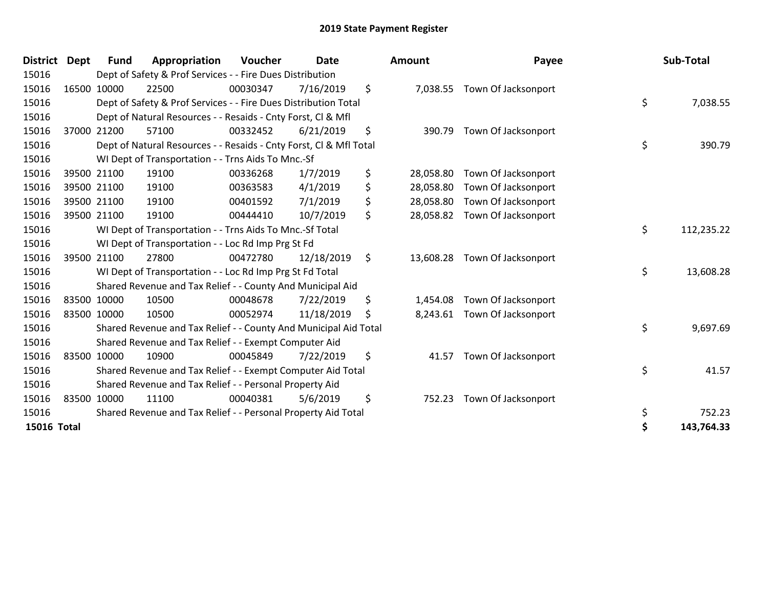# 2019 State Payment Register

| District | Dept | Fund | Appropriation | Voucher | Date | Amount | Payee | Sub-Total |
|---|---|---|---|---|---|---|---|---|
| 15016 | | Dept of Safety & Prof Services - - Fire Dues Distribution | | | | | | |
| 15016 | 16500 | 10000 | 22500 | 00030347 | 7/16/2019 | $ 7,038.55 | Town Of Jacksonport | |
| 15016 | | Dept of Safety & Prof Services - - Fire Dues Distribution Total | | | | | | $ 7,038.55 |
| 15016 | | Dept of Natural Resources - - Resaids - Cnty Forst, Cl & Mfl | | | | | | |
| 15016 | 37000 | 21200 | 57100 | 00332452 | 6/21/2019 | $ 390.79 | Town Of Jacksonport | |
| 15016 | | Dept of Natural Resources - - Resaids - Cnty Forst, Cl & Mfl Total | | | | | | $ 390.79 |
| 15016 | | WI Dept of Transportation - - Trns Aids To Mnc.-Sf | | | | | | |
| 15016 | 39500 | 21100 | 19100 | 00336268 | 1/7/2019 | $ 28,058.80 | Town Of Jacksonport | |
| 15016 | 39500 | 21100 | 19100 | 00363583 | 4/1/2019 | $ 28,058.80 | Town Of Jacksonport | |
| 15016 | 39500 | 21100 | 19100 | 00401592 | 7/1/2019 | $ 28,058.80 | Town Of Jacksonport | |
| 15016 | 39500 | 21100 | 19100 | 00444410 | 10/7/2019 | $ 28,058.82 | Town Of Jacksonport | |
| 15016 | | WI Dept of Transportation - - Trns Aids To Mnc.-Sf Total | | | | | | $ 112,235.22 |
| 15016 | | WI Dept of Transportation - - Loc Rd Imp Prg St Fd | | | | | | |
| 15016 | 39500 | 21100 | 27800 | 00472780 | 12/18/2019 | $ 13,608.28 | Town Of Jacksonport | |
| 15016 | | WI Dept of Transportation - - Loc Rd Imp Prg St Fd Total | | | | | | $ 13,608.28 |
| 15016 | | Shared Revenue and Tax Relief - - County And Municipal Aid | | | | | | |
| 15016 | 83500 | 10000 | 10500 | 00048678 | 7/22/2019 | $ 1,454.08 | Town Of Jacksonport | |
| 15016 | 83500 | 10000 | 10500 | 00052974 | 11/18/2019 | $ 8,243.61 | Town Of Jacksonport | |
| 15016 | | Shared Revenue and Tax Relief - - County And Municipal Aid Total | | | | | | $ 9,697.69 |
| 15016 | | Shared Revenue and Tax Relief - - Exempt Computer Aid | | | | | | |
| 15016 | 83500 | 10000 | 10900 | 00045849 | 7/22/2019 | $ 41.57 | Town Of Jacksonport | |
| 15016 | | Shared Revenue and Tax Relief - - Exempt Computer Aid Total | | | | | | $ 41.57 |
| 15016 | | Shared Revenue and Tax Relief - - Personal Property Aid | | | | | | |
| 15016 | 83500 | 10000 | 11100 | 00040381 | 5/6/2019 | $ 752.23 | Town Of Jacksonport | |
| 15016 | | Shared Revenue and Tax Relief - - Personal Property Aid Total | | | | | | $ 752.23 |
| **15016 Total** | | | | | | | | **$ 143,764.33** |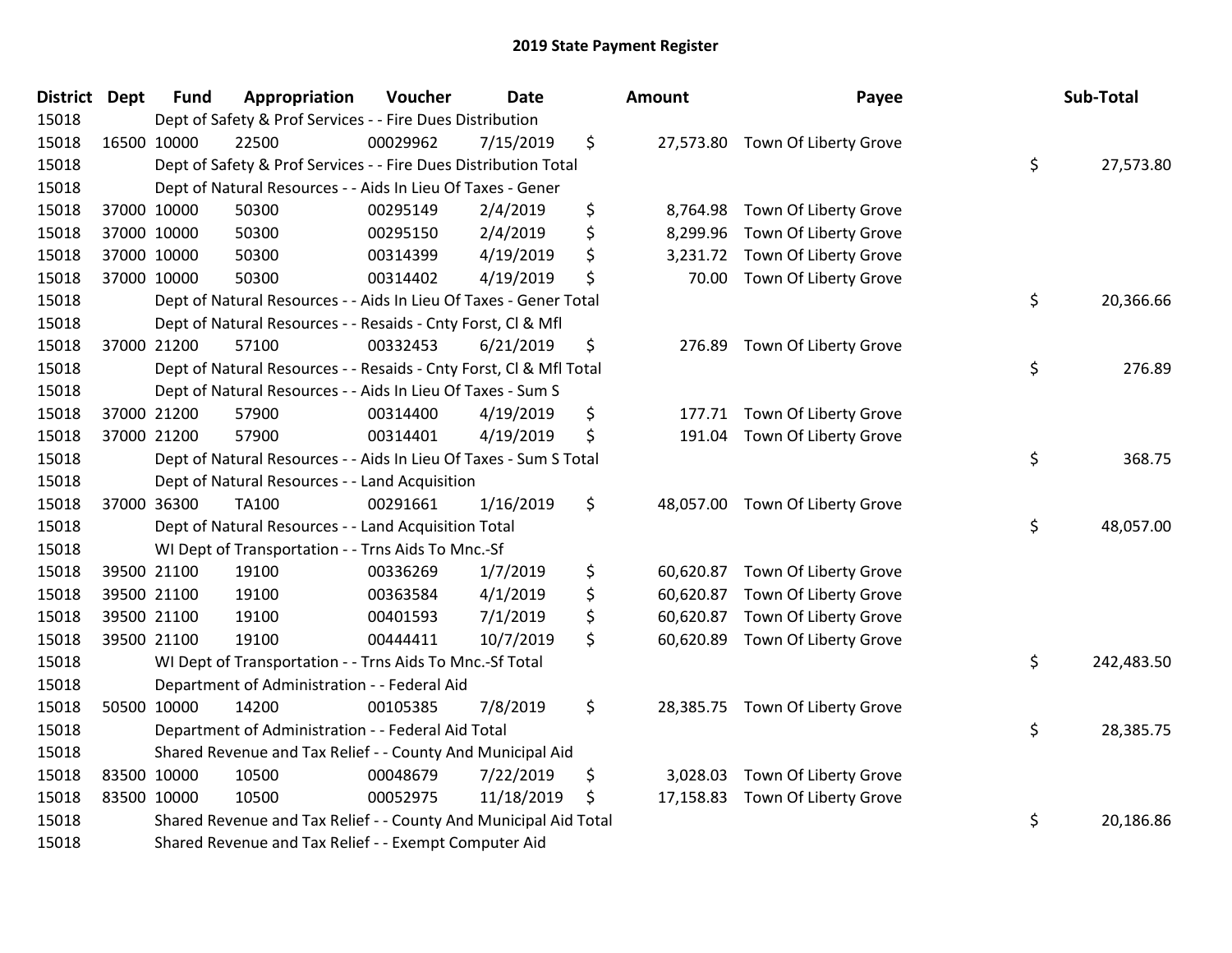# 2019 State Payment Register

| District | Dept | Fund | Appropriation | Voucher | Date | Amount | Payee | Sub-Total |
|---|---|---|---|---|---|---|---|---|
| 15018 | | Dept of Safety & Prof Services - - Fire Dues Distribution | | | | | | |
| 15018 | 16500 | 10000 | 22500 | 00029962 | 7/15/2019 | $ 27,573.80 | Town Of Liberty Grove | |
| 15018 | | Dept of Safety & Prof Services - - Fire Dues Distribution Total | | | | | | $ 27,573.80 |
| 15018 | | Dept of Natural Resources - - Aids In Lieu Of Taxes - Gener | | | | | | |
| 15018 | 37000 | 10000 | 50300 | 00295149 | 2/4/2019 | $ 8,764.98 | Town Of Liberty Grove | |
| 15018 | 37000 | 10000 | 50300 | 00295150 | 2/4/2019 | $ 8,299.96 | Town Of Liberty Grove | |
| 15018 | 37000 | 10000 | 50300 | 00314399 | 4/19/2019 | $ 3,231.72 | Town Of Liberty Grove | |
| 15018 | 37000 | 10000 | 50300 | 00314402 | 4/19/2019 | $ 70.00 | Town Of Liberty Grove | |
| 15018 | | Dept of Natural Resources - - Aids In Lieu Of Taxes - Gener Total | | | | | | $ 20,366.66 |
| 15018 | | Dept of Natural Resources - - Resaids - Cnty Forst, Cl & Mfl | | | | | | |
| 15018 | 37000 | 21200 | 57100 | 00332453 | 6/21/2019 | $ 276.89 | Town Of Liberty Grove | |
| 15018 | | Dept of Natural Resources - - Resaids - Cnty Forst, Cl & Mfl Total | | | | | | $ 276.89 |
| 15018 | | Dept of Natural Resources - - Aids In Lieu Of Taxes - Sum S | | | | | | |
| 15018 | 37000 | 21200 | 57900 | 00314400 | 4/19/2019 | $ 177.71 | Town Of Liberty Grove | |
| 15018 | 37000 | 21200 | 57900 | 00314401 | 4/19/2019 | $ 191.04 | Town Of Liberty Grove | |
| 15018 | | Dept of Natural Resources - - Aids In Lieu Of Taxes - Sum S Total | | | | | | $ 368.75 |
| 15018 | | Dept of Natural Resources - - Land Acquisition | | | | | | |
| 15018 | 37000 | 36300 | TA100 | 00291661 | 1/16/2019 | $ 48,057.00 | Town Of Liberty Grove | |
| 15018 | | Dept of Natural Resources - - Land Acquisition Total | | | | | | $ 48,057.00 |
| 15018 | | WI Dept of Transportation - - Trns Aids To Mnc.-Sf | | | | | | |
| 15018 | 39500 | 21100 | 19100 | 00336269 | 1/7/2019 | $ 60,620.87 | Town Of Liberty Grove | |
| 15018 | 39500 | 21100 | 19100 | 00363584 | 4/1/2019 | $ 60,620.87 | Town Of Liberty Grove | |
| 15018 | 39500 | 21100 | 19100 | 00401593 | 7/1/2019 | $ 60,620.87 | Town Of Liberty Grove | |
| 15018 | 39500 | 21100 | 19100 | 00444411 | 10/7/2019 | $ 60,620.89 | Town Of Liberty Grove | |
| 15018 | | WI Dept of Transportation - - Trns Aids To Mnc.-Sf Total | | | | | | $ 242,483.50 |
| 15018 | | Department of Administration - - Federal Aid | | | | | | |
| 15018 | 50500 | 10000 | 14200 | 00105385 | 7/8/2019 | $ 28,385.75 | Town Of Liberty Grove | |
| 15018 | | Department of Administration - - Federal Aid Total | | | | | | $ 28,385.75 |
| 15018 | | Shared Revenue and Tax Relief - - County And Municipal Aid | | | | | | |
| 15018 | 83500 | 10000 | 10500 | 00048679 | 7/22/2019 | $ 3,028.03 | Town Of Liberty Grove | |
| 15018 | 83500 | 10000 | 10500 | 00052975 | 11/18/2019 | $ 17,158.83 | Town Of Liberty Grove | |
| 15018 | | Shared Revenue and Tax Relief - - County And Municipal Aid Total | | | | | | $ 20,186.86 |
| 15018 | | Shared Revenue and Tax Relief - - Exempt Computer Aid | | | | | | |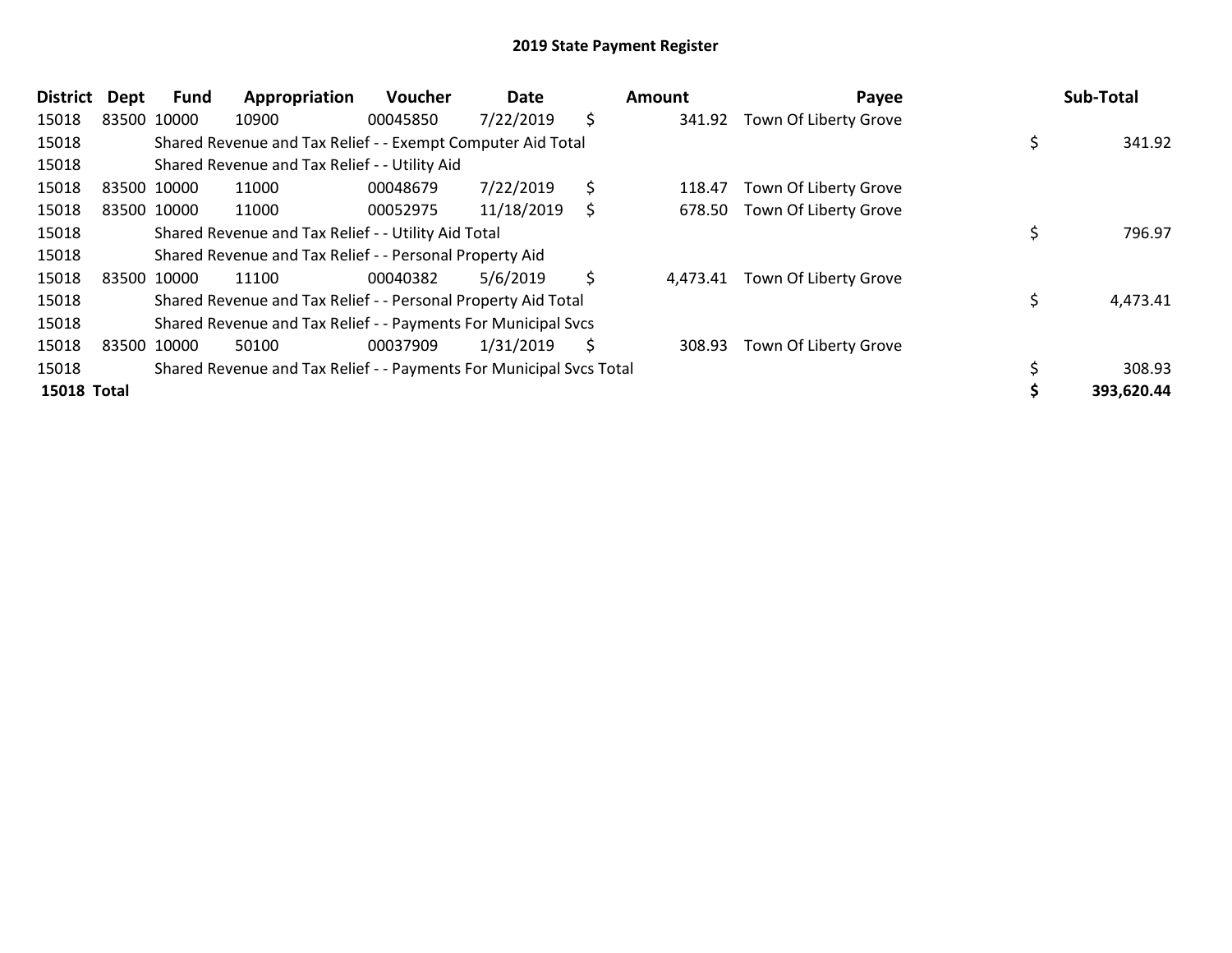## 2019 State Payment Register

| District | Dept | Fund | Appropriation | Voucher | Date | Amount | Payee | Sub-Total |
|---|---|---|---|---|---|---|---|---|
| 15018 | 83500 | 10000 | 10900 | 00045850 | 7/22/2019 | $ 341.92 | Town Of Liberty Grove | |
| 15018 | | Shared Revenue and Tax Relief - - Exempt Computer Aid Total | | | | | | $ 341.92 |
| 15018 | | Shared Revenue and Tax Relief - - Utility Aid | | | | | | |
| 15018 | 83500 | 10000 | 11000 | 00048679 | 7/22/2019 | $ 118.47 | Town Of Liberty Grove | |
| 15018 | 83500 | 10000 | 11000 | 00052975 | 11/18/2019 | $ 678.50 | Town Of Liberty Grove | |
| 15018 | | Shared Revenue and Tax Relief - - Utility Aid Total | | | | | | $ 796.97 |
| 15018 | | Shared Revenue and Tax Relief - - Personal Property Aid | | | | | | |
| 15018 | 83500 | 10000 | 11100 | 00040382 | 5/6/2019 | $ 4,473.41 | Town Of Liberty Grove | |
| 15018 | | Shared Revenue and Tax Relief - - Personal Property Aid Total | | | | | | $ 4,473.41 |
| 15018 | | Shared Revenue and Tax Relief - - Payments For Municipal Svcs | | | | | | |
| 15018 | 83500 | 10000 | 50100 | 00037909 | 1/31/2019 | $ 308.93 | Town Of Liberty Grove | |
| 15018 | | Shared Revenue and Tax Relief - - Payments For Municipal Svcs Total | | | | | | $ 308.93 |
| **15018 Total** | | | | | | | | **$ 393,620.44** |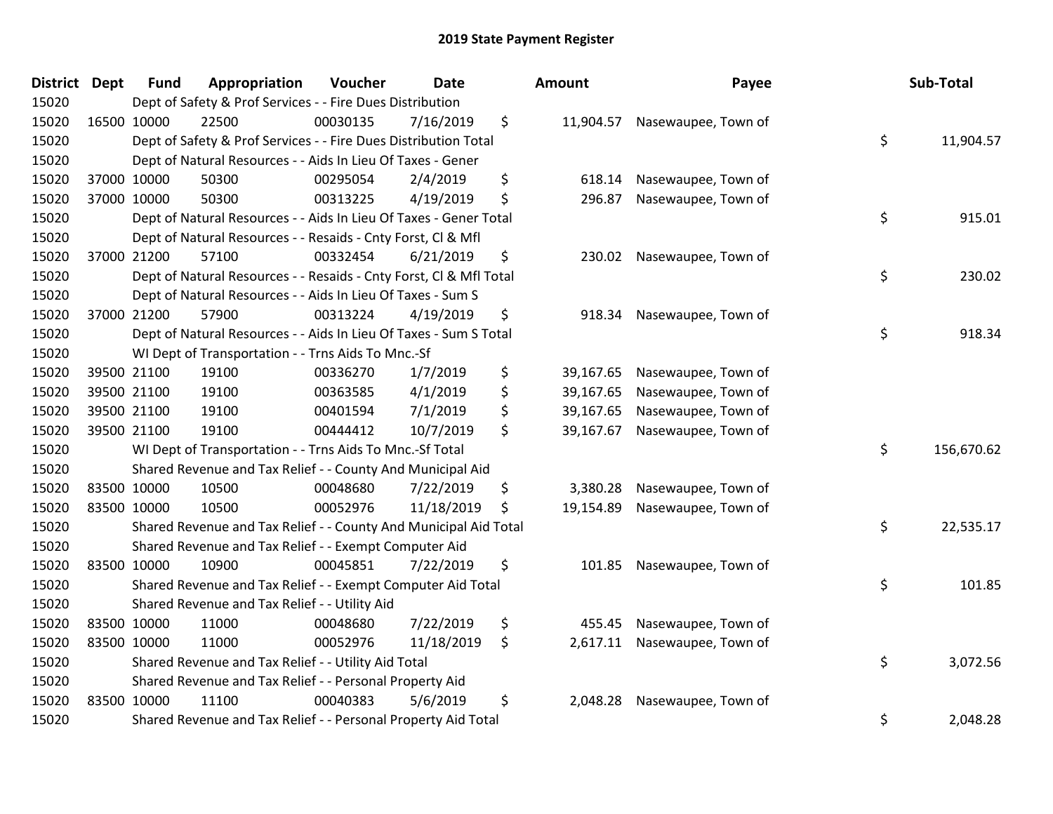# 2019 State Payment Register

| District | Dept | Fund | Appropriation | Voucher | Date | Amount | Payee | Sub-Total |
|---|---|---|---|---|---|---|---|---|
| 15020 | | Dept of Safety & Prof Services - - Fire Dues Distribution | | | | | | |
| 15020 | 16500 | 10000 | 22500 | 00030135 | 7/16/2019 | $ 11,904.57 | Nasewaupee, Town of | |
| 15020 | | Dept of Safety & Prof Services - - Fire Dues Distribution Total | | | | | | $ 11,904.57 |
| 15020 | | Dept of Natural Resources - - Aids In Lieu Of Taxes - Gener | | | | | | |
| 15020 | 37000 | 10000 | 50300 | 00295054 | 2/4/2019 | $ 618.14 | Nasewaupee, Town of | |
| 15020 | 37000 | 10000 | 50300 | 00313225 | 4/19/2019 | $ 296.87 | Nasewaupee, Town of | |
| 15020 | | Dept of Natural Resources - - Aids In Lieu Of Taxes - Gener Total | | | | | | $ 915.01 |
| 15020 | | Dept of Natural Resources - - Resaids - Cnty Forst, Cl & Mfl | | | | | | |
| 15020 | 37000 | 21200 | 57100 | 00332454 | 6/21/2019 | $ 230.02 | Nasewaupee, Town of | |
| 15020 | | Dept of Natural Resources - - Resaids - Cnty Forst, Cl & Mfl Total | | | | | | $ 230.02 |
| 15020 | | Dept of Natural Resources - - Aids In Lieu Of Taxes - Sum S | | | | | | |
| 15020 | 37000 | 21200 | 57900 | 00313224 | 4/19/2019 | $ 918.34 | Nasewaupee, Town of | |
| 15020 | | Dept of Natural Resources - - Aids In Lieu Of Taxes - Sum S Total | | | | | | $ 918.34 |
| 15020 | | WI Dept of Transportation - - Trns Aids To Mnc.-Sf | | | | | | |
| 15020 | 39500 | 21100 | 19100 | 00336270 | 1/7/2019 | $ 39,167.65 | Nasewaupee, Town of | |
| 15020 | 39500 | 21100 | 19100 | 00363585 | 4/1/2019 | $ 39,167.65 | Nasewaupee, Town of | |
| 15020 | 39500 | 21100 | 19100 | 00401594 | 7/1/2019 | $ 39,167.65 | Nasewaupee, Town of | |
| 15020 | 39500 | 21100 | 19100 | 00444412 | 10/7/2019 | $ 39,167.67 | Nasewaupee, Town of | |
| 15020 | | WI Dept of Transportation - - Trns Aids To Mnc.-Sf Total | | | | | | $ 156,670.62 |
| 15020 | | Shared Revenue and Tax Relief - - County And Municipal Aid | | | | | | |
| 15020 | 83500 | 10000 | 10500 | 00048680 | 7/22/2019 | $ 3,380.28 | Nasewaupee, Town of | |
| 15020 | 83500 | 10000 | 10500 | 00052976 | 11/18/2019 | $ 19,154.89 | Nasewaupee, Town of | |
| 15020 | | Shared Revenue and Tax Relief - - County And Municipal Aid Total | | | | | | $ 22,535.17 |
| 15020 | | Shared Revenue and Tax Relief - - Exempt Computer Aid | | | | | | |
| 15020 | 83500 | 10000 | 10900 | 00045851 | 7/22/2019 | $ 101.85 | Nasewaupee, Town of | |
| 15020 | | Shared Revenue and Tax Relief - - Exempt Computer Aid Total | | | | | | $ 101.85 |
| 15020 | | Shared Revenue and Tax Relief - - Utility Aid | | | | | | |
| 15020 | 83500 | 10000 | 11000 | 00048680 | 7/22/2019 | $ 455.45 | Nasewaupee, Town of | |
| 15020 | 83500 | 10000 | 11000 | 00052976 | 11/18/2019 | $ 2,617.11 | Nasewaupee, Town of | |
| 15020 | | Shared Revenue and Tax Relief - - Utility Aid Total | | | | | | $ 3,072.56 |
| 15020 | | Shared Revenue and Tax Relief - - Personal Property Aid | | | | | | |
| 15020 | 83500 | 10000 | 11100 | 00040383 | 5/6/2019 | $ 2,048.28 | Nasewaupee, Town of | |
| 15020 | | Shared Revenue and Tax Relief - - Personal Property Aid Total | | | | | | $ 2,048.28 |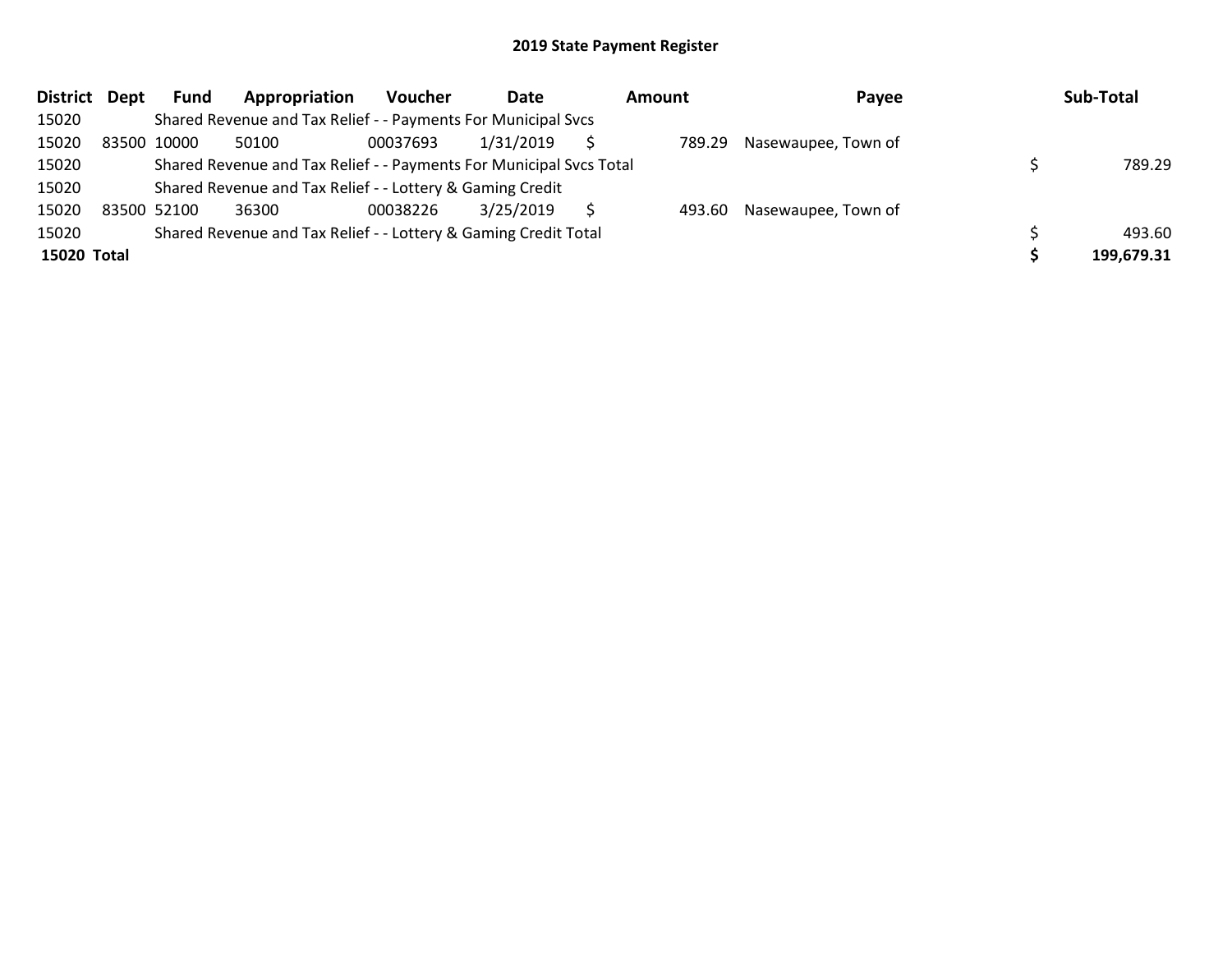# 2019 State Payment Register

| District | Dept | Fund | Appropriation | Voucher | Date | Amount | Payee | Sub-Total |
|---|---|---|---|---|---|---|---|---|
| 15020 | | Shared Revenue and Tax Relief - - Payments For Municipal Svcs | | | | | | |
| 15020 | 83500 | 10000 | 50100 | 00037693 | 1/31/2019 | $ 789.29 | Nasewaupee, Town of | |
| 15020 | | Shared Revenue and Tax Relief - - Payments For Municipal Svcs Total | | | | | | $ 789.29 |
| 15020 | | Shared Revenue and Tax Relief - - Lottery & Gaming Credit | | | | | | |
| 15020 | 83500 | 52100 | 36300 | 00038226 | 3/25/2019 | $ 493.60 | Nasewaupee, Town of | |
| 15020 | | Shared Revenue and Tax Relief - - Lottery & Gaming Credit Total | | | | | | $ 493.60 |
| **15020 Total** | | | | | | | | **$ 199,679.31** |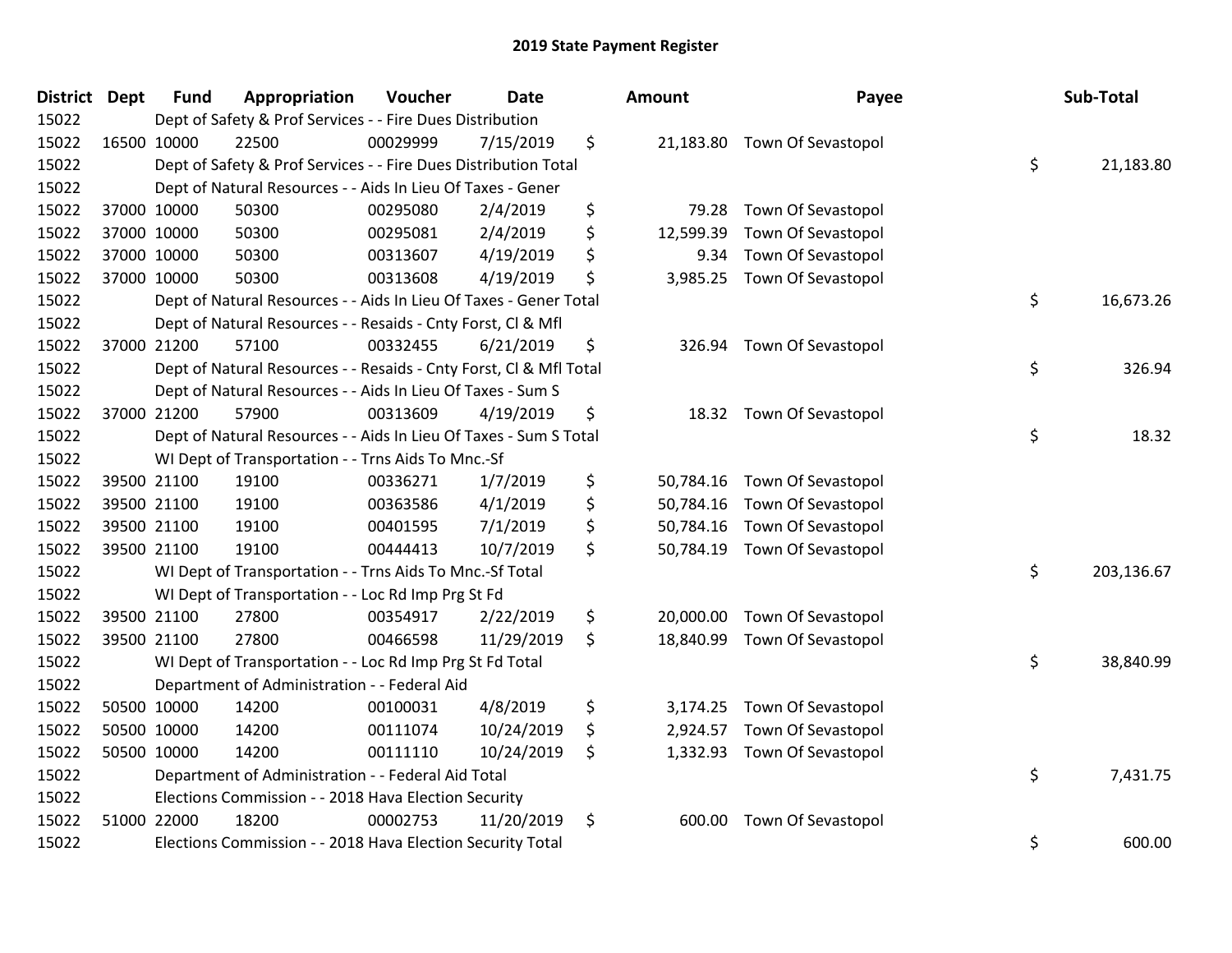## 2019 State Payment Register

| District | Dept | Fund | Appropriation | Voucher | Date | Amount | Payee | Sub-Total |
|---|---|---|---|---|---|---|---|---|
| 15022 | | Dept of Safety & Prof Services - - Fire Dues Distribution | | | | | | |
| 15022 | 16500 | 10000 | 22500 | 00029999 | 7/15/2019 | $ 21,183.80 | Town Of Sevastopol | |
| 15022 | | Dept of Safety & Prof Services - - Fire Dues Distribution Total | | | | | | $ 21,183.80 |
| 15022 | | Dept of Natural Resources - - Aids In Lieu Of Taxes - Gener | | | | | | |
| 15022 | 37000 | 10000 | 50300 | 00295080 | 2/4/2019 | $ 79.28 | Town Of Sevastopol | |
| 15022 | 37000 | 10000 | 50300 | 00295081 | 2/4/2019 | $ 12,599.39 | Town Of Sevastopol | |
| 15022 | 37000 | 10000 | 50300 | 00313607 | 4/19/2019 | $ 9.34 | Town Of Sevastopol | |
| 15022 | 37000 | 10000 | 50300 | 00313608 | 4/19/2019 | $ 3,985.25 | Town Of Sevastopol | |
| 15022 | | Dept of Natural Resources - - Aids In Lieu Of Taxes - Gener Total | | | | | | $ 16,673.26 |
| 15022 | | Dept of Natural Resources - - Resaids - Cnty Forst, Cl & Mfl | | | | | | |
| 15022 | 37000 | 21200 | 57100 | 00332455 | 6/21/2019 | $ 326.94 | Town Of Sevastopol | |
| 15022 | | Dept of Natural Resources - - Resaids - Cnty Forst, Cl & Mfl Total | | | | | | $ 326.94 |
| 15022 | | Dept of Natural Resources - - Aids In Lieu Of Taxes - Sum S | | | | | | |
| 15022 | 37000 | 21200 | 57900 | 00313609 | 4/19/2019 | $ 18.32 | Town Of Sevastopol | |
| 15022 | | Dept of Natural Resources - - Aids In Lieu Of Taxes - Sum S Total | | | | | | $ 18.32 |
| 15022 | | WI Dept of Transportation - - Trns Aids To Mnc.-Sf | | | | | | |
| 15022 | 39500 | 21100 | 19100 | 00336271 | 1/7/2019 | $ 50,784.16 | Town Of Sevastopol | |
| 15022 | 39500 | 21100 | 19100 | 00363586 | 4/1/2019 | $ 50,784.16 | Town Of Sevastopol | |
| 15022 | 39500 | 21100 | 19100 | 00401595 | 7/1/2019 | $ 50,784.16 | Town Of Sevastopol | |
| 15022 | 39500 | 21100 | 19100 | 00444413 | 10/7/2019 | $ 50,784.19 | Town Of Sevastopol | |
| 15022 | | WI Dept of Transportation - - Trns Aids To Mnc.-Sf Total | | | | | | $ 203,136.67 |
| 15022 | | WI Dept of Transportation - - Loc Rd Imp Prg St Fd | | | | | | |
| 15022 | 39500 | 21100 | 27800 | 00354917 | 2/22/2019 | $ 20,000.00 | Town Of Sevastopol | |
| 15022 | 39500 | 21100 | 27800 | 00466598 | 11/29/2019 | $ 18,840.99 | Town Of Sevastopol | |
| 15022 | | WI Dept of Transportation - - Loc Rd Imp Prg St Fd Total | | | | | | $ 38,840.99 |
| 15022 | | Department of Administration - - Federal Aid | | | | | | |
| 15022 | 50500 | 10000 | 14200 | 00100031 | 4/8/2019 | $ 3,174.25 | Town Of Sevastopol | |
| 15022 | 50500 | 10000 | 14200 | 00111074 | 10/24/2019 | $ 2,924.57 | Town Of Sevastopol | |
| 15022 | 50500 | 10000 | 14200 | 00111110 | 10/24/2019 | $ 1,332.93 | Town Of Sevastopol | |
| 15022 | | Department of Administration - - Federal Aid Total | | | | | | $ 7,431.75 |
| 15022 | | Elections Commission - - 2018 Hava Election Security | | | | | | |
| 15022 | 51000 | 22000 | 18200 | 00002753 | 11/20/2019 | $ 600.00 | Town Of Sevastopol | |
| 15022 | | Elections Commission - - 2018 Hava Election Security Total | | | | | | $ 600.00 |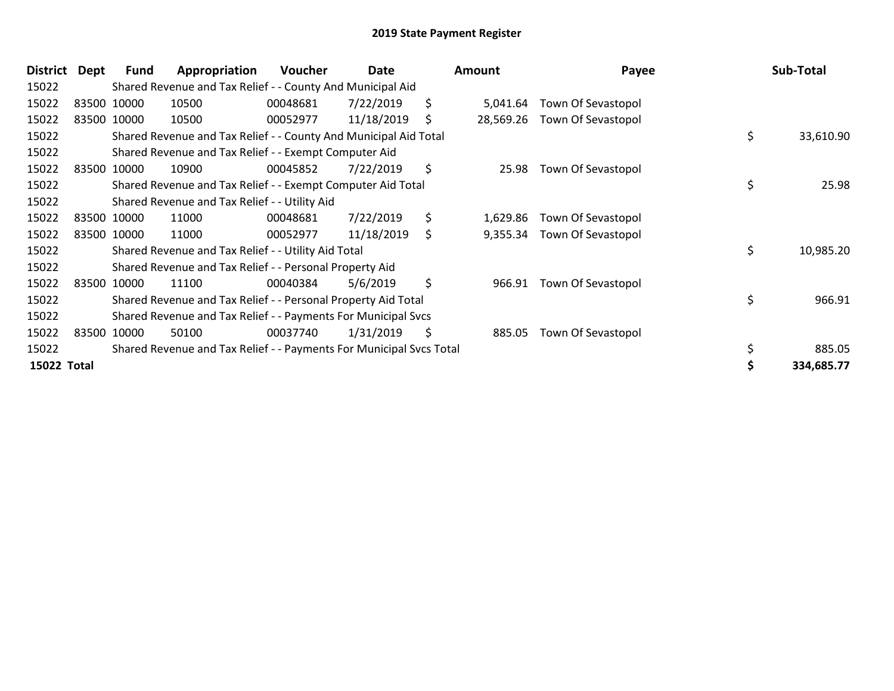## 2019 State Payment Register

| District | Dept | Fund | Appropriation | Voucher | Date | Amount | Payee | Sub-Total |
|---|---|---|---|---|---|---|---|---|
| 15022 | | Shared Revenue and Tax Relief - - County And Municipal Aid | | | | | | |
| 15022 | 83500 | 10000 | 10500 | 00048681 | 7/22/2019 | $ 5,041.64 | Town Of Sevastopol | |
| 15022 | 83500 | 10000 | 10500 | 00052977 | 11/18/2019 | $ 28,569.26 | Town Of Sevastopol | |
| 15022 | | Shared Revenue and Tax Relief - - County And Municipal Aid Total | | | | | | $ 33,610.90 |
| 15022 | | Shared Revenue and Tax Relief - - Exempt Computer Aid | | | | | | |
| 15022 | 83500 | 10000 | 10900 | 00045852 | 7/22/2019 | $ 25.98 | Town Of Sevastopol | |
| 15022 | | Shared Revenue and Tax Relief - - Exempt Computer Aid Total | | | | | | $ 25.98 |
| 15022 | | Shared Revenue and Tax Relief - - Utility Aid | | | | | | |
| 15022 | 83500 | 10000 | 11000 | 00048681 | 7/22/2019 | $ 1,629.86 | Town Of Sevastopol | |
| 15022 | 83500 | 10000 | 11000 | 00052977 | 11/18/2019 | $ 9,355.34 | Town Of Sevastopol | |
| 15022 | | Shared Revenue and Tax Relief - - Utility Aid Total | | | | | | $ 10,985.20 |
| 15022 | | Shared Revenue and Tax Relief - - Personal Property Aid | | | | | | |
| 15022 | 83500 | 10000 | 11100 | 00040384 | 5/6/2019 | $ 966.91 | Town Of Sevastopol | |
| 15022 | | Shared Revenue and Tax Relief - - Personal Property Aid Total | | | | | | $ 966.91 |
| 15022 | | Shared Revenue and Tax Relief - - Payments For Municipal Svcs | | | | | | |
| 15022 | 83500 | 10000 | 50100 | 00037740 | 1/31/2019 | $ 885.05 | Town Of Sevastopol | |
| 15022 | | Shared Revenue and Tax Relief - - Payments For Municipal Svcs Total | | | | | | $ 885.05 |
| **15022 Total** | | | | | | | | **$ 334,685.77** |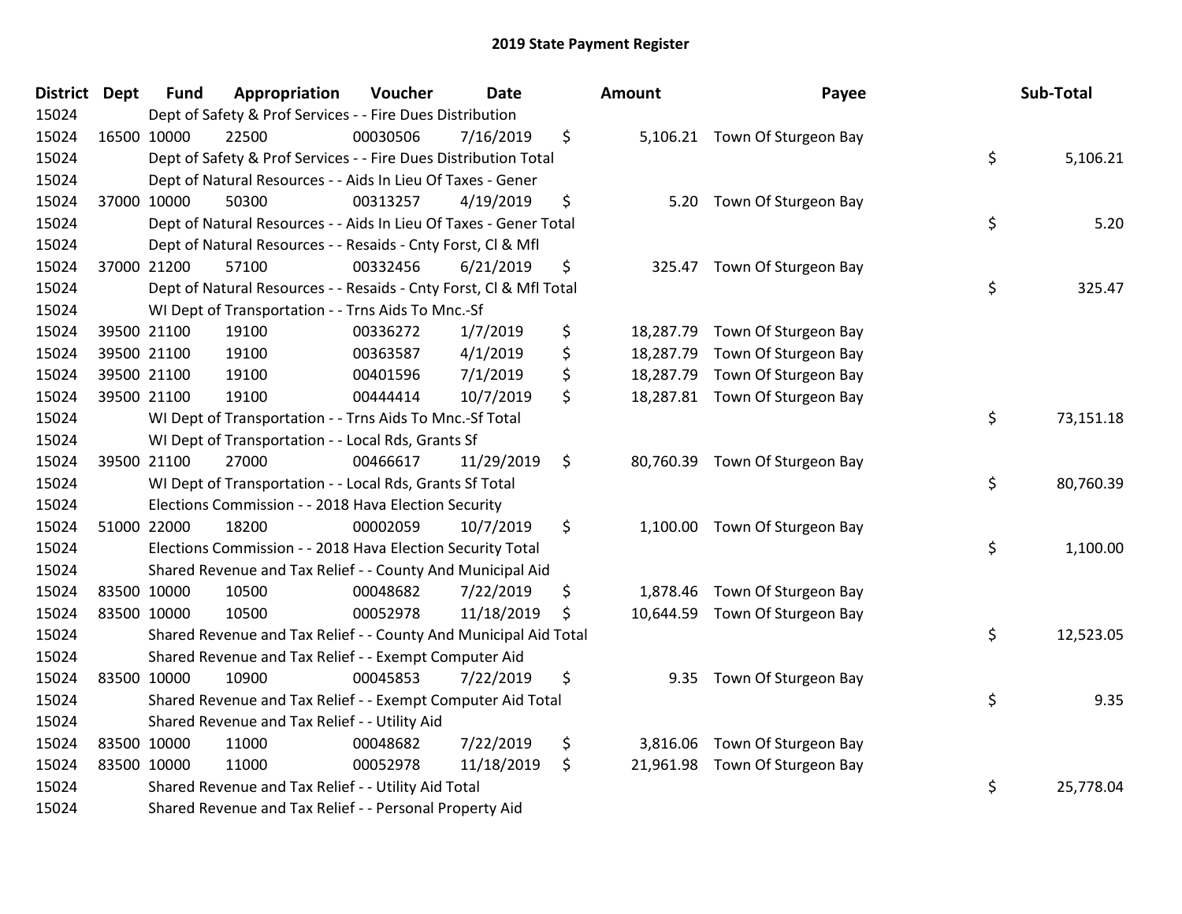# 2019 State Payment Register

| District | Dept | Fund | Appropriation | Voucher | Date | Amount | Payee | Sub-Total |
|---|---|---|---|---|---|---|---|---|
| 15024 | | Dept of Safety & Prof Services - - Fire Dues Distribution | | | | | | |
| 15024 | 16500 | 10000 | 22500 | 00030506 | 7/16/2019 | $ 5,106.21 | Town Of Sturgeon Bay | |
| 15024 | | Dept of Safety & Prof Services - - Fire Dues Distribution Total | | | | | | $ 5,106.21 |
| 15024 | | Dept of Natural Resources - - Aids In Lieu Of Taxes - Gener | | | | | | |
| 15024 | 37000 | 10000 | 50300 | 00313257 | 4/19/2019 | $ 5.20 | Town Of Sturgeon Bay | |
| 15024 | | Dept of Natural Resources - - Aids In Lieu Of Taxes - Gener Total | | | | | | $ 5.20 |
| 15024 | | Dept of Natural Resources - - Resaids - Cnty Forst, Cl & Mfl | | | | | | |
| 15024 | 37000 | 21200 | 57100 | 00332456 | 6/21/2019 | $ 325.47 | Town Of Sturgeon Bay | |
| 15024 | | Dept of Natural Resources - - Resaids - Cnty Forst, Cl & Mfl Total | | | | | | $ 325.47 |
| 15024 | | WI Dept of Transportation - - Trns Aids To Mnc.-Sf | | | | | | |
| 15024 | 39500 | 21100 | 19100 | 00336272 | 1/7/2019 | $ 18,287.79 | Town Of Sturgeon Bay | |
| 15024 | 39500 | 21100 | 19100 | 00363587 | 4/1/2019 | $ 18,287.79 | Town Of Sturgeon Bay | |
| 15024 | 39500 | 21100 | 19100 | 00401596 | 7/1/2019 | $ 18,287.79 | Town Of Sturgeon Bay | |
| 15024 | 39500 | 21100 | 19100 | 00444414 | 10/7/2019 | $ 18,287.81 | Town Of Sturgeon Bay | |
| 15024 | | WI Dept of Transportation - - Trns Aids To Mnc.-Sf Total | | | | | | $ 73,151.18 |
| 15024 | | WI Dept of Transportation - - Local Rds, Grants Sf | | | | | | |
| 15024 | 39500 | 21100 | 27000 | 00466617 | 11/29/2019 | $ 80,760.39 | Town Of Sturgeon Bay | |
| 15024 | | WI Dept of Transportation - - Local Rds, Grants Sf Total | | | | | | $ 80,760.39 |
| 15024 | | Elections Commission - - 2018 Hava Election Security | | | | | | |
| 15024 | 51000 | 22000 | 18200 | 00002059 | 10/7/2019 | $ 1,100.00 | Town Of Sturgeon Bay | |
| 15024 | | Elections Commission - - 2018 Hava Election Security Total | | | | | | $ 1,100.00 |
| 15024 | | Shared Revenue and Tax Relief - - County And Municipal Aid | | | | | | |
| 15024 | 83500 | 10000 | 10500 | 00048682 | 7/22/2019 | $ 1,878.46 | Town Of Sturgeon Bay | |
| 15024 | 83500 | 10000 | 10500 | 00052978 | 11/18/2019 | $ 10,644.59 | Town Of Sturgeon Bay | |
| 15024 | | Shared Revenue and Tax Relief - - County And Municipal Aid Total | | | | | | $ 12,523.05 |
| 15024 | | Shared Revenue and Tax Relief - - Exempt Computer Aid | | | | | | |
| 15024 | 83500 | 10000 | 10900 | 00045853 | 7/22/2019 | $ 9.35 | Town Of Sturgeon Bay | |
| 15024 | | Shared Revenue and Tax Relief - - Exempt Computer Aid Total | | | | | | $ 9.35 |
| 15024 | | Shared Revenue and Tax Relief - - Utility Aid | | | | | | |
| 15024 | 83500 | 10000 | 11000 | 00048682 | 7/22/2019 | $ 3,816.06 | Town Of Sturgeon Bay | |
| 15024 | 83500 | 10000 | 11000 | 00052978 | 11/18/2019 | $ 21,961.98 | Town Of Sturgeon Bay | |
| 15024 | | Shared Revenue and Tax Relief - - Utility Aid Total | | | | | | $ 25,778.04 |
| 15024 | | Shared Revenue and Tax Relief - - Personal Property Aid | | | | | | |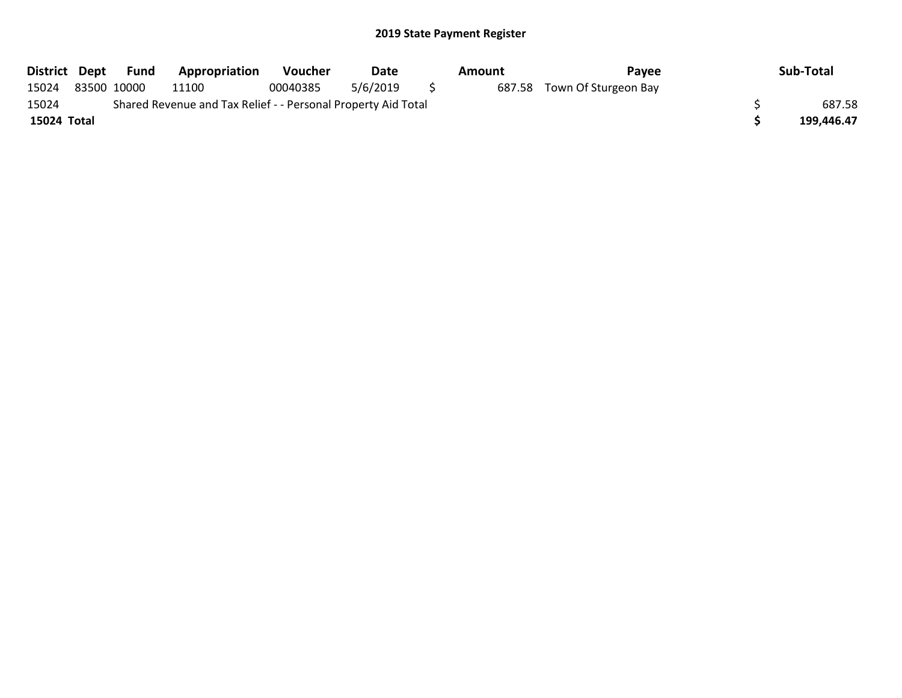## 2019 State Payment Register

| District | Dept | Fund | Appropriation | Voucher | Date | Amount | Payee | Sub-Total |
|---|---|---|---|---|---|---|---|---|
| 15024 | 83500 | 10000 | 11100 | 00040385 | 5/6/2019 | $ 687.58 | Town Of Sturgeon Bay | |
| 15024 | | Shared Revenue and Tax Relief - - Personal Property Aid Total | | | | | | $ 687.58 |
| **15024 Total** | | | | | | | | **$ 199,446.47** |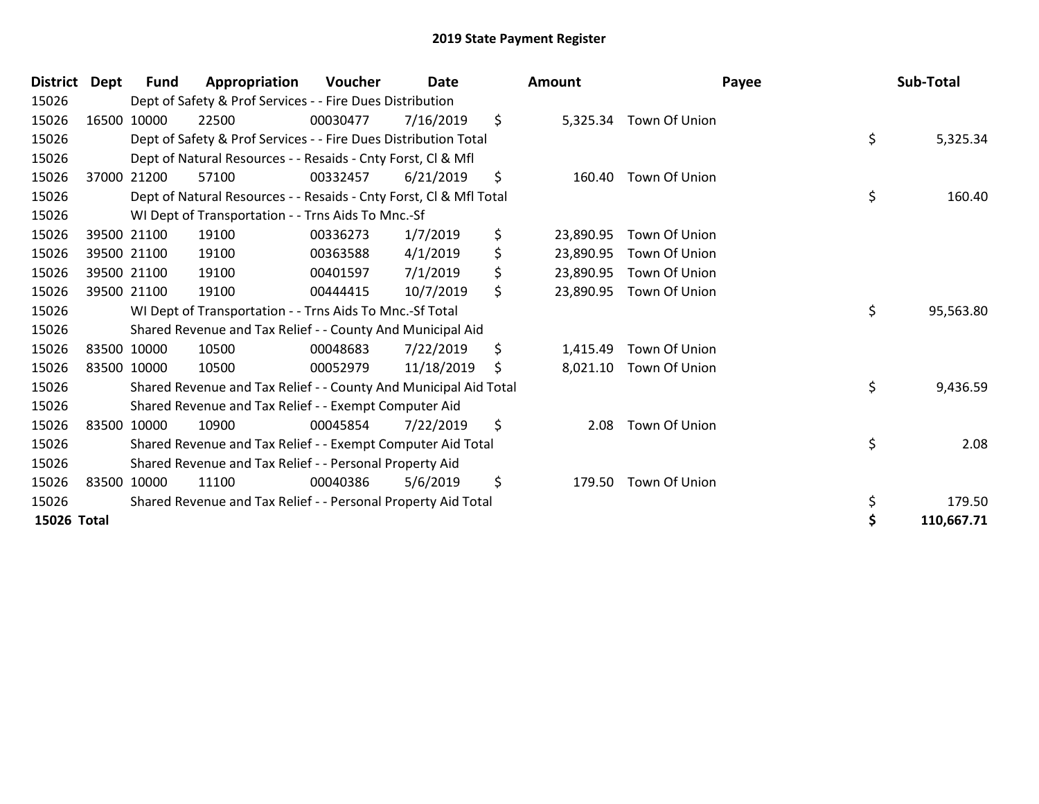# 2019 State Payment Register

| District | Dept | Fund | Appropriation | Voucher | Date | Amount | Payee | Sub-Total |
|---|---|---|---|---|---|---|---|---|
| 15026 | | Dept of Safety & Prof Services - - Fire Dues Distribution | | | | | | |
| 15026 | 16500 | 10000 | 22500 | 00030477 | 7/16/2019 | $ 5,325.34 | Town Of Union | |
| 15026 | | Dept of Safety & Prof Services - - Fire Dues Distribution Total | | | | | | $ 5,325.34 |
| 15026 | | Dept of Natural Resources - - Resaids - Cnty Forst, Cl & Mfl | | | | | | |
| 15026 | 37000 | 21200 | 57100 | 00332457 | 6/21/2019 | $ 160.40 | Town Of Union | |
| 15026 | | Dept of Natural Resources - - Resaids - Cnty Forst, Cl & Mfl Total | | | | | | $ 160.40 |
| 15026 | | WI Dept of Transportation - - Trns Aids To Mnc.-Sf | | | | | | |
| 15026 | 39500 | 21100 | 19100 | 00336273 | 1/7/2019 | $ 23,890.95 | Town Of Union | |
| 15026 | 39500 | 21100 | 19100 | 00363588 | 4/1/2019 | $ 23,890.95 | Town Of Union | |
| 15026 | 39500 | 21100 | 19100 | 00401597 | 7/1/2019 | $ 23,890.95 | Town Of Union | |
| 15026 | 39500 | 21100 | 19100 | 00444415 | 10/7/2019 | $ 23,890.95 | Town Of Union | |
| 15026 | | WI Dept of Transportation - - Trns Aids To Mnc.-Sf Total | | | | | | $ 95,563.80 |
| 15026 | | Shared Revenue and Tax Relief - - County And Municipal Aid | | | | | | |
| 15026 | 83500 | 10000 | 10500 | 00048683 | 7/22/2019 | $ 1,415.49 | Town Of Union | |
| 15026 | 83500 | 10000 | 10500 | 00052979 | 11/18/2019 | $ 8,021.10 | Town Of Union | |
| 15026 | | Shared Revenue and Tax Relief - - County And Municipal Aid Total | | | | | | $ 9,436.59 |
| 15026 | | Shared Revenue and Tax Relief - - Exempt Computer Aid | | | | | | |
| 15026 | 83500 | 10000 | 10900 | 00045854 | 7/22/2019 | $ 2.08 | Town Of Union | |
| 15026 | | Shared Revenue and Tax Relief - - Exempt Computer Aid Total | | | | | | $ 2.08 |
| 15026 | | Shared Revenue and Tax Relief - - Personal Property Aid | | | | | | |
| 15026 | 83500 | 10000 | 11100 | 00040386 | 5/6/2019 | $ 179.50 | Town Of Union | |
| 15026 | | Shared Revenue and Tax Relief - - Personal Property Aid Total | | | | | | $ 179.50 |
| **15026 Total** | | | | | | | | **$ 110,667.71** |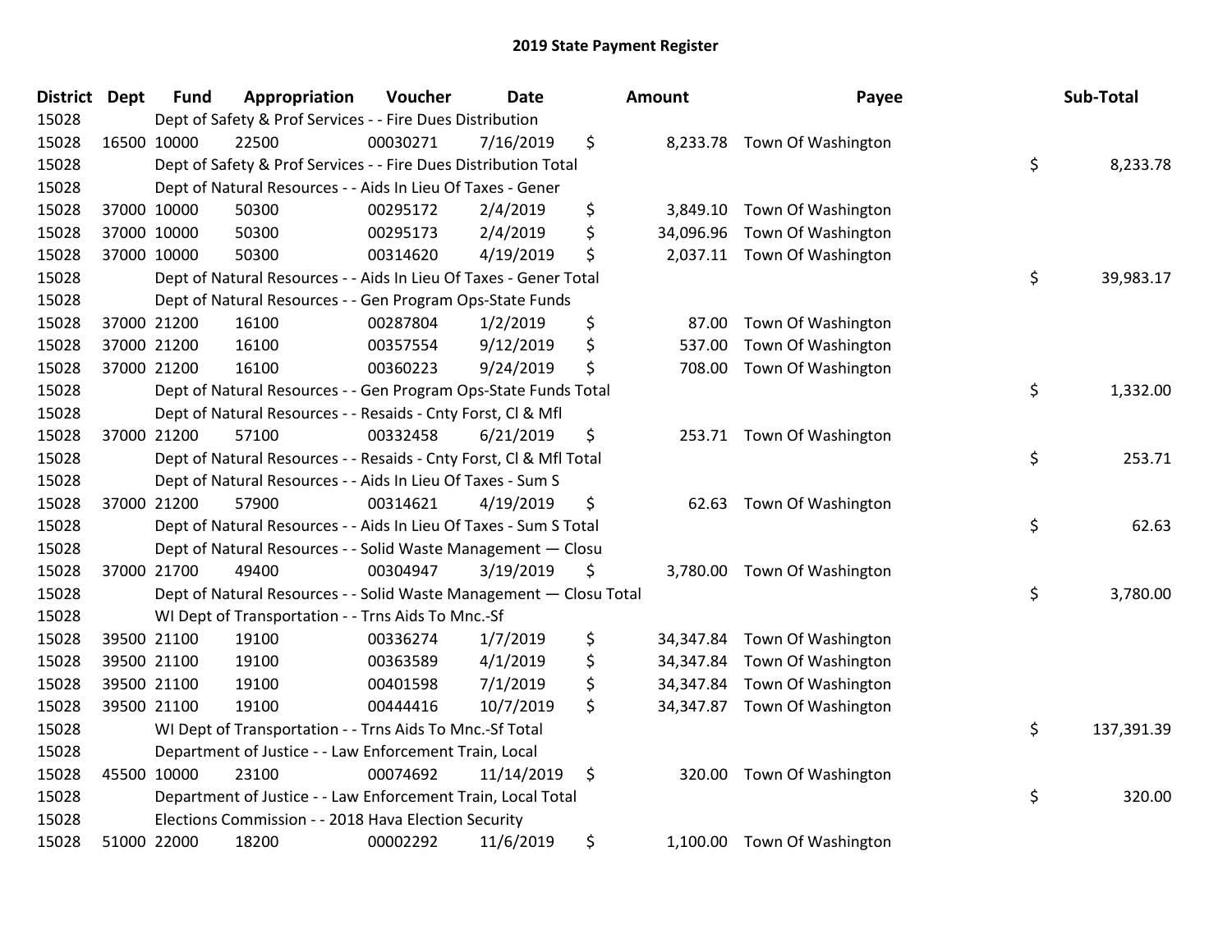# 2019 State Payment Register

| District | Dept | Fund | Appropriation | Voucher | Date | Amount | Payee | Sub-Total |
|---|---|---|---|---|---|---|---|---|
| 15028 | | Dept of Safety & Prof Services - - Fire Dues Distribution | | | | | | |
| 15028 | 16500 | 10000 | 22500 | 00030271 | 7/16/2019 | $ 8,233.78 | Town Of Washington | |
| 15028 | | Dept of Safety & Prof Services - - Fire Dues Distribution Total | | | | | | $ 8,233.78 |
| 15028 | | Dept of Natural Resources - - Aids In Lieu Of Taxes - Gener | | | | | | |
| 15028 | 37000 | 10000 | 50300 | 00295172 | 2/4/2019 | $ 3,849.10 | Town Of Washington | |
| 15028 | 37000 | 10000 | 50300 | 00295173 | 2/4/2019 | $ 34,096.96 | Town Of Washington | |
| 15028 | 37000 | 10000 | 50300 | 00314620 | 4/19/2019 | $ 2,037.11 | Town Of Washington | |
| 15028 | | Dept of Natural Resources - - Aids In Lieu Of Taxes - Gener Total | | | | | | $ 39,983.17 |
| 15028 | | Dept of Natural Resources - - Gen Program Ops-State Funds | | | | | | |
| 15028 | 37000 | 21200 | 16100 | 00287804 | 1/2/2019 | $ 87.00 | Town Of Washington | |
| 15028 | 37000 | 21200 | 16100 | 00357554 | 9/12/2019 | $ 537.00 | Town Of Washington | |
| 15028 | 37000 | 21200 | 16100 | 00360223 | 9/24/2019 | $ 708.00 | Town Of Washington | |
| 15028 | | Dept of Natural Resources - - Gen Program Ops-State Funds Total | | | | | | $ 1,332.00 |
| 15028 | | Dept of Natural Resources - - Resaids - Cnty Forst, Cl & Mfl | | | | | | |
| 15028 | 37000 | 21200 | 57100 | 00332458 | 6/21/2019 | $ 253.71 | Town Of Washington | |
| 15028 | | Dept of Natural Resources - - Resaids - Cnty Forst, Cl & Mfl Total | | | | | | $ 253.71 |
| 15028 | | Dept of Natural Resources - - Aids In Lieu Of Taxes - Sum S | | | | | | |
| 15028 | 37000 | 21200 | 57900 | 00314621 | 4/19/2019 | $ 62.63 | Town Of Washington | |
| 15028 | | Dept of Natural Resources - - Aids In Lieu Of Taxes - Sum S Total | | | | | | $ 62.63 |
| 15028 | | Dept of Natural Resources - - Solid Waste Management — Closu | | | | | | |
| 15028 | 37000 | 21700 | 49400 | 00304947 | 3/19/2019 | $ 3,780.00 | Town Of Washington | |
| 15028 | | Dept of Natural Resources - - Solid Waste Management — Closu Total | | | | | | $ 3,780.00 |
| 15028 | | WI Dept of Transportation - - Trns Aids To Mnc.-Sf | | | | | | |
| 15028 | 39500 | 21100 | 19100 | 00336274 | 1/7/2019 | $ 34,347.84 | Town Of Washington | |
| 15028 | 39500 | 21100 | 19100 | 00363589 | 4/1/2019 | $ 34,347.84 | Town Of Washington | |
| 15028 | 39500 | 21100 | 19100 | 00401598 | 7/1/2019 | $ 34,347.84 | Town Of Washington | |
| 15028 | 39500 | 21100 | 19100 | 00444416 | 10/7/2019 | $ 34,347.87 | Town Of Washington | |
| 15028 | | WI Dept of Transportation - - Trns Aids To Mnc.-Sf Total | | | | | | $ 137,391.39 |
| 15028 | | Department of Justice - - Law Enforcement Train, Local | | | | | | |
| 15028 | 45500 | 10000 | 23100 | 00074692 | 11/14/2019 | $ 320.00 | Town Of Washington | |
| 15028 | | Department of Justice - - Law Enforcement Train, Local Total | | | | | | $ 320.00 |
| 15028 | | Elections Commission - - 2018 Hava Election Security | | | | | | |
| 15028 | 51000 | 22000 | 18200 | 00002292 | 11/6/2019 | $ 1,100.00 | Town Of Washington | |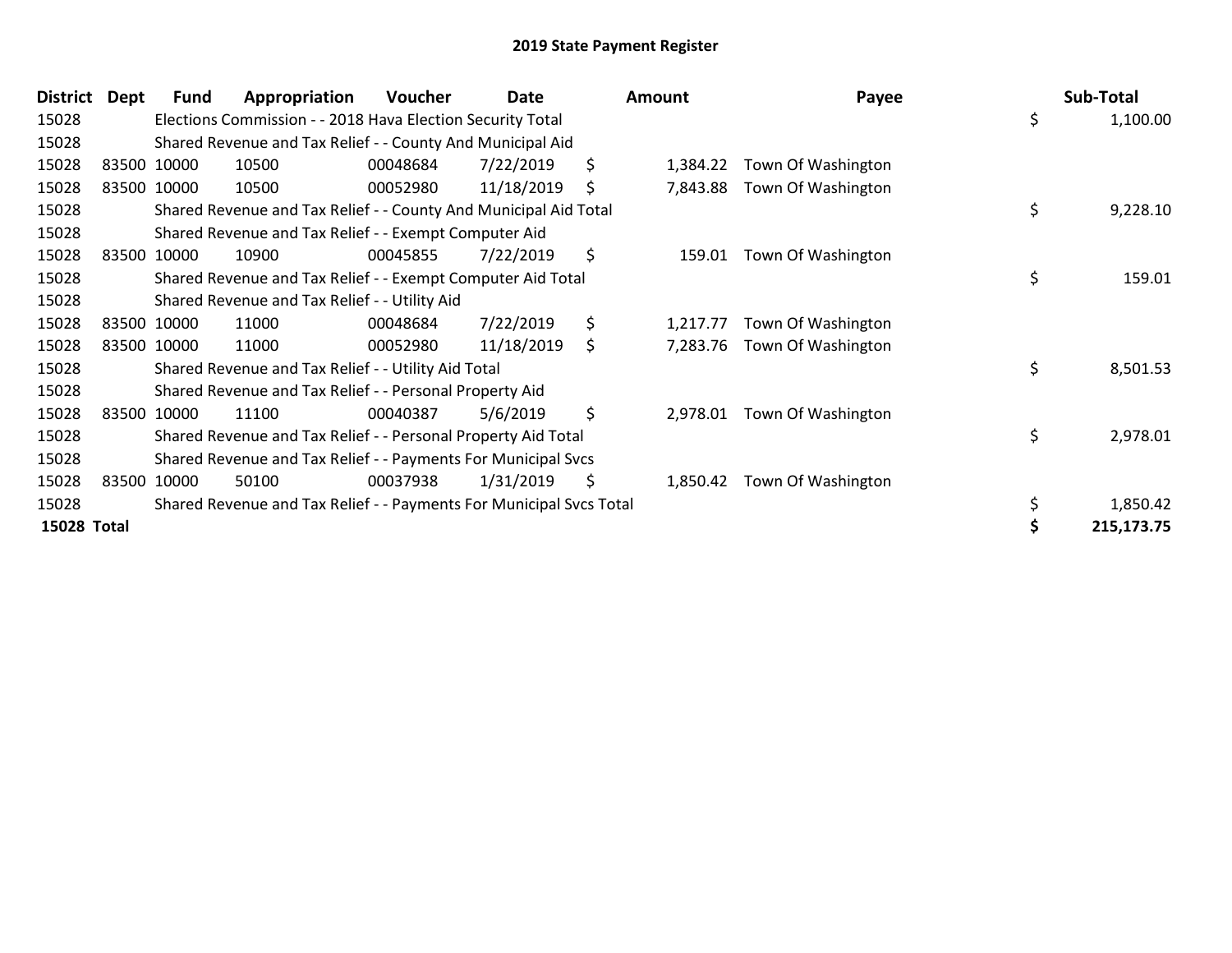# 2019 State Payment Register

| District | Dept | Fund | Appropriation | Voucher | Date | Amount | Payee | Sub-Total |
|---|---|---|---|---|---|---|---|---|
| 15028 | | Elections Commission - - 2018 Hava Election Security Total | | | | | | $ 1,100.00 |
| 15028 | | Shared Revenue and Tax Relief - - County And Municipal Aid | | | | | | |
| 15028 | 83500 | 10000 | 10500 | 00048684 | 7/22/2019 | $ 1,384.22 | Town Of Washington | |
| 15028 | 83500 | 10000 | 10500 | 00052980 | 11/18/2019 | $ 7,843.88 | Town Of Washington | |
| 15028 | | Shared Revenue and Tax Relief - - County And Municipal Aid Total | | | | | | $ 9,228.10 |
| 15028 | | Shared Revenue and Tax Relief - - Exempt Computer Aid | | | | | | |
| 15028 | 83500 | 10000 | 10900 | 00045855 | 7/22/2019 | $ 159.01 | Town Of Washington | |
| 15028 | | Shared Revenue and Tax Relief - - Exempt Computer Aid Total | | | | | | $ 159.01 |
| 15028 | | Shared Revenue and Tax Relief - - Utility Aid | | | | | | |
| 15028 | 83500 | 10000 | 11000 | 00048684 | 7/22/2019 | $ 1,217.77 | Town Of Washington | |
| 15028 | 83500 | 10000 | 11000 | 00052980 | 11/18/2019 | $ 7,283.76 | Town Of Washington | |
| 15028 | | Shared Revenue and Tax Relief - - Utility Aid Total | | | | | | $ 8,501.53 |
| 15028 | | Shared Revenue and Tax Relief - - Personal Property Aid | | | | | | |
| 15028 | 83500 | 10000 | 11100 | 00040387 | 5/6/2019 | $ 2,978.01 | Town Of Washington | |
| 15028 | | Shared Revenue and Tax Relief - - Personal Property Aid Total | | | | | | $ 2,978.01 |
| 15028 | | Shared Revenue and Tax Relief - - Payments For Municipal Svcs | | | | | | |
| 15028 | 83500 | 10000 | 50100 | 00037938 | 1/31/2019 | $ 1,850.42 | Town Of Washington | |
| 15028 | | Shared Revenue and Tax Relief - - Payments For Municipal Svcs Total | | | | | | $ 1,850.42 |
| **15028** | **Total** | | | | | | | **$ 215,173.75** |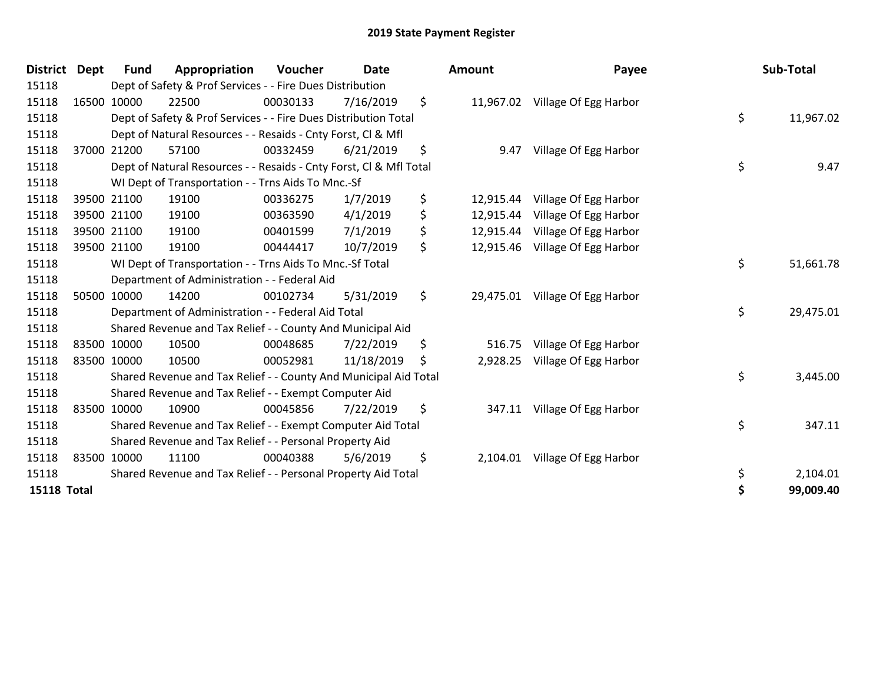# 2019 State Payment Register

| District | Dept | Fund | Appropriation | Voucher | Date | Amount | Payee | Sub-Total |
|---|---|---|---|---|---|---|---|---|
| 15118 | | Dept of Safety & Prof Services - - Fire Dues Distribution | | | | | | |
| 15118 | 16500 | 10000 | 22500 | 00030133 | 7/16/2019 | $ 11,967.02 | Village Of Egg Harbor | |
| 15118 | | Dept of Safety & Prof Services - - Fire Dues Distribution Total | | | | | | $ 11,967.02 |
| 15118 | | Dept of Natural Resources - - Resaids - Cnty Forst, Cl & Mfl | | | | | | |
| 15118 | 37000 | 21200 | 57100 | 00332459 | 6/21/2019 | $ 9.47 | Village Of Egg Harbor | |
| 15118 | | Dept of Natural Resources - - Resaids - Cnty Forst, Cl & Mfl Total | | | | | | $ 9.47 |
| 15118 | | WI Dept of Transportation - - Trns Aids To Mnc.-Sf | | | | | | |
| 15118 | 39500 | 21100 | 19100 | 00336275 | 1/7/2019 | $ 12,915.44 | Village Of Egg Harbor | |
| 15118 | 39500 | 21100 | 19100 | 00363590 | 4/1/2019 | $ 12,915.44 | Village Of Egg Harbor | |
| 15118 | 39500 | 21100 | 19100 | 00401599 | 7/1/2019 | $ 12,915.44 | Village Of Egg Harbor | |
| 15118 | 39500 | 21100 | 19100 | 00444417 | 10/7/2019 | $ 12,915.46 | Village Of Egg Harbor | |
| 15118 | | WI Dept of Transportation - - Trns Aids To Mnc.-Sf Total | | | | | | $ 51,661.78 |
| 15118 | | Department of Administration - - Federal Aid | | | | | | |
| 15118 | 50500 | 10000 | 14200 | 00102734 | 5/31/2019 | $ 29,475.01 | Village Of Egg Harbor | |
| 15118 | | Department of Administration - - Federal Aid Total | | | | | | $ 29,475.01 |
| 15118 | | Shared Revenue and Tax Relief - - County And Municipal Aid | | | | | | |
| 15118 | 83500 | 10000 | 10500 | 00048685 | 7/22/2019 | $ 516.75 | Village Of Egg Harbor | |
| 15118 | 83500 | 10000 | 10500 | 00052981 | 11/18/2019 | $ 2,928.25 | Village Of Egg Harbor | |
| 15118 | | Shared Revenue and Tax Relief - - County And Municipal Aid Total | | | | | | $ 3,445.00 |
| 15118 | | Shared Revenue and Tax Relief - - Exempt Computer Aid | | | | | | |
| 15118 | 83500 | 10000 | 10900 | 00045856 | 7/22/2019 | $ 347.11 | Village Of Egg Harbor | |
| 15118 | | Shared Revenue and Tax Relief - - Exempt Computer Aid Total | | | | | | $ 347.11 |
| 15118 | | Shared Revenue and Tax Relief - - Personal Property Aid | | | | | | |
| 15118 | 83500 | 10000 | 11100 | 00040388 | 5/6/2019 | $ 2,104.01 | Village Of Egg Harbor | |
| 15118 | | Shared Revenue and Tax Relief - - Personal Property Aid Total | | | | | | $ 2,104.01 |
| **15118 Total** | | | | | | | | **$ 99,009.40** |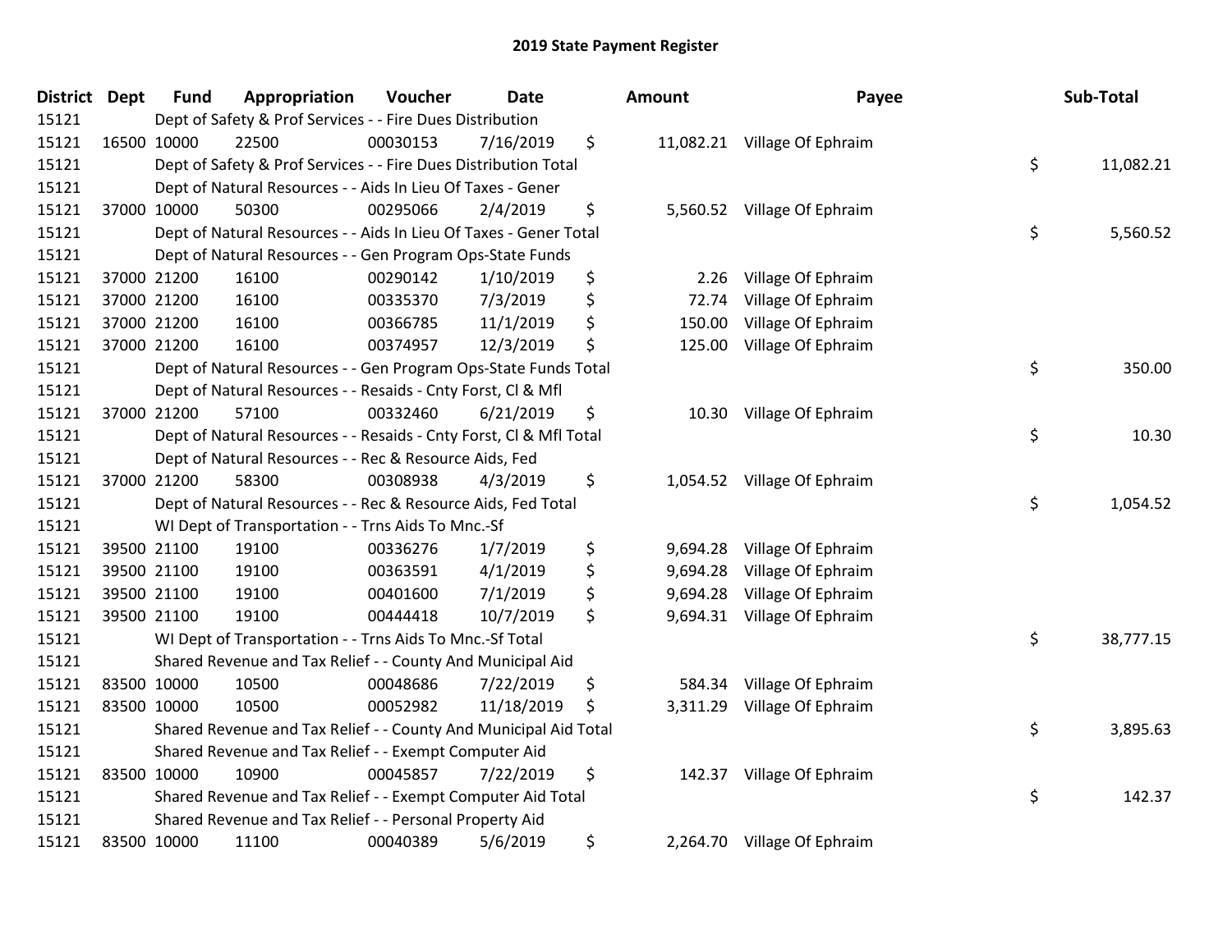# 2019 State Payment Register

| District | Dept | Fund | Appropriation | Voucher | Date | Amount | Payee | Sub-Total |
|---|---|---|---|---|---|---|---|---|
| 15121 | | Dept of Safety & Prof Services - - Fire Dues Distribution | | | | | | |
| 15121 | 16500 | 10000 | 22500 | 00030153 | 7/16/2019 | $ 11,082.21 | Village Of Ephraim | |
| 15121 | | Dept of Safety & Prof Services - - Fire Dues Distribution Total | | | | | | $ 11,082.21 |
| 15121 | | Dept of Natural Resources - - Aids In Lieu Of Taxes - Gener | | | | | | |
| 15121 | 37000 | 10000 | 50300 | 00295066 | 2/4/2019 | $ 5,560.52 | Village Of Ephraim | |
| 15121 | | Dept of Natural Resources - - Aids In Lieu Of Taxes - Gener Total | | | | | | $ 5,560.52 |
| 15121 | | Dept of Natural Resources - - Gen Program Ops-State Funds | | | | | | |
| 15121 | 37000 | 21200 | 16100 | 00290142 | 1/10/2019 | $ 2.26 | Village Of Ephraim | |
| 15121 | 37000 | 21200 | 16100 | 00335370 | 7/3/2019 | $ 72.74 | Village Of Ephraim | |
| 15121 | 37000 | 21200 | 16100 | 00366785 | 11/1/2019 | $ 150.00 | Village Of Ephraim | |
| 15121 | 37000 | 21200 | 16100 | 00374957 | 12/3/2019 | $ 125.00 | Village Of Ephraim | |
| 15121 | | Dept of Natural Resources - - Gen Program Ops-State Funds Total | | | | | | $ 350.00 |
| 15121 | | Dept of Natural Resources - - Resaids - Cnty Forst, Cl & Mfl | | | | | | |
| 15121 | 37000 | 21200 | 57100 | 00332460 | 6/21/2019 | $ 10.30 | Village Of Ephraim | |
| 15121 | | Dept of Natural Resources - - Resaids - Cnty Forst, Cl & Mfl Total | | | | | | $ 10.30 |
| 15121 | | Dept of Natural Resources - - Rec & Resource Aids, Fed | | | | | | |
| 15121 | 37000 | 21200 | 58300 | 00308938 | 4/3/2019 | $ 1,054.52 | Village Of Ephraim | |
| 15121 | | Dept of Natural Resources - - Rec & Resource Aids, Fed Total | | | | | | $ 1,054.52 |
| 15121 | | WI Dept of Transportation - - Trns Aids To Mnc.-Sf | | | | | | |
| 15121 | 39500 | 21100 | 19100 | 00336276 | 1/7/2019 | $ 9,694.28 | Village Of Ephraim | |
| 15121 | 39500 | 21100 | 19100 | 00363591 | 4/1/2019 | $ 9,694.28 | Village Of Ephraim | |
| 15121 | 39500 | 21100 | 19100 | 00401600 | 7/1/2019 | $ 9,694.28 | Village Of Ephraim | |
| 15121 | 39500 | 21100 | 19100 | 00444418 | 10/7/2019 | $ 9,694.31 | Village Of Ephraim | |
| 15121 | | WI Dept of Transportation - - Trns Aids To Mnc.-Sf Total | | | | | | $ 38,777.15 |
| 15121 | | Shared Revenue and Tax Relief - - County And Municipal Aid | | | | | | |
| 15121 | 83500 | 10000 | 10500 | 00048686 | 7/22/2019 | $ 584.34 | Village Of Ephraim | |
| 15121 | 83500 | 10000 | 10500 | 00052982 | 11/18/2019 | $ 3,311.29 | Village Of Ephraim | |
| 15121 | | Shared Revenue and Tax Relief - - County And Municipal Aid Total | | | | | | $ 3,895.63 |
| 15121 | | Shared Revenue and Tax Relief - - Exempt Computer Aid | | | | | | |
| 15121 | 83500 | 10000 | 10900 | 00045857 | 7/22/2019 | $ 142.37 | Village Of Ephraim | |
| 15121 | | Shared Revenue and Tax Relief - - Exempt Computer Aid Total | | | | | | $ 142.37 |
| 15121 | | Shared Revenue and Tax Relief - - Personal Property Aid | | | | | | |
| 15121 | 83500 | 10000 | 11100 | 00040389 | 5/6/2019 | $ 2,264.70 | Village Of Ephraim | |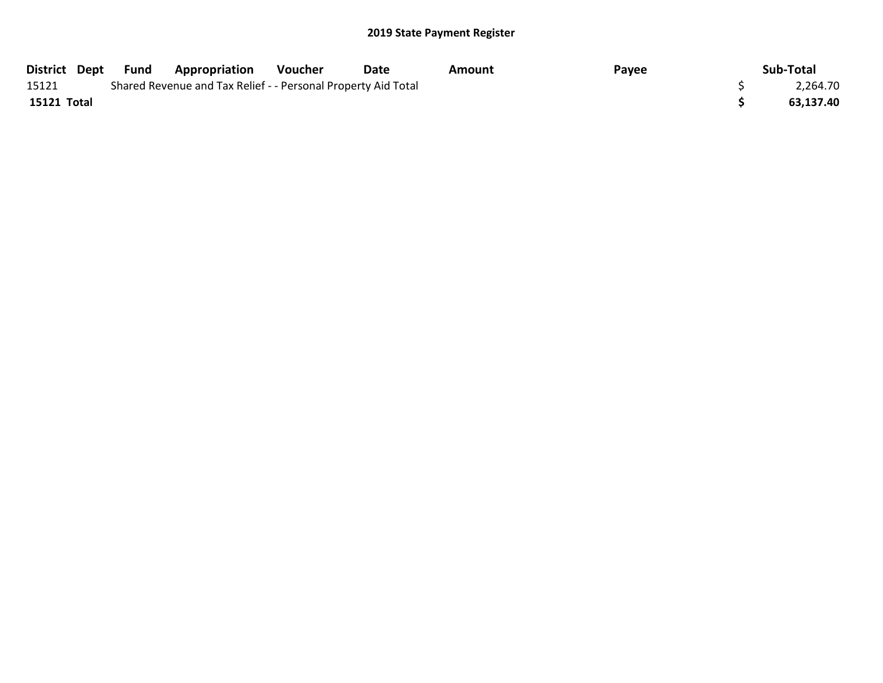# 2019 State Payment Register

| District | Dept | Fund | Appropriation | Voucher | Date | Amount | Payee | Sub-Total |
|---|---|---|---|---|---|---|---|---|
| 15121 | | Shared Revenue and Tax Relief - - Personal Property Aid Total | | | | | | $ 2,264.70 |
| **15121 Total** | | | | | | | | **$ 63,137.40** |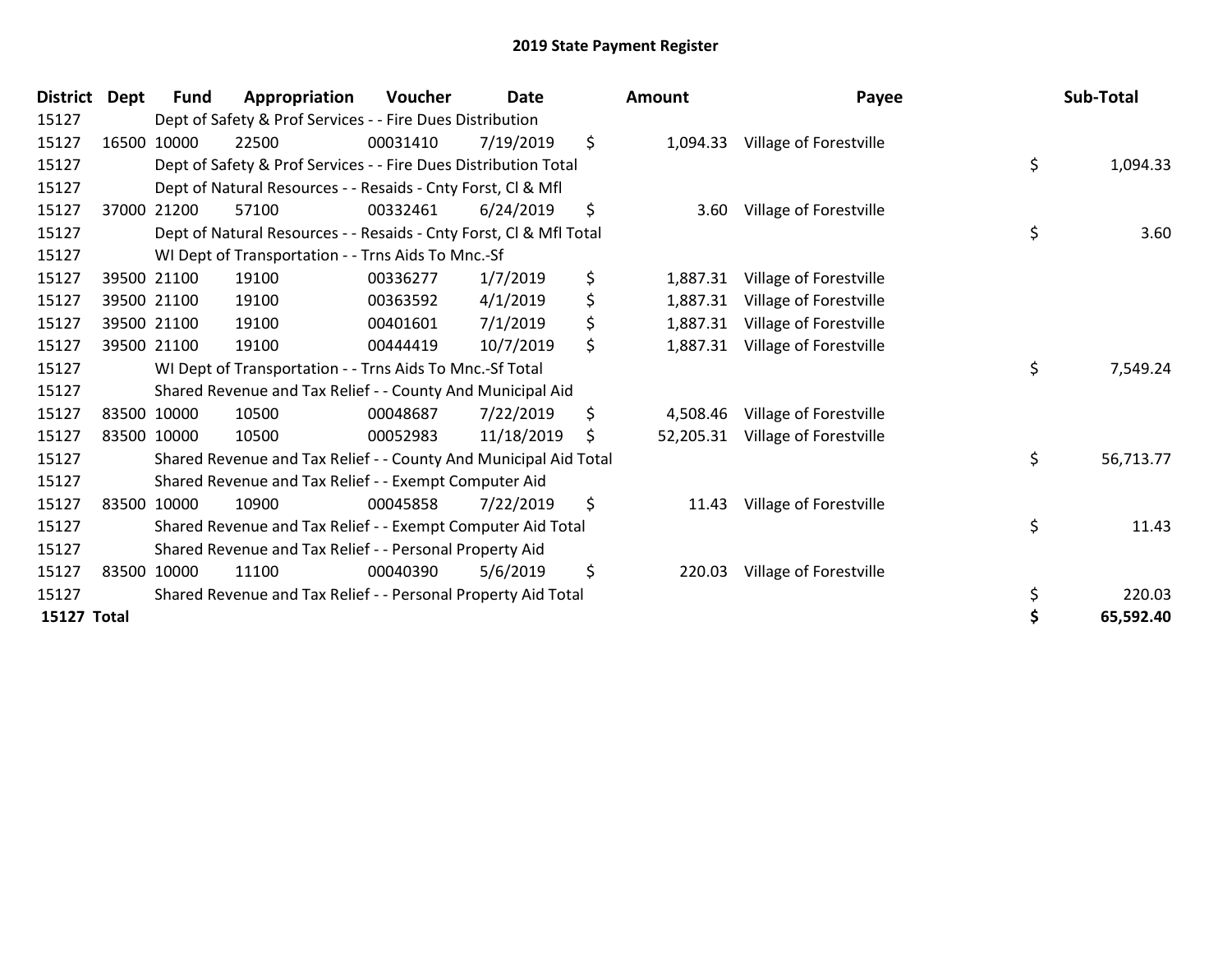## 2019 State Payment Register

| District | Dept | Fund | Appropriation | Voucher | Date | Amount | Payee | Sub-Total |
|---|---|---|---|---|---|---|---|---|
| 15127 | | Dept of Safety & Prof Services - - Fire Dues Distribution | | | | | | |
| 15127 | 16500 | 10000 | 22500 | 00031410 | 7/19/2019 | $ 1,094.33 | Village of Forestville | |
| 15127 | | Dept of Safety & Prof Services - - Fire Dues Distribution Total | | | | | | $ 1,094.33 |
| 15127 | | Dept of Natural Resources - - Resaids - Cnty Forst, Cl & Mfl | | | | | | |
| 15127 | 37000 | 21200 | 57100 | 00332461 | 6/24/2019 | $ 3.60 | Village of Forestville | |
| 15127 | | Dept of Natural Resources - - Resaids - Cnty Forst, Cl & Mfl Total | | | | | | $ 3.60 |
| 15127 | | WI Dept of Transportation - - Trns Aids To Mnc.-Sf | | | | | | |
| 15127 | 39500 | 21100 | 19100 | 00336277 | 1/7/2019 | $ 1,887.31 | Village of Forestville | |
| 15127 | 39500 | 21100 | 19100 | 00363592 | 4/1/2019 | $ 1,887.31 | Village of Forestville | |
| 15127 | 39500 | 21100 | 19100 | 00401601 | 7/1/2019 | $ 1,887.31 | Village of Forestville | |
| 15127 | 39500 | 21100 | 19100 | 00444419 | 10/7/2019 | $ 1,887.31 | Village of Forestville | |
| 15127 | | WI Dept of Transportation - - Trns Aids To Mnc.-Sf Total | | | | | | $ 7,549.24 |
| 15127 | | Shared Revenue and Tax Relief - - County And Municipal Aid | | | | | | |
| 15127 | 83500 | 10000 | 10500 | 00048687 | 7/22/2019 | $ 4,508.46 | Village of Forestville | |
| 15127 | 83500 | 10000 | 10500 | 00052983 | 11/18/2019 | $ 52,205.31 | Village of Forestville | |
| 15127 | | Shared Revenue and Tax Relief - - County And Municipal Aid Total | | | | | | $ 56,713.77 |
| 15127 | | Shared Revenue and Tax Relief - - Exempt Computer Aid | | | | | | |
| 15127 | 83500 | 10000 | 10900 | 00045858 | 7/22/2019 | $ 11.43 | Village of Forestville | |
| 15127 | | Shared Revenue and Tax Relief - - Exempt Computer Aid Total | | | | | | $ 11.43 |
| 15127 | | Shared Revenue and Tax Relief - - Personal Property Aid | | | | | | |
| 15127 | 83500 | 10000 | 11100 | 00040390 | 5/6/2019 | $ 220.03 | Village of Forestville | |
| 15127 | | Shared Revenue and Tax Relief - - Personal Property Aid Total | | | | | | $ 220.03 |
| **15127 Total** | | | | | | | | **$ 65,592.40** |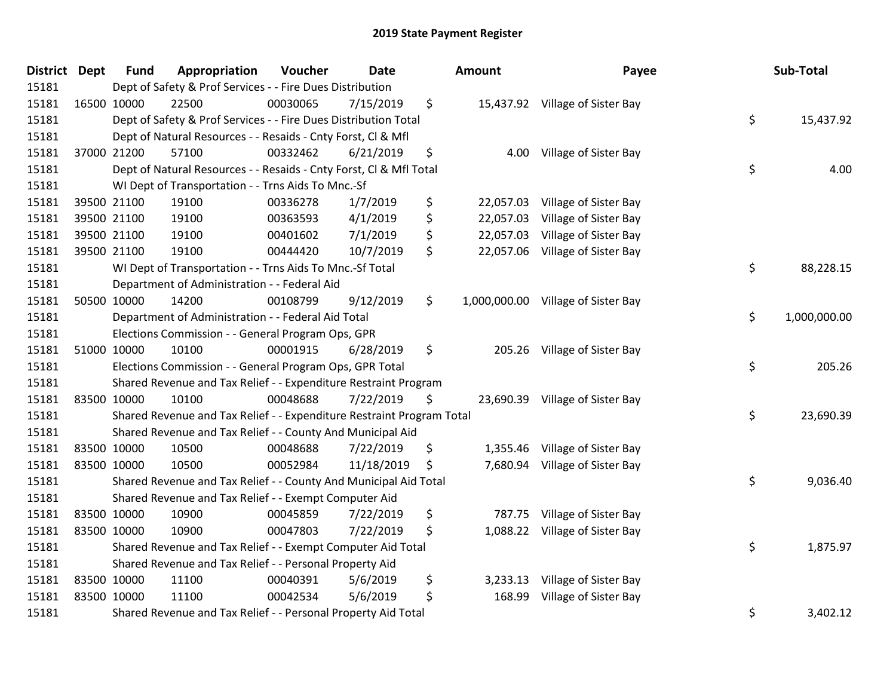# 2019 State Payment Register

| District | Dept | Fund | Appropriation | Voucher | Date | Amount | Payee | Sub-Total |
|---|---|---|---|---|---|---|---|---|
| 15181 | | Dept of Safety & Prof Services - - Fire Dues Distribution | | | | | | |
| 15181 | 16500 | 10000 | 22500 | 00030065 | 7/15/2019 | $ 15,437.92 | Village of Sister Bay | |
| 15181 | | Dept of Safety & Prof Services - - Fire Dues Distribution Total | | | | | | $ 15,437.92 |
| 15181 | | Dept of Natural Resources - - Resaids - Cnty Forst, Cl & Mfl | | | | | | |
| 15181 | 37000 | 21200 | 57100 | 00332462 | 6/21/2019 | $ 4.00 | Village of Sister Bay | |
| 15181 | | Dept of Natural Resources - - Resaids - Cnty Forst, Cl & Mfl Total | | | | | | $ 4.00 |
| 15181 | | WI Dept of Transportation - - Trns Aids To Mnc.-Sf | | | | | | |
| 15181 | 39500 | 21100 | 19100 | 00336278 | 1/7/2019 | $ 22,057.03 | Village of Sister Bay | |
| 15181 | 39500 | 21100 | 19100 | 00363593 | 4/1/2019 | $ 22,057.03 | Village of Sister Bay | |
| 15181 | 39500 | 21100 | 19100 | 00401602 | 7/1/2019 | $ 22,057.03 | Village of Sister Bay | |
| 15181 | 39500 | 21100 | 19100 | 00444420 | 10/7/2019 | $ 22,057.06 | Village of Sister Bay | |
| 15181 | | WI Dept of Transportation - - Trns Aids To Mnc.-Sf Total | | | | | | $ 88,228.15 |
| 15181 | | Department of Administration - - Federal Aid | | | | | | |
| 15181 | 50500 | 10000 | 14200 | 00108799 | 9/12/2019 | $ 1,000,000.00 | Village of Sister Bay | |
| 15181 | | Department of Administration - - Federal Aid Total | | | | | | $ 1,000,000.00 |
| 15181 | | Elections Commission - - General Program Ops, GPR | | | | | | |
| 15181 | 51000 | 10000 | 10100 | 00001915 | 6/28/2019 | $ 205.26 | Village of Sister Bay | |
| 15181 | | Elections Commission - - General Program Ops, GPR Total | | | | | | $ 205.26 |
| 15181 | | Shared Revenue and Tax Relief - - Expenditure Restraint Program | | | | | | |
| 15181 | 83500 | 10000 | 10100 | 00048688 | 7/22/2019 | $ 23,690.39 | Village of Sister Bay | |
| 15181 | | Shared Revenue and Tax Relief - - Expenditure Restraint Program Total | | | | | | $ 23,690.39 |
| 15181 | | Shared Revenue and Tax Relief - - County And Municipal Aid | | | | | | |
| 15181 | 83500 | 10000 | 10500 | 00048688 | 7/22/2019 | $ 1,355.46 | Village of Sister Bay | |
| 15181 | 83500 | 10000 | 10500 | 00052984 | 11/18/2019 | $ 7,680.94 | Village of Sister Bay | |
| 15181 | | Shared Revenue and Tax Relief - - County And Municipal Aid Total | | | | | | $ 9,036.40 |
| 15181 | | Shared Revenue and Tax Relief - - Exempt Computer Aid | | | | | | |
| 15181 | 83500 | 10000 | 10900 | 00045859 | 7/22/2019 | $ 787.75 | Village of Sister Bay | |
| 15181 | 83500 | 10000 | 10900 | 00047803 | 7/22/2019 | $ 1,088.22 | Village of Sister Bay | |
| 15181 | | Shared Revenue and Tax Relief - - Exempt Computer Aid Total | | | | | | $ 1,875.97 |
| 15181 | | Shared Revenue and Tax Relief - - Personal Property Aid | | | | | | |
| 15181 | 83500 | 10000 | 11100 | 00040391 | 5/6/2019 | $ 3,233.13 | Village of Sister Bay | |
| 15181 | 83500 | 10000 | 11100 | 00042534 | 5/6/2019 | $ 168.99 | Village of Sister Bay | |
| 15181 | | Shared Revenue and Tax Relief - - Personal Property Aid Total | | | | | | $ 3,402.12 |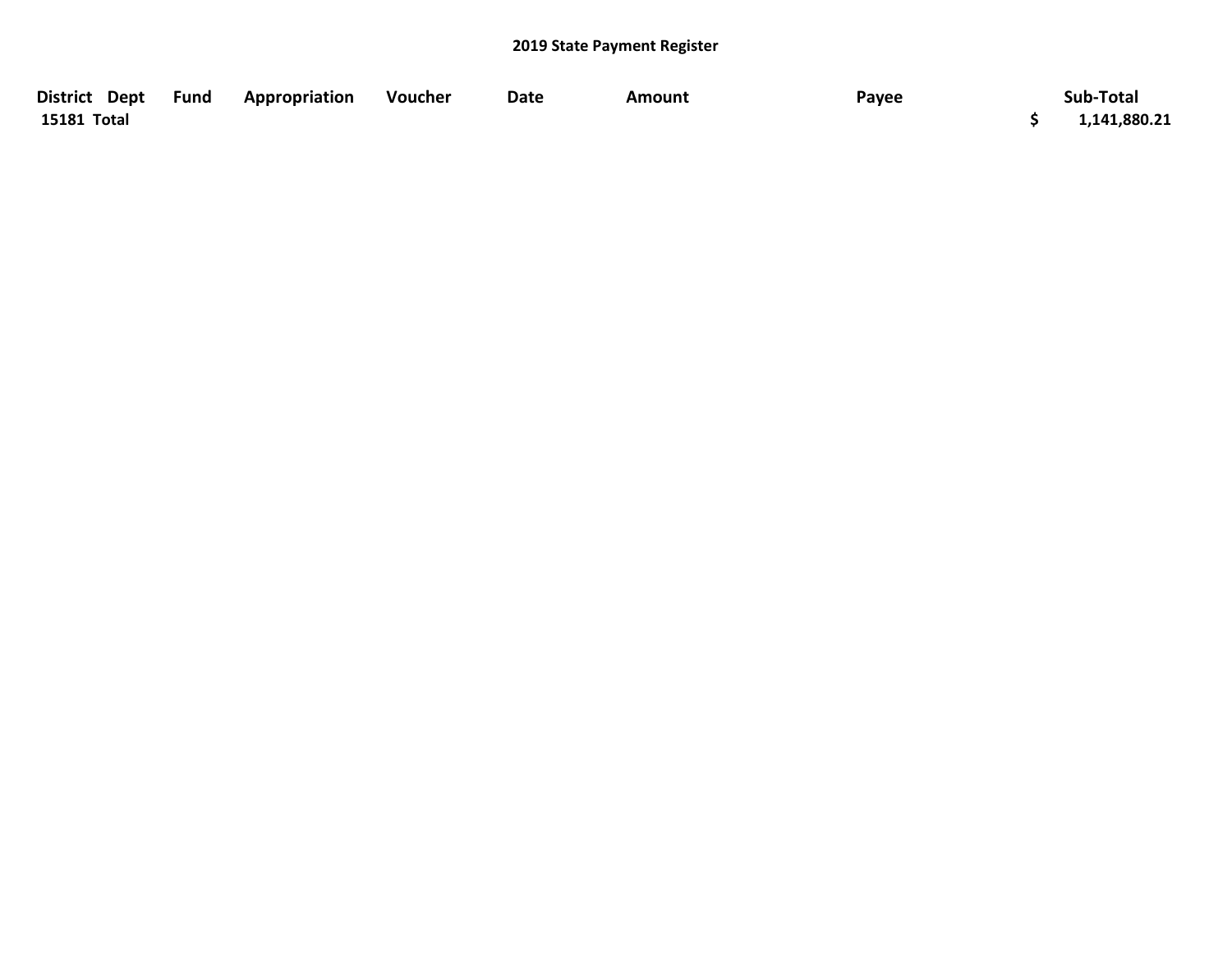## 2019 State Payment Register

| District | Dept | Fund | Appropriation | Voucher | Date | Amount | Payee | Sub-Total |
|---|---|---|---|---|---|---|---|---|
| 15181 Total | | | | | | | | $ 1,141,880.21 |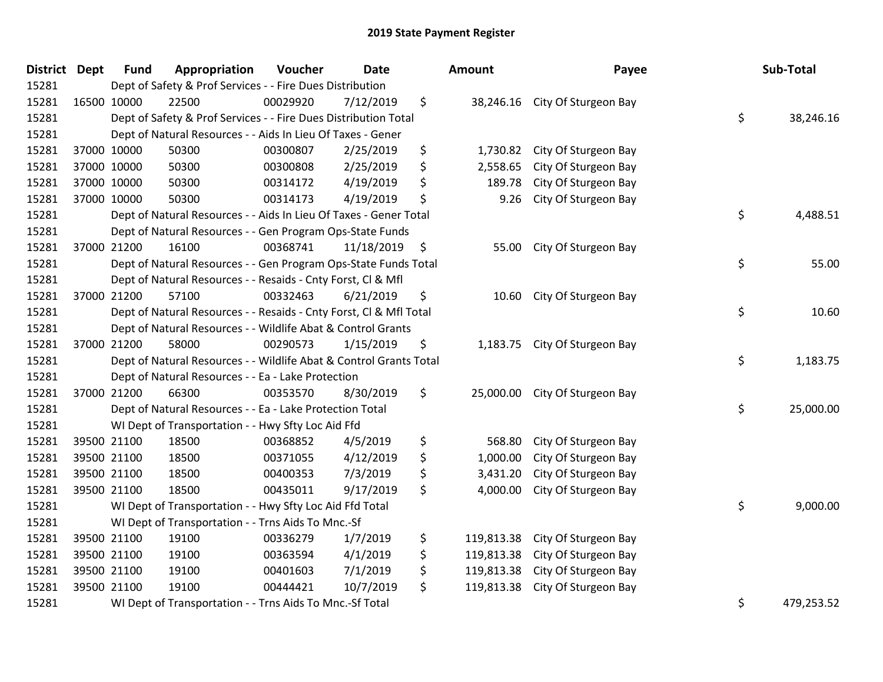# 2019 State Payment Register

| District | Dept | Fund | Appropriation | Voucher | Date | Amount | Payee | Sub-Total |
|---|---|---|---|---|---|---|---|---|
| 15281 | | Dept of Safety & Prof Services - - Fire Dues Distribution | | | | | | |
| 15281 | 16500 | 10000 | 22500 | 00029920 | 7/12/2019 | $ 38,246.16 | City Of Sturgeon Bay | |
| 15281 | | Dept of Safety & Prof Services - - Fire Dues Distribution Total | | | | | | $ 38,246.16 |
| 15281 | | Dept of Natural Resources - - Aids In Lieu Of Taxes - Gener | | | | | | |
| 15281 | 37000 | 10000 | 50300 | 00300807 | 2/25/2019 | $ 1,730.82 | City Of Sturgeon Bay | |
| 15281 | 37000 | 10000 | 50300 | 00300808 | 2/25/2019 | $ 2,558.65 | City Of Sturgeon Bay | |
| 15281 | 37000 | 10000 | 50300 | 00314172 | 4/19/2019 | $ 189.78 | City Of Sturgeon Bay | |
| 15281 | 37000 | 10000 | 50300 | 00314173 | 4/19/2019 | $ 9.26 | City Of Sturgeon Bay | |
| 15281 | | Dept of Natural Resources - - Aids In Lieu Of Taxes - Gener Total | | | | | | $ 4,488.51 |
| 15281 | | Dept of Natural Resources - - Gen Program Ops-State Funds | | | | | | |
| 15281 | 37000 | 21200 | 16100 | 00368741 | 11/18/2019 | $ 55.00 | City Of Sturgeon Bay | |
| 15281 | | Dept of Natural Resources - - Gen Program Ops-State Funds Total | | | | | | $ 55.00 |
| 15281 | | Dept of Natural Resources - - Resaids - Cnty Forst, Cl & Mfl | | | | | | |
| 15281 | 37000 | 21200 | 57100 | 00332463 | 6/21/2019 | $ 10.60 | City Of Sturgeon Bay | |
| 15281 | | Dept of Natural Resources - - Resaids - Cnty Forst, Cl & Mfl Total | | | | | | $ 10.60 |
| 15281 | | Dept of Natural Resources - - Wildlife Abat & Control Grants | | | | | | |
| 15281 | 37000 | 21200 | 58000 | 00290573 | 1/15/2019 | $ 1,183.75 | City Of Sturgeon Bay | |
| 15281 | | Dept of Natural Resources - - Wildlife Abat & Control Grants Total | | | | | | $ 1,183.75 |
| 15281 | | Dept of Natural Resources - - Ea - Lake Protection | | | | | | |
| 15281 | 37000 | 21200 | 66300 | 00353570 | 8/30/2019 | $ 25,000.00 | City Of Sturgeon Bay | |
| 15281 | | Dept of Natural Resources - - Ea - Lake Protection Total | | | | | | $ 25,000.00 |
| 15281 | | WI Dept of Transportation - - Hwy Sfty Loc Aid Ffd | | | | | | |
| 15281 | 39500 | 21100 | 18500 | 00368852 | 4/5/2019 | $ 568.80 | City Of Sturgeon Bay | |
| 15281 | 39500 | 21100 | 18500 | 00371055 | 4/12/2019 | $ 1,000.00 | City Of Sturgeon Bay | |
| 15281 | 39500 | 21100 | 18500 | 00400353 | 7/3/2019 | $ 3,431.20 | City Of Sturgeon Bay | |
| 15281 | 39500 | 21100 | 18500 | 00435011 | 9/17/2019 | $ 4,000.00 | City Of Sturgeon Bay | |
| 15281 | | WI Dept of Transportation - - Hwy Sfty Loc Aid Ffd Total | | | | | | $ 9,000.00 |
| 15281 | | WI Dept of Transportation - - Trns Aids To Mnc.-Sf | | | | | | |
| 15281 | 39500 | 21100 | 19100 | 00336279 | 1/7/2019 | $ 119,813.38 | City Of Sturgeon Bay | |
| 15281 | 39500 | 21100 | 19100 | 00363594 | 4/1/2019 | $ 119,813.38 | City Of Sturgeon Bay | |
| 15281 | 39500 | 21100 | 19100 | 00401603 | 7/1/2019 | $ 119,813.38 | City Of Sturgeon Bay | |
| 15281 | 39500 | 21100 | 19100 | 00444421 | 10/7/2019 | $ 119,813.38 | City Of Sturgeon Bay | |
| 15281 | | WI Dept of Transportation - - Trns Aids To Mnc.-Sf Total | | | | | | $ 479,253.52 |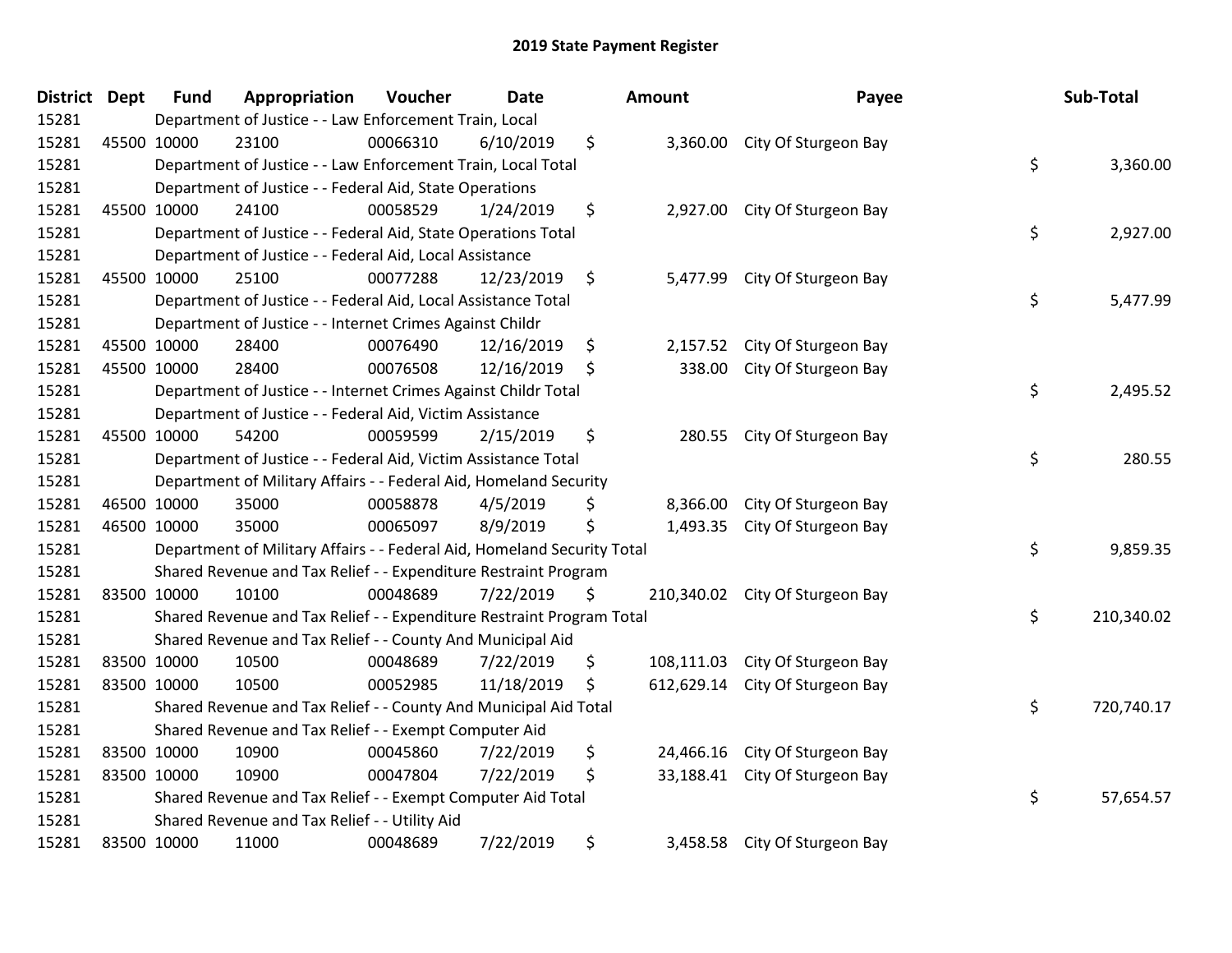# 2019 State Payment Register

| District | Dept | Fund | Appropriation | Voucher | Date | Amount | Payee | Sub-Total |
|---|---|---|---|---|---|---|---|---|
| 15281 | | Department of Justice - - Law Enforcement Train, Local | | | | | | |
| 15281 | 45500 | 10000 | 23100 | 00066310 | 6/10/2019 | $ 3,360.00 | City Of Sturgeon Bay | |
| 15281 | | Department of Justice - - Law Enforcement Train, Local Total | | | | | | $ 3,360.00 |
| 15281 | | Department of Justice - - Federal Aid, State Operations | | | | | | |
| 15281 | 45500 | 10000 | 24100 | 00058529 | 1/24/2019 | $ 2,927.00 | City Of Sturgeon Bay | |
| 15281 | | Department of Justice - - Federal Aid, State Operations Total | | | | | | $ 2,927.00 |
| 15281 | | Department of Justice - - Federal Aid, Local Assistance | | | | | | |
| 15281 | 45500 | 10000 | 25100 | 00077288 | 12/23/2019 | $ 5,477.99 | City Of Sturgeon Bay | |
| 15281 | | Department of Justice - - Federal Aid, Local Assistance Total | | | | | | $ 5,477.99 |
| 15281 | | Department of Justice - - Internet Crimes Against Childr | | | | | | |
| 15281 | 45500 | 10000 | 28400 | 00076490 | 12/16/2019 | $ 2,157.52 | City Of Sturgeon Bay | |
| 15281 | 45500 | 10000 | 28400 | 00076508 | 12/16/2019 | $ 338.00 | City Of Sturgeon Bay | |
| 15281 | | Department of Justice - - Internet Crimes Against Childr Total | | | | | | $ 2,495.52 |
| 15281 | | Department of Justice - - Federal Aid, Victim Assistance | | | | | | |
| 15281 | 45500 | 10000 | 54200 | 00059599 | 2/15/2019 | $ 280.55 | City Of Sturgeon Bay | |
| 15281 | | Department of Justice - - Federal Aid, Victim Assistance Total | | | | | | $ 280.55 |
| 15281 | | Department of Military Affairs - - Federal Aid, Homeland Security | | | | | | |
| 15281 | 46500 | 10000 | 35000 | 00058878 | 4/5/2019 | $ 8,366.00 | City Of Sturgeon Bay | |
| 15281 | 46500 | 10000 | 35000 | 00065097 | 8/9/2019 | $ 1,493.35 | City Of Sturgeon Bay | |
| 15281 | | Department of Military Affairs - - Federal Aid, Homeland Security Total | | | | | | $ 9,859.35 |
| 15281 | | Shared Revenue and Tax Relief - - Expenditure Restraint Program | | | | | | |
| 15281 | 83500 | 10000 | 10100 | 00048689 | 7/22/2019 | $ 210,340.02 | City Of Sturgeon Bay | |
| 15281 | | Shared Revenue and Tax Relief - - Expenditure Restraint Program Total | | | | | | $ 210,340.02 |
| 15281 | | Shared Revenue and Tax Relief - - County And Municipal Aid | | | | | | |
| 15281 | 83500 | 10000 | 10500 | 00048689 | 7/22/2019 | $ 108,111.03 | City Of Sturgeon Bay | |
| 15281 | 83500 | 10000 | 10500 | 00052985 | 11/18/2019 | $ 612,629.14 | City Of Sturgeon Bay | |
| 15281 | | Shared Revenue and Tax Relief - - County And Municipal Aid Total | | | | | | $ 720,740.17 |
| 15281 | | Shared Revenue and Tax Relief - - Exempt Computer Aid | | | | | | |
| 15281 | 83500 | 10000 | 10900 | 00045860 | 7/22/2019 | $ 24,466.16 | City Of Sturgeon Bay | |
| 15281 | 83500 | 10000 | 10900 | 00047804 | 7/22/2019 | $ 33,188.41 | City Of Sturgeon Bay | |
| 15281 | | Shared Revenue and Tax Relief - - Exempt Computer Aid Total | | | | | | $ 57,654.57 |
| 15281 | | Shared Revenue and Tax Relief - - Utility Aid | | | | | | |
| 15281 | 83500 | 10000 | 11000 | 00048689 | 7/22/2019 | $ 3,458.58 | City Of Sturgeon Bay | |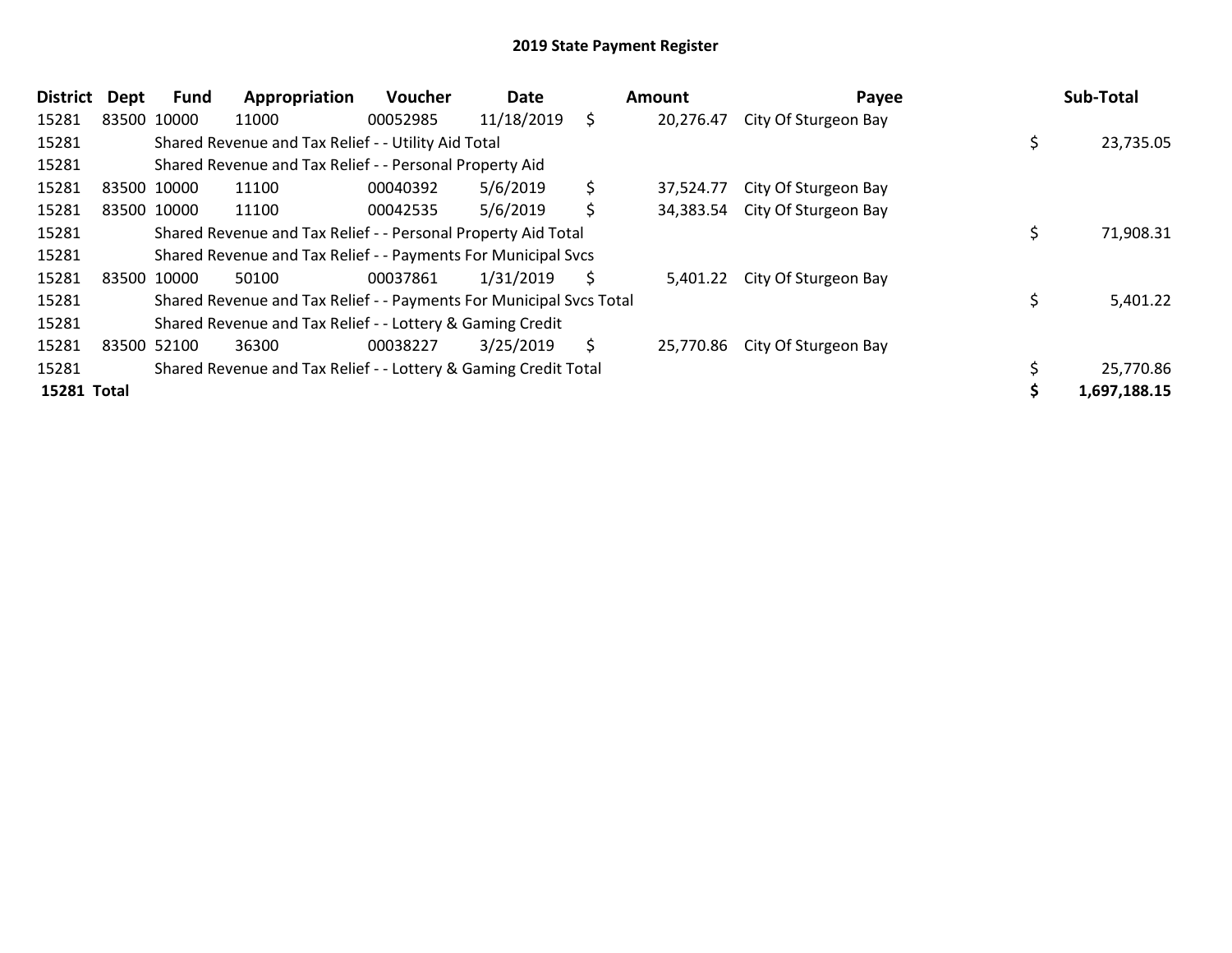# 2019 State Payment Register

| District | Dept | Fund | Appropriation | Voucher | Date | Amount | Payee | Sub-Total |
|---|---|---|---|---|---|---|---|---|
| 15281 | 83500 | 10000 | 11000 | 00052985 | 11/18/2019 | $ 20,276.47 | City Of Sturgeon Bay | |
| 15281 | | Shared Revenue and Tax Relief - - Utility Aid Total | | | | | | $ 23,735.05 |
| 15281 | | Shared Revenue and Tax Relief - - Personal Property Aid | | | | | | |
| 15281 | 83500 | 10000 | 11100 | 00040392 | 5/6/2019 | $ 37,524.77 | City Of Sturgeon Bay | |
| 15281 | 83500 | 10000 | 11100 | 00042535 | 5/6/2019 | $ 34,383.54 | City Of Sturgeon Bay | |
| 15281 | | Shared Revenue and Tax Relief - - Personal Property Aid Total | | | | | | $ 71,908.31 |
| 15281 | | Shared Revenue and Tax Relief - - Payments For Municipal Svcs | | | | | | |
| 15281 | 83500 | 10000 | 50100 | 00037861 | 1/31/2019 | $ 5,401.22 | City Of Sturgeon Bay | |
| 15281 | | Shared Revenue and Tax Relief - - Payments For Municipal Svcs Total | | | | | | $ 5,401.22 |
| 15281 | | Shared Revenue and Tax Relief - - Lottery & Gaming Credit | | | | | | |
| 15281 | 83500 | 52100 | 36300 | 00038227 | 3/25/2019 | $ 25,770.86 | City Of Sturgeon Bay | |
| 15281 | | Shared Revenue and Tax Relief - - Lottery & Gaming Credit Total | | | | | | $ 25,770.86 |
| **15281 Total** | | | | | | | | **$ 1,697,188.15** |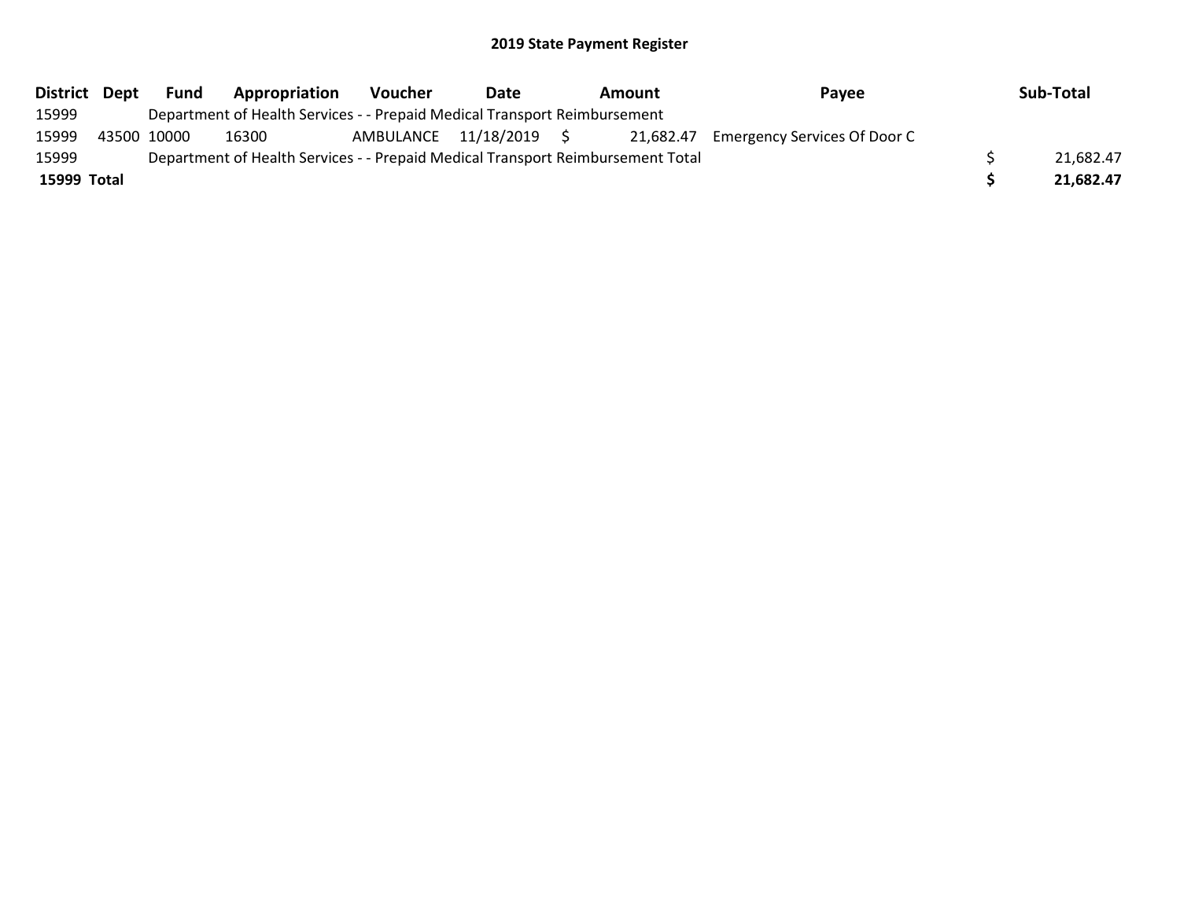# 2019 State Payment Register

| District | Dept | Fund | Appropriation | Voucher | Date | Amount | Payee | Sub-Total |
|---|---|---|---|---|---|---|---|---|
| 15999 | | Department of Health Services - - Prepaid Medical Transport Reimbursement | | | | | | |
| 15999 | 43500 | 10000 | 16300 | AMBULANCE | 11/18/2019 | $ 21,682.47 | Emergency Services Of Door C | |
| 15999 | | Department of Health Services - - Prepaid Medical Transport Reimbursement Total | | | | | | $ 21,682.47 |
| **15999** | **Total** | | | | | | | **$ 21,682.47** |